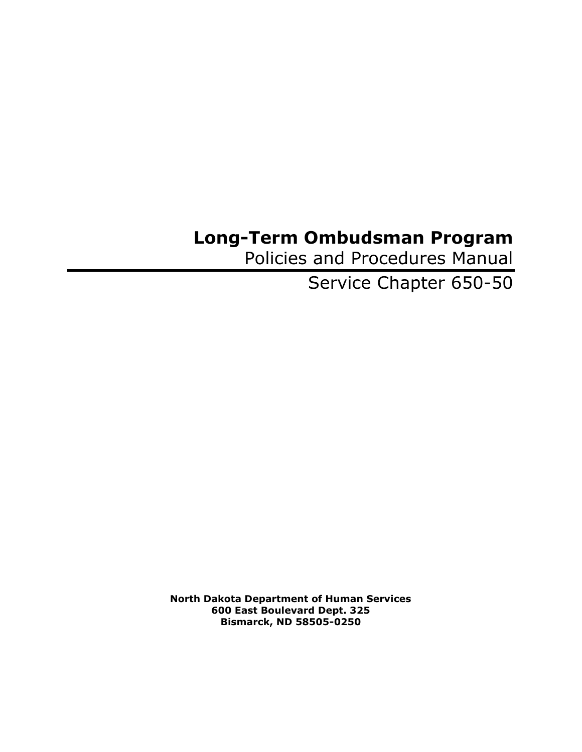# Long-Term Ombudsman Program

Policies and Procedures Manual

Service Chapter 650-50

**North Dakota Department of Human Services**
**600 East Boulevard Dept. 325**
**Bismarck, ND 58505-0250**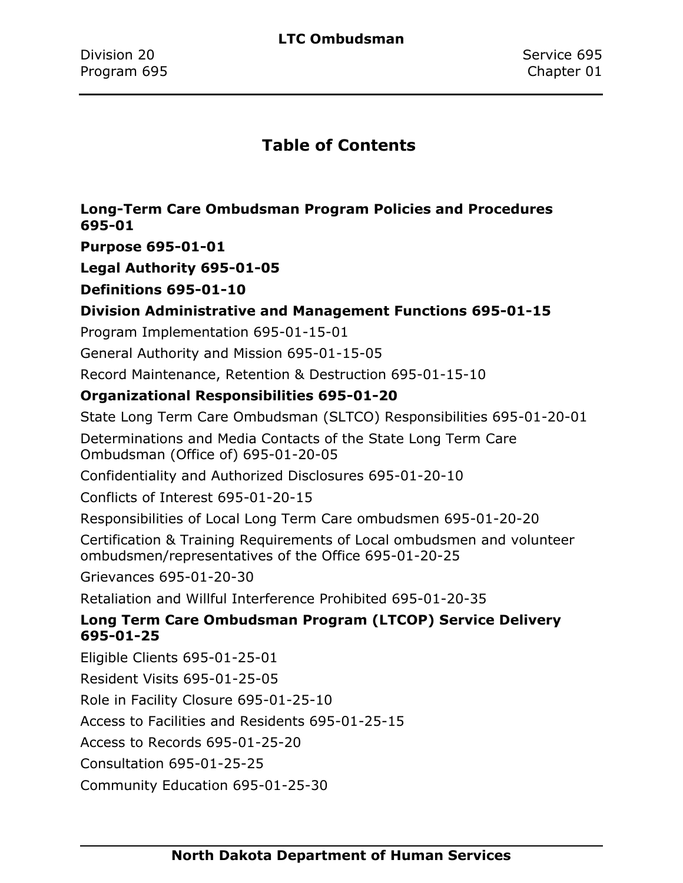# Table of Contents

**Long-Term Care Ombudsman Program Policies and Procedures 695-01**

**Purpose 695-01-01**

**Legal Authority 695-01-05**

**Definitions 695-01-10**

**Division Administrative and Management Functions 695-01-15**

Program Implementation 695-01-15-01

General Authority and Mission 695-01-15-05

Record Maintenance, Retention & Destruction 695-01-15-10

**Organizational Responsibilities 695-01-20**

State Long Term Care Ombudsman (SLTCO) Responsibilities 695-01-20-01

Determinations and Media Contacts of the State Long Term Care Ombudsman (Office of) 695-01-20-05

Confidentiality and Authorized Disclosures 695-01-20-10

Conflicts of Interest 695-01-20-15

Responsibilities of Local Long Term Care ombudsmen 695-01-20-20

Certification & Training Requirements of Local ombudsmen and volunteer ombudsmen/representatives of the Office 695-01-20-25

Grievances 695-01-20-30

Retaliation and Willful Interference Prohibited 695-01-20-35

**Long Term Care Ombudsman Program (LTCOP) Service Delivery 695-01-25**

Eligible Clients 695-01-25-01

Resident Visits 695-01-25-05

Role in Facility Closure 695-01-25-10

Access to Facilities and Residents 695-01-25-15

Access to Records 695-01-25-20

Consultation 695-01-25-25

Community Education 695-01-25-30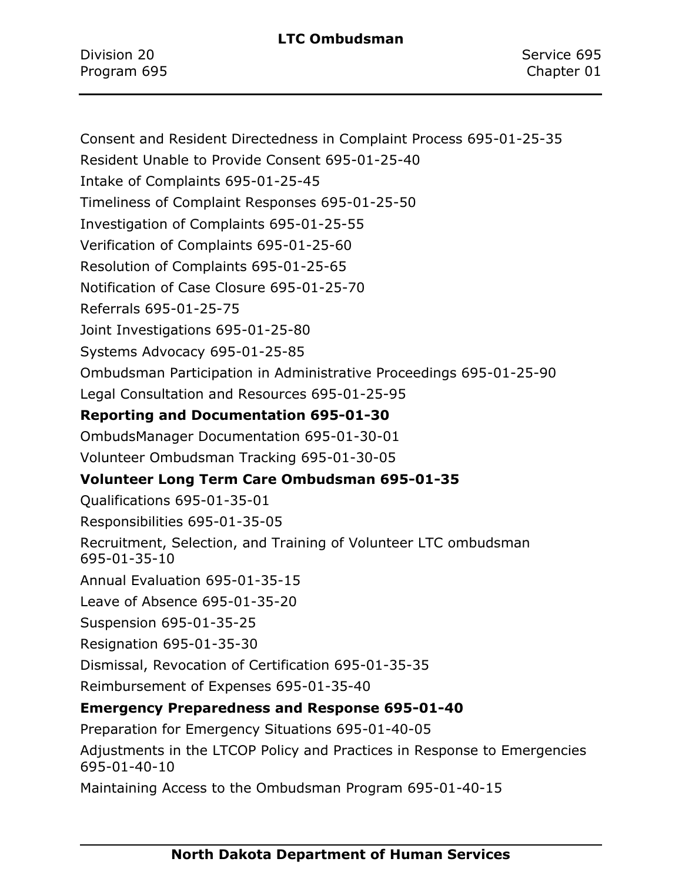Consent and Resident Directedness in Complaint Process 695-01-25-35

Resident Unable to Provide Consent 695-01-25-40

Intake of Complaints 695-01-25-45

Timeliness of Complaint Responses 695-01-25-50

Investigation of Complaints 695-01-25-55

Verification of Complaints 695-01-25-60

Resolution of Complaints 695-01-25-65

Notification of Case Closure 695-01-25-70

Referrals 695-01-25-75

Joint Investigations 695-01-25-80

Systems Advocacy 695-01-25-85

Ombudsman Participation in Administrative Proceedings 695-01-25-90

Legal Consultation and Resources 695-01-25-95

**Reporting and Documentation 695-01-30**

OmbudsManager Documentation 695-01-30-01

Volunteer Ombudsman Tracking 695-01-30-05

**Volunteer Long Term Care Ombudsman 695-01-35**

Qualifications 695-01-35-01

Responsibilities 695-01-35-05

Recruitment, Selection, and Training of Volunteer LTC ombudsman 695-01-35-10

Annual Evaluation 695-01-35-15

Leave of Absence 695-01-35-20

Suspension 695-01-35-25

Resignation 695-01-35-30

Dismissal, Revocation of Certification 695-01-35-35

Reimbursement of Expenses 695-01-35-40

**Emergency Preparedness and Response 695-01-40**

Preparation for Emergency Situations 695-01-40-05

Adjustments in the LTCOP Policy and Practices in Response to Emergencies 695-01-40-10

Maintaining Access to the Ombudsman Program 695-01-40-15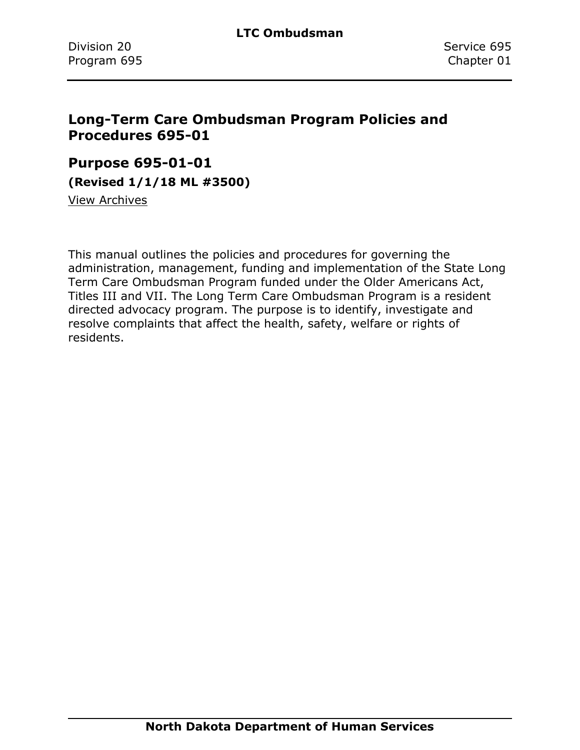## Long-Term Care Ombudsman Program Policies and Procedures 695-01

### Purpose 695-01-01

**(Revised 1/1/18 ML #3500)**

View Archives

This manual outlines the policies and procedures for governing the administration, management, funding and implementation of the State Long Term Care Ombudsman Program funded under the Older Americans Act, Titles III and VII. The Long Term Care Ombudsman Program is a resident directed advocacy program. The purpose is to identify, investigate and resolve complaints that affect the health, safety, welfare or rights of residents.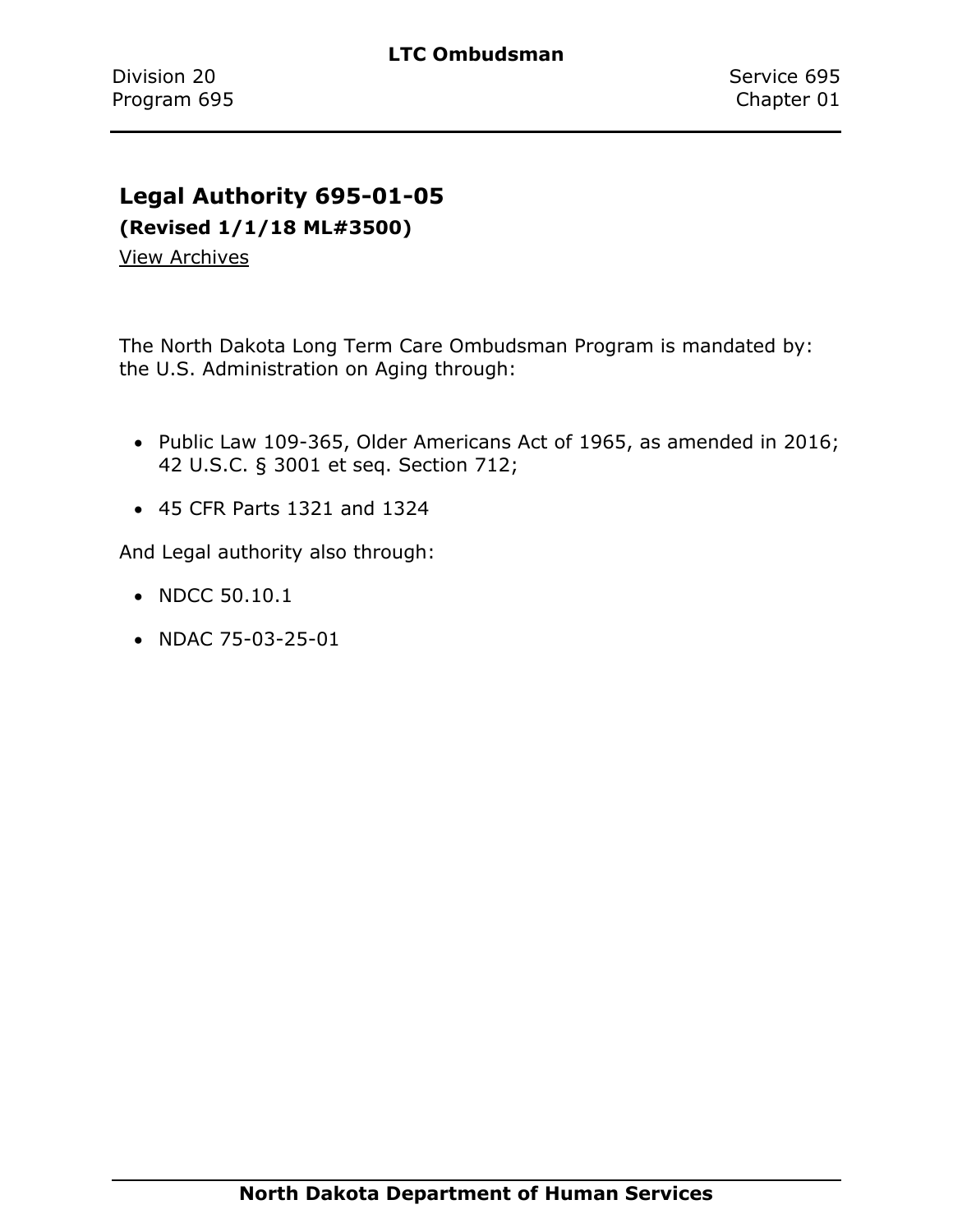## Legal Authority 695-01-05

**(Revised 1/1/18 ML#3500)**

View Archives

The North Dakota Long Term Care Ombudsman Program is mandated by: the U.S. Administration on Aging through:

- Public Law 109-365, Older Americans Act of 1965, as amended in 2016; 42 U.S.C. § 3001 et seq. Section 712;
- 45 CFR Parts 1321 and 1324

And Legal authority also through:

- NDCC 50.10.1
- NDAC 75-03-25-01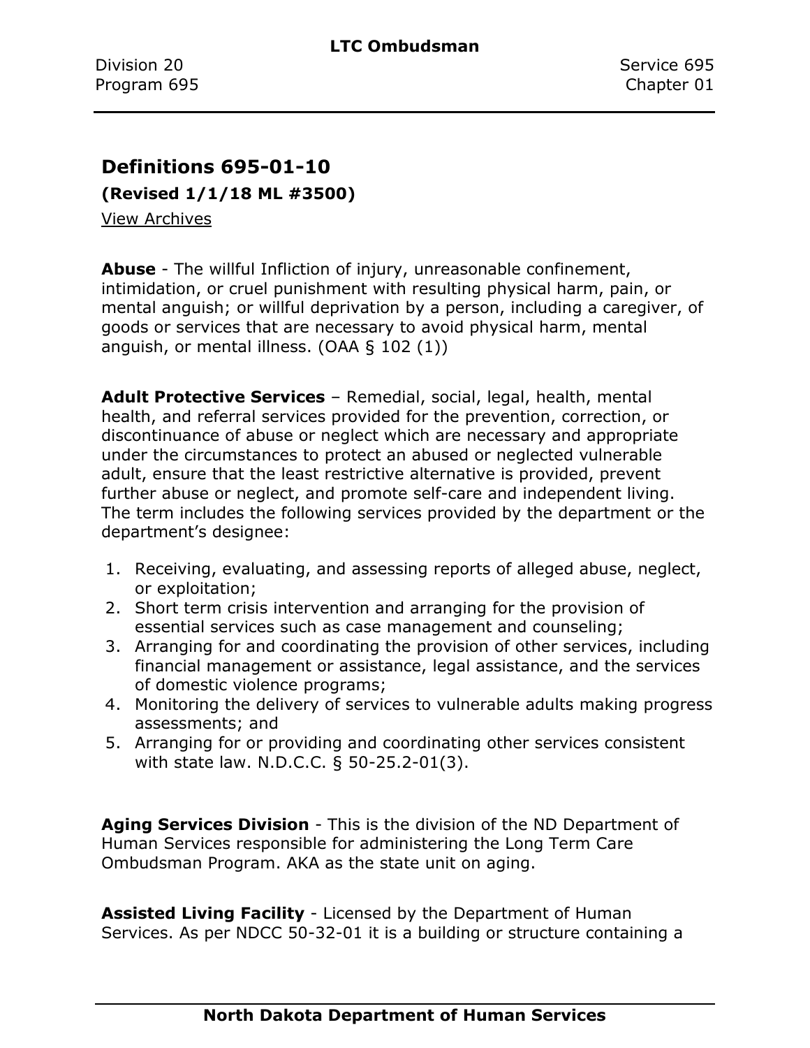## Definitions 695-01-10

**(Revised 1/1/18 ML #3500)**

View Archives

**Abuse** - The willful Infliction of injury, unreasonable confinement, intimidation, or cruel punishment with resulting physical harm, pain, or mental anguish; or willful deprivation by a person, including a caregiver, of goods or services that are necessary to avoid physical harm, mental anguish, or mental illness. (OAA § 102 (1))

**Adult Protective Services** – Remedial, social, legal, health, mental health, and referral services provided for the prevention, correction, or discontinuance of abuse or neglect which are necessary and appropriate under the circumstances to protect an abused or neglected vulnerable adult, ensure that the least restrictive alternative is provided, prevent further abuse or neglect, and promote self-care and independent living. The term includes the following services provided by the department or the department's designee:

1. Receiving, evaluating, and assessing reports of alleged abuse, neglect, or exploitation;
2. Short term crisis intervention and arranging for the provision of essential services such as case management and counseling;
3. Arranging for and coordinating the provision of other services, including financial management or assistance, legal assistance, and the services of domestic violence programs;
4. Monitoring the delivery of services to vulnerable adults making progress assessments; and
5. Arranging for or providing and coordinating other services consistent with state law. N.D.C.C. § 50-25.2-01(3).

**Aging Services Division** - This is the division of the ND Department of Human Services responsible for administering the Long Term Care Ombudsman Program. AKA as the state unit on aging.

**Assisted Living Facility** - Licensed by the Department of Human Services. As per NDCC 50-32-01 it is a building or structure containing a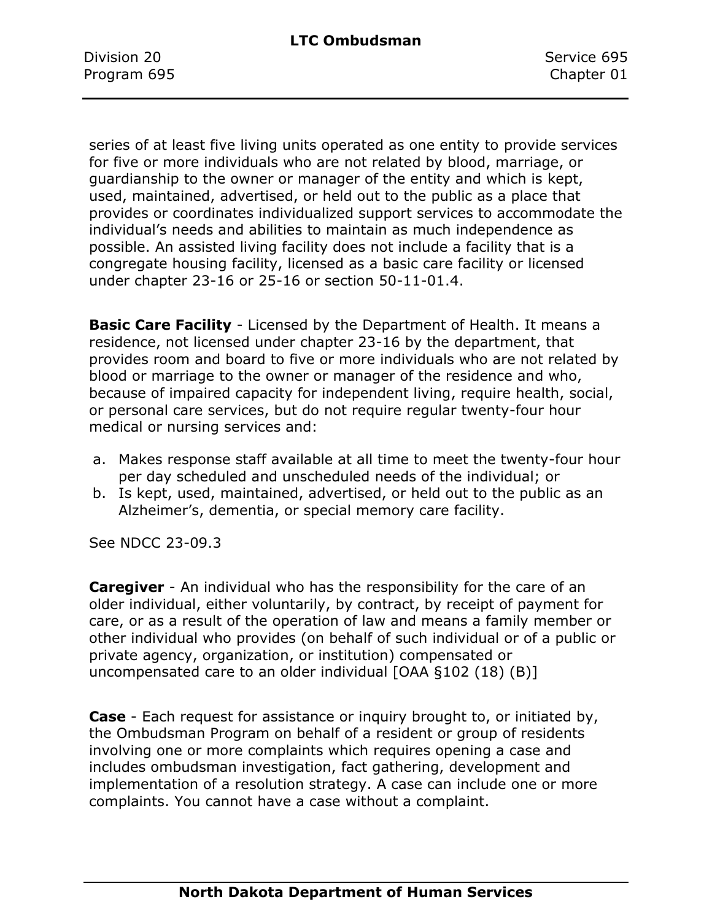series of at least five living units operated as one entity to provide services for five or more individuals who are not related by blood, marriage, or guardianship to the owner or manager of the entity and which is kept, used, maintained, advertised, or held out to the public as a place that provides or coordinates individualized support services to accommodate the individual's needs and abilities to maintain as much independence as possible. An assisted living facility does not include a facility that is a congregate housing facility, licensed as a basic care facility or licensed under chapter 23-16 or 25-16 or section 50-11-01.4.

**Basic Care Facility** - Licensed by the Department of Health. It means a residence, not licensed under chapter 23-16 by the department, that provides room and board to five or more individuals who are not related by blood or marriage to the owner or manager of the residence and who, because of impaired capacity for independent living, require health, social, or personal care services, but do not require regular twenty-four hour medical or nursing services and:

a. Makes response staff available at all time to meet the twenty-four hour per day scheduled and unscheduled needs of the individual; or
b. Is kept, used, maintained, advertised, or held out to the public as an Alzheimer's, dementia, or special memory care facility.

See NDCC 23-09.3

**Caregiver** - An individual who has the responsibility for the care of an older individual, either voluntarily, by contract, by receipt of payment for care, or as a result of the operation of law and means a family member or other individual who provides (on behalf of such individual or of a public or private agency, organization, or institution) compensated or uncompensated care to an older individual [OAA §102 (18) (B)]

**Case** - Each request for assistance or inquiry brought to, or initiated by, the Ombudsman Program on behalf of a resident or group of residents involving one or more complaints which requires opening a case and includes ombudsman investigation, fact gathering, development and implementation of a resolution strategy. A case can include one or more complaints. You cannot have a case without a complaint.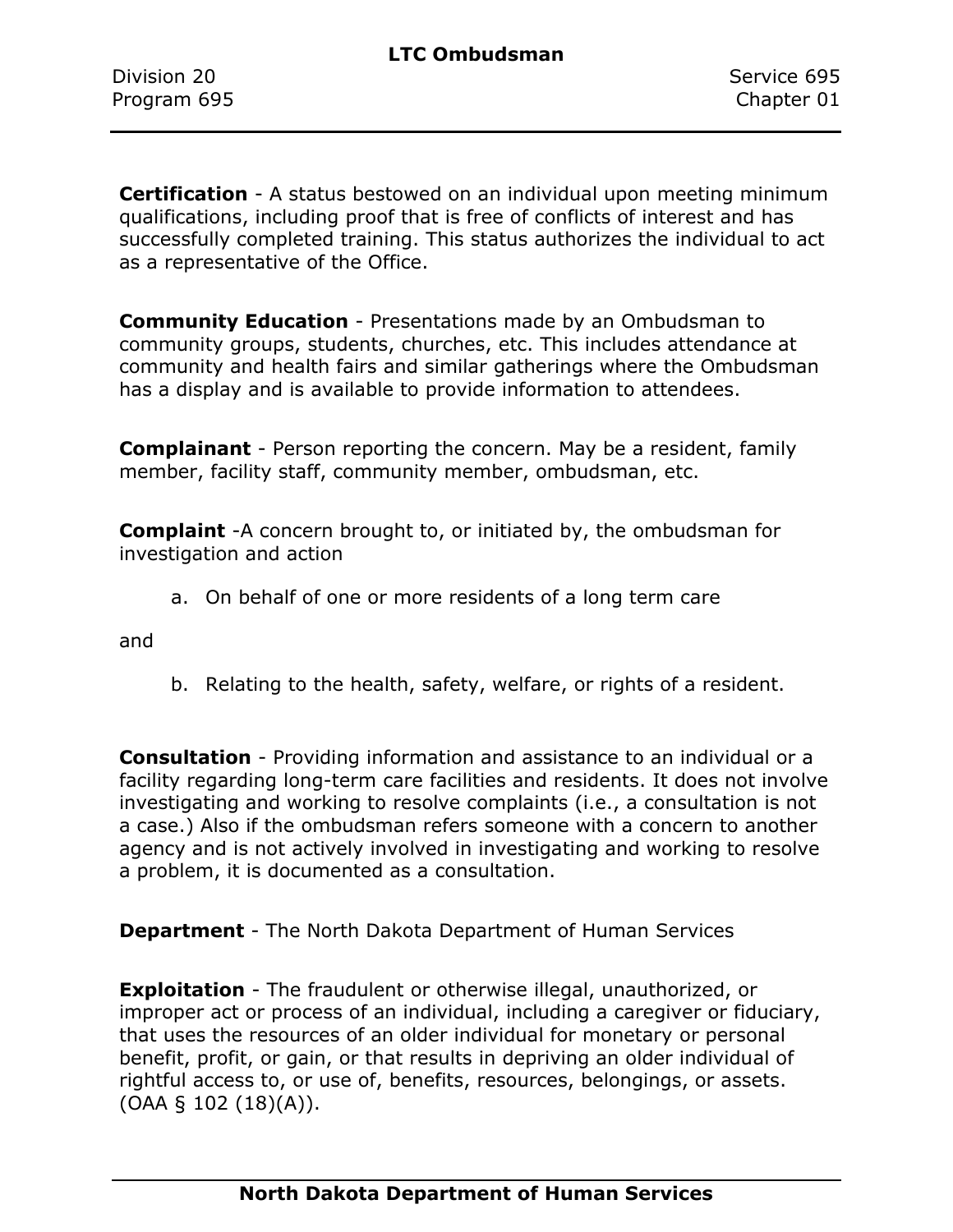**Certification** - A status bestowed on an individual upon meeting minimum qualifications, including proof that is free of conflicts of interest and has successfully completed training. This status authorizes the individual to act as a representative of the Office.

**Community Education** - Presentations made by an Ombudsman to community groups, students, churches, etc. This includes attendance at community and health fairs and similar gatherings where the Ombudsman has a display and is available to provide information to attendees.

**Complainant** - Person reporting the concern. May be a resident, family member, facility staff, community member, ombudsman, etc.

**Complaint** -A concern brought to, or initiated by, the ombudsman for investigation and action

a. On behalf of one or more residents of a long term care

and

b. Relating to the health, safety, welfare, or rights of a resident.

**Consultation** - Providing information and assistance to an individual or a facility regarding long-term care facilities and residents. It does not involve investigating and working to resolve complaints (i.e., a consultation is not a case.) Also if the ombudsman refers someone with a concern to another agency and is not actively involved in investigating and working to resolve a problem, it is documented as a consultation.

**Department** - The North Dakota Department of Human Services

**Exploitation** - The fraudulent or otherwise illegal, unauthorized, or improper act or process of an individual, including a caregiver or fiduciary, that uses the resources of an older individual for monetary or personal benefit, profit, or gain, or that results in depriving an older individual of rightful access to, or use of, benefits, resources, belongings, or assets. (OAA § 102 (18)(A)).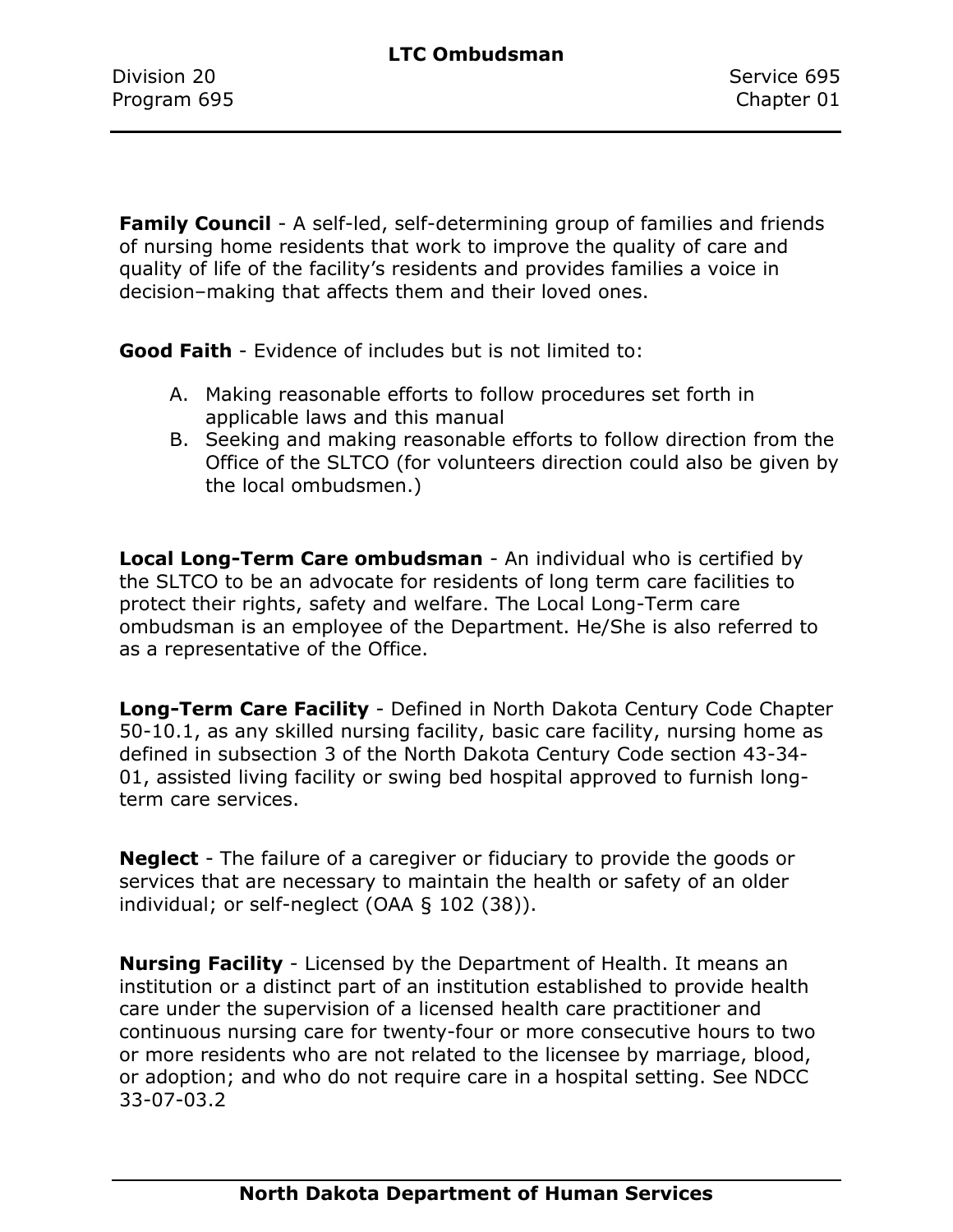**Family Council** - A self-led, self-determining group of families and friends of nursing home residents that work to improve the quality of care and quality of life of the facility's residents and provides families a voice in decision–making that affects them and their loved ones.

**Good Faith** - Evidence of includes but is not limited to:

A. Making reasonable efforts to follow procedures set forth in applicable laws and this manual
B. Seeking and making reasonable efforts to follow direction from the Office of the SLTCO (for volunteers direction could also be given by the local ombudsmen.)

**Local Long-Term Care ombudsman** - An individual who is certified by the SLTCO to be an advocate for residents of long term care facilities to protect their rights, safety and welfare. The Local Long-Term care ombudsman is an employee of the Department. He/She is also referred to as a representative of the Office.

**Long-Term Care Facility** - Defined in North Dakota Century Code Chapter 50-10.1, as any skilled nursing facility, basic care facility, nursing home as defined in subsection 3 of the North Dakota Century Code section 43-34-01, assisted living facility or swing bed hospital approved to furnish long-term care services.

**Neglect** - The failure of a caregiver or fiduciary to provide the goods or services that are necessary to maintain the health or safety of an older individual; or self-neglect (OAA § 102 (38)).

**Nursing Facility** - Licensed by the Department of Health. It means an institution or a distinct part of an institution established to provide health care under the supervision of a licensed health care practitioner and continuous nursing care for twenty-four or more consecutive hours to two or more residents who are not related to the licensee by marriage, blood, or adoption; and who do not require care in a hospital setting. See NDCC 33-07-03.2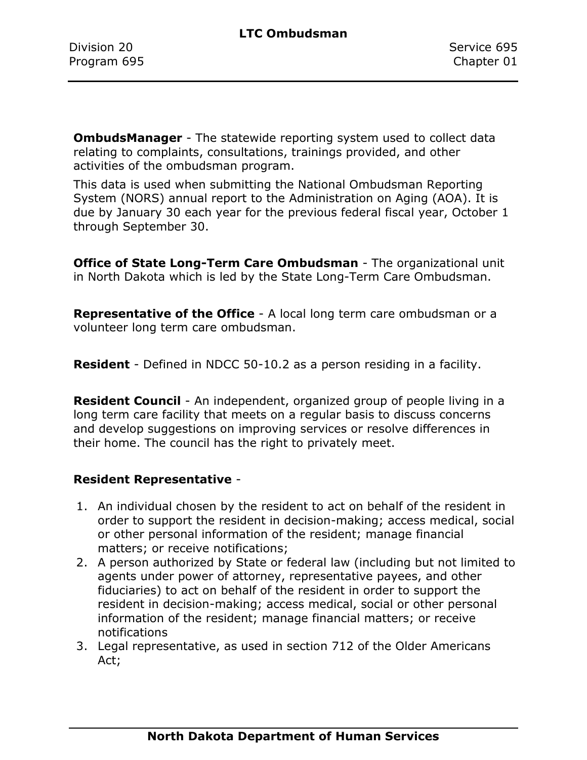**OmbudsManager** - The statewide reporting system used to collect data relating to complaints, consultations, trainings provided, and other activities of the ombudsman program.

This data is used when submitting the National Ombudsman Reporting System (NORS) annual report to the Administration on Aging (AOA). It is due by January 30 each year for the previous federal fiscal year, October 1 through September 30.

**Office of State Long-Term Care Ombudsman** - The organizational unit in North Dakota which is led by the State Long-Term Care Ombudsman.

**Representative of the Office** - A local long term care ombudsman or a volunteer long term care ombudsman.

**Resident** - Defined in NDCC 50-10.2 as a person residing in a facility.

**Resident Council** - An independent, organized group of people living in a long term care facility that meets on a regular basis to discuss concerns and develop suggestions on improving services or resolve differences in their home. The council has the right to privately meet.

**Resident Representative** -

1. An individual chosen by the resident to act on behalf of the resident in order to support the resident in decision-making; access medical, social or other personal information of the resident; manage financial matters; or receive notifications;
2. A person authorized by State or federal law (including but not limited to agents under power of attorney, representative payees, and other fiduciaries) to act on behalf of the resident in order to support the resident in decision-making; access medical, social or other personal information of the resident; manage financial matters; or receive notifications
3. Legal representative, as used in section 712 of the Older Americans Act;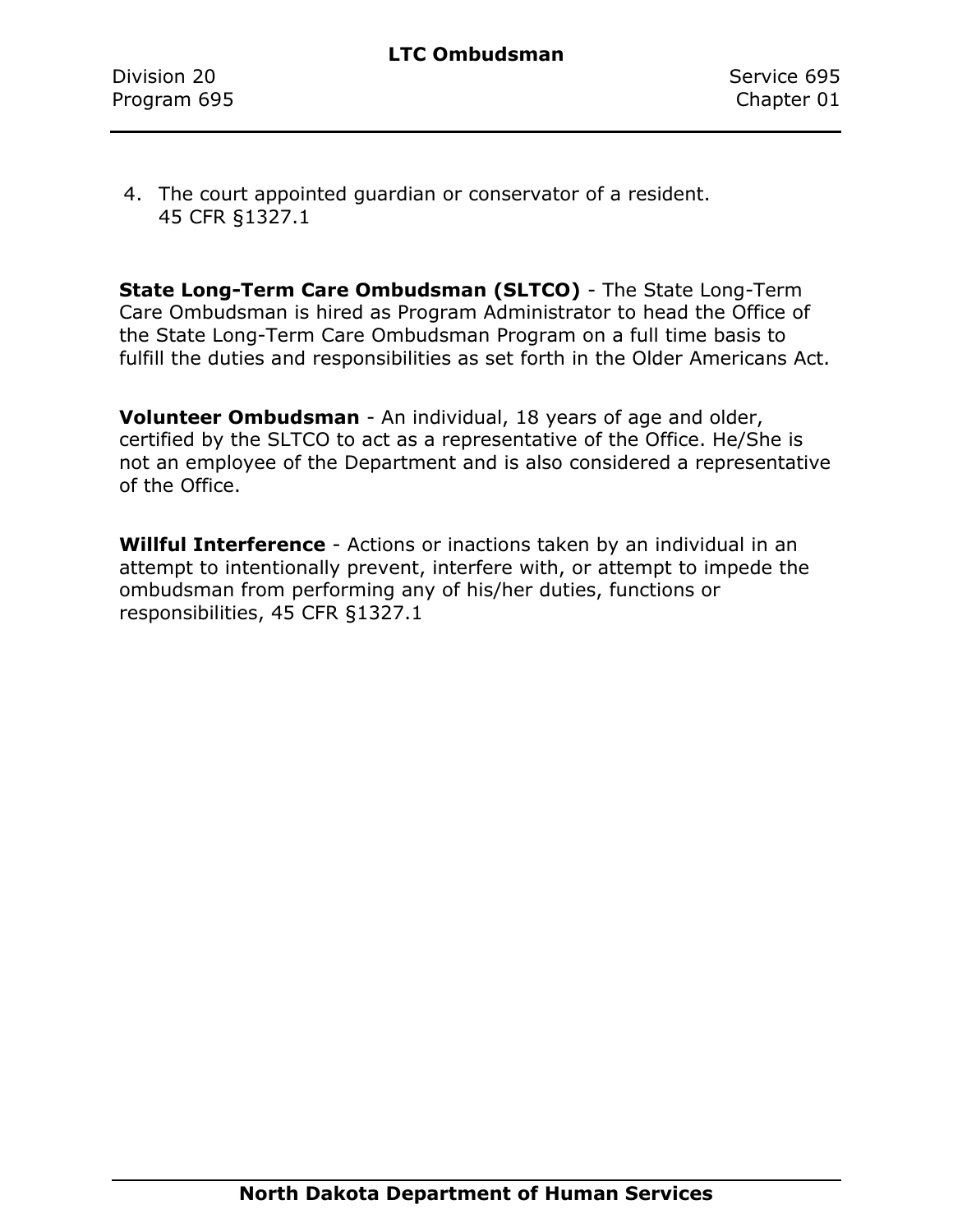4. The court appointed guardian or conservator of a resident.
   45 CFR §1327.1

**State Long-Term Care Ombudsman (SLTCO)** - The State Long-Term Care Ombudsman is hired as Program Administrator to head the Office of the State Long-Term Care Ombudsman Program on a full time basis to fulfill the duties and responsibilities as set forth in the Older Americans Act.

**Volunteer Ombudsman** - An individual, 18 years of age and older, certified by the SLTCO to act as a representative of the Office. He/She is not an employee of the Department and is also considered a representative of the Office.

**Willful Interference** - Actions or inactions taken by an individual in an attempt to intentionally prevent, interfere with, or attempt to impede the ombudsman from performing any of his/her duties, functions or responsibilities, 45 CFR §1327.1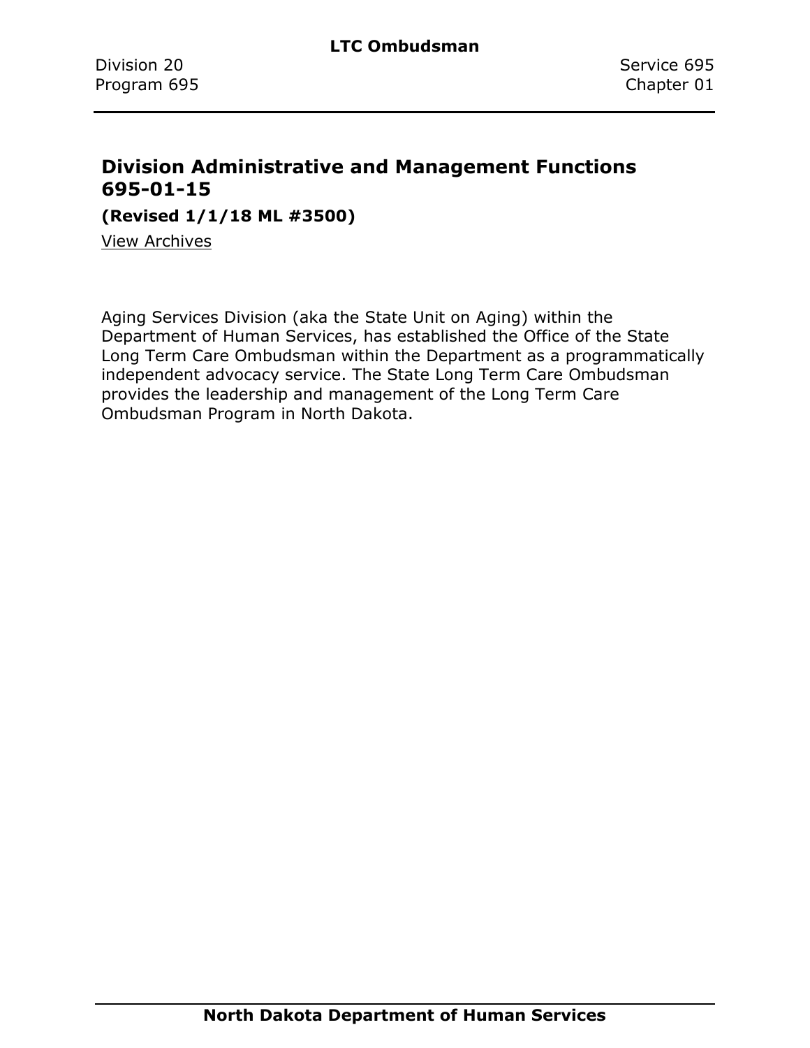## Division Administrative and Management Functions 695-01-15

**(Revised 1/1/18 ML #3500)**

View Archives

Aging Services Division (aka the State Unit on Aging) within the Department of Human Services, has established the Office of the State Long Term Care Ombudsman within the Department as a programmatically independent advocacy service. The State Long Term Care Ombudsman provides the leadership and management of the Long Term Care Ombudsman Program in North Dakota.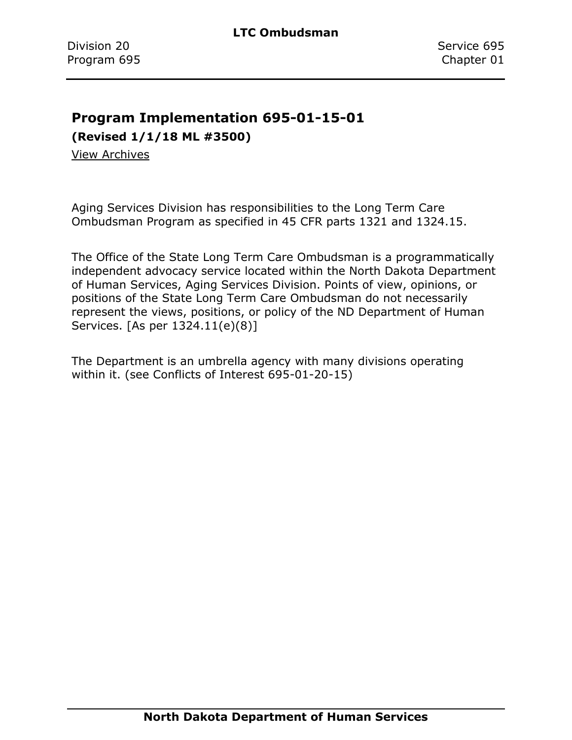## Program Implementation 695-01-15-01

**(Revised 1/1/18 ML #3500)**

View Archives

Aging Services Division has responsibilities to the Long Term Care Ombudsman Program as specified in 45 CFR parts 1321 and 1324.15.

The Office of the State Long Term Care Ombudsman is a programmatically independent advocacy service located within the North Dakota Department of Human Services, Aging Services Division. Points of view, opinions, or positions of the State Long Term Care Ombudsman do not necessarily represent the views, positions, or policy of the ND Department of Human Services. [As per 1324.11(e)(8)]

The Department is an umbrella agency with many divisions operating within it. (see Conflicts of Interest 695-01-20-15)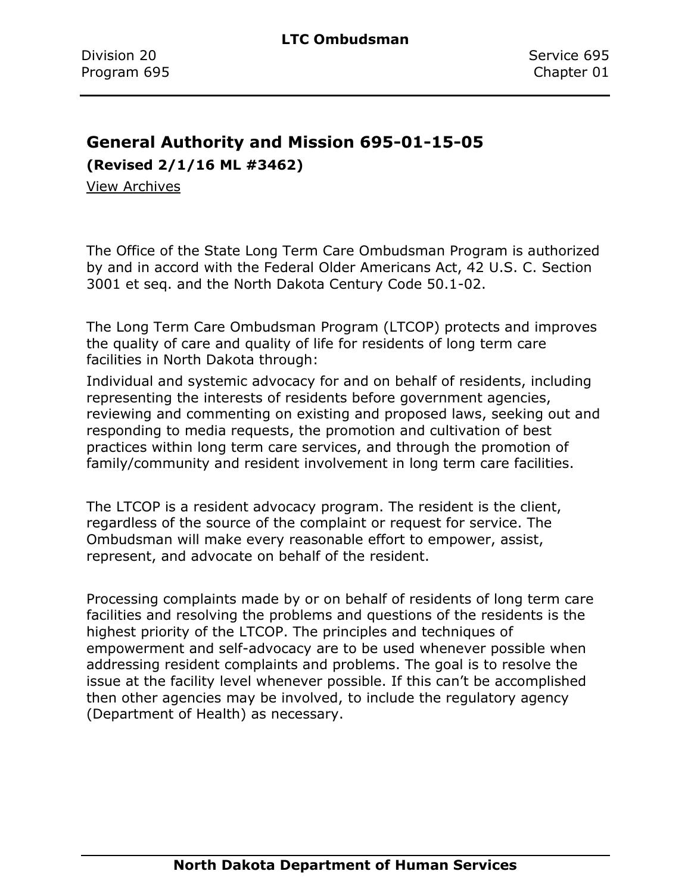## General Authority and Mission 695-01-15-05

**(Revised 2/1/16 ML #3462)**

View Archives

The Office of the State Long Term Care Ombudsman Program is authorized by and in accord with the Federal Older Americans Act, 42 U.S. C. Section 3001 et seq. and the North Dakota Century Code 50.1-02.

The Long Term Care Ombudsman Program (LTCOP) protects and improves the quality of care and quality of life for residents of long term care facilities in North Dakota through:

Individual and systemic advocacy for and on behalf of residents, including representing the interests of residents before government agencies, reviewing and commenting on existing and proposed laws, seeking out and responding to media requests, the promotion and cultivation of best practices within long term care services, and through the promotion of family/community and resident involvement in long term care facilities.

The LTCOP is a resident advocacy program. The resident is the client, regardless of the source of the complaint or request for service. The Ombudsman will make every reasonable effort to empower, assist, represent, and advocate on behalf of the resident.

Processing complaints made by or on behalf of residents of long term care facilities and resolving the problems and questions of the residents is the highest priority of the LTCOP. The principles and techniques of empowerment and self-advocacy are to be used whenever possible when addressing resident complaints and problems. The goal is to resolve the issue at the facility level whenever possible. If this can't be accomplished then other agencies may be involved, to include the regulatory agency (Department of Health) as necessary.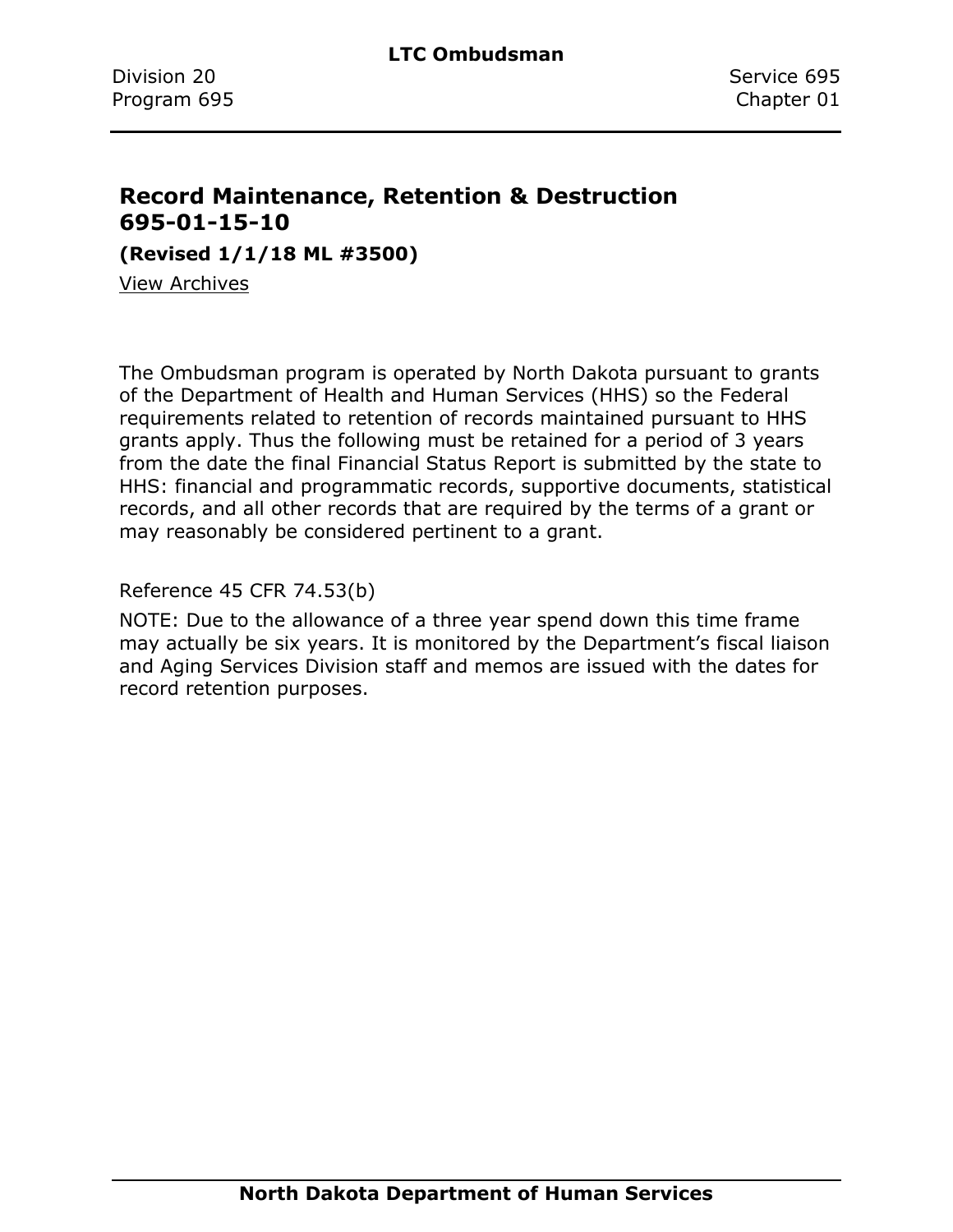## Record Maintenance, Retention & Destruction 695-01-15-10

**(Revised 1/1/18 ML #3500)**

View Archives

The Ombudsman program is operated by North Dakota pursuant to grants of the Department of Health and Human Services (HHS) so the Federal requirements related to retention of records maintained pursuant to HHS grants apply. Thus the following must be retained for a period of 3 years from the date the final Financial Status Report is submitted by the state to HHS: financial and programmatic records, supportive documents, statistical records, and all other records that are required by the terms of a grant or may reasonably be considered pertinent to a grant.

Reference 45 CFR 74.53(b)

NOTE: Due to the allowance of a three year spend down this time frame may actually be six years. It is monitored by the Department's fiscal liaison and Aging Services Division staff and memos are issued with the dates for record retention purposes.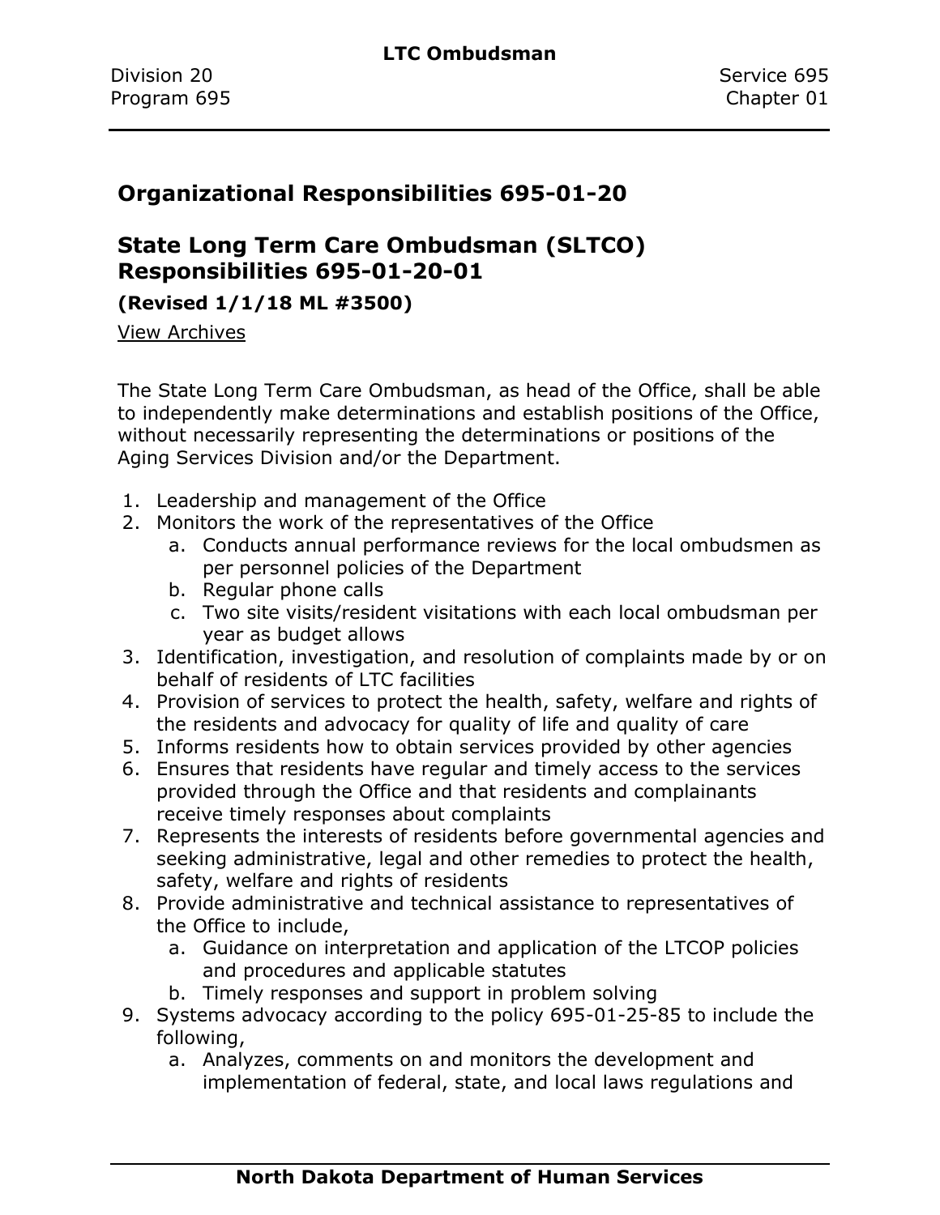## Organizational Responsibilities 695-01-20

## State Long Term Care Ombudsman (SLTCO) Responsibilities 695-01-20-01

**(Revised 1/1/18 ML #3500)**

View Archives

The State Long Term Care Ombudsman, as head of the Office, shall be able to independently make determinations and establish positions of the Office, without necessarily representing the determinations or positions of the Aging Services Division and/or the Department.

1. Leadership and management of the Office
2. Monitors the work of the representatives of the Office
   a. Conducts annual performance reviews for the local ombudsmen as per personnel policies of the Department
   b. Regular phone calls
   c. Two site visits/resident visitations with each local ombudsman per year as budget allows
3. Identification, investigation, and resolution of complaints made by or on behalf of residents of LTC facilities
4. Provision of services to protect the health, safety, welfare and rights of the residents and advocacy for quality of life and quality of care
5. Informs residents how to obtain services provided by other agencies
6. Ensures that residents have regular and timely access to the services provided through the Office and that residents and complainants receive timely responses about complaints
7. Represents the interests of residents before governmental agencies and seeking administrative, legal and other remedies to protect the health, safety, welfare and rights of residents
8. Provide administrative and technical assistance to representatives of the Office to include,
   a. Guidance on interpretation and application of the LTCOP policies and procedures and applicable statutes
   b. Timely responses and support in problem solving
9. Systems advocacy according to the policy 695-01-25-85 to include the following,
   a. Analyzes, comments on and monitors the development and implementation of federal, state, and local laws regulations and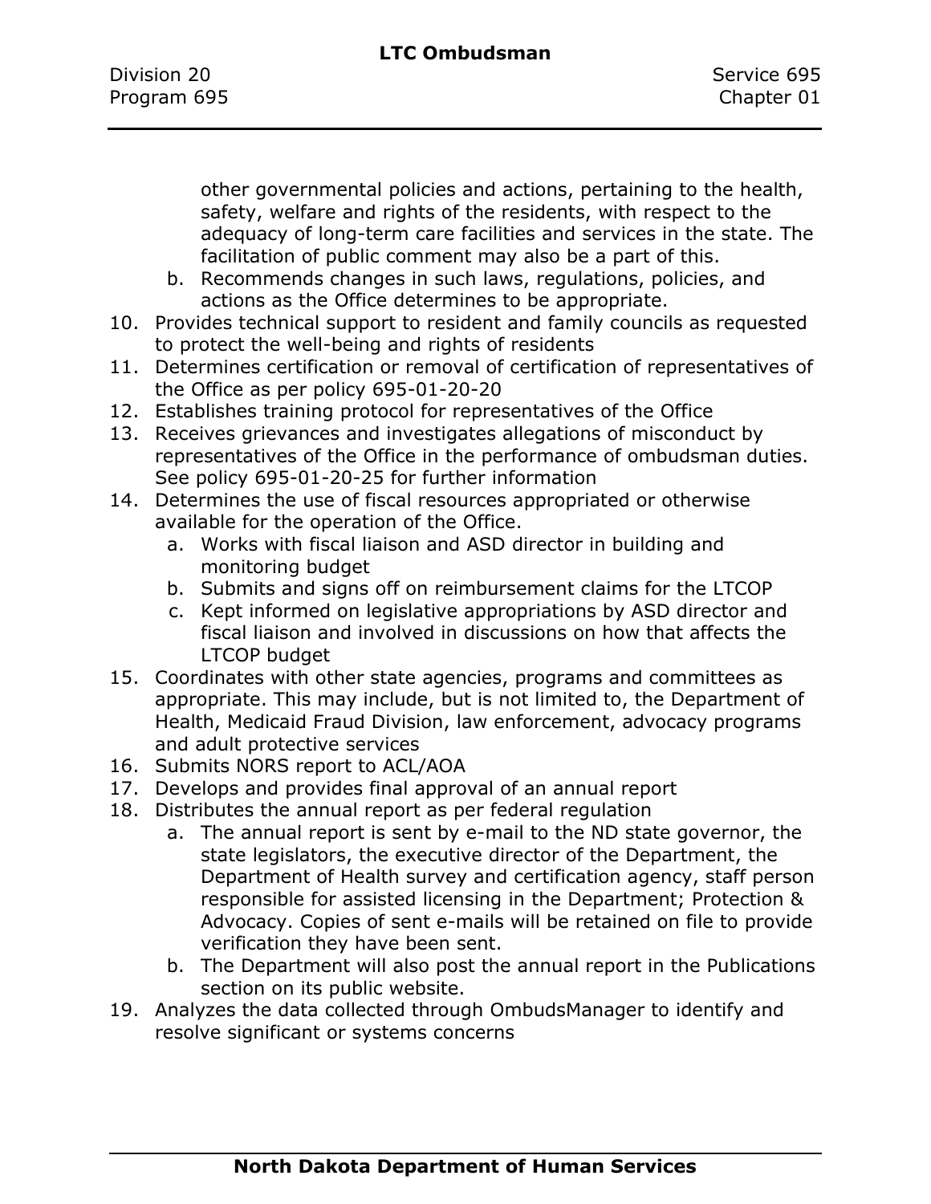other governmental policies and actions, pertaining to the health, safety, welfare and rights of the residents, with respect to the adequacy of long-term care facilities and services in the state. The facilitation of public comment may also be a part of this.
    b. Recommends changes in such laws, regulations, policies, and actions as the Office determines to be appropriate.

10. Provides technical support to resident and family councils as requested to protect the well-being and rights of residents
11. Determines certification or removal of certification of representatives of the Office as per policy 695-01-20-20
12. Establishes training protocol for representatives of the Office
13. Receives grievances and investigates allegations of misconduct by representatives of the Office in the performance of ombudsman duties. See policy 695-01-20-25 for further information
14. Determines the use of fiscal resources appropriated or otherwise available for the operation of the Office.
    a. Works with fiscal liaison and ASD director in building and monitoring budget
    b. Submits and signs off on reimbursement claims for the LTCOP
    c. Kept informed on legislative appropriations by ASD director and fiscal liaison and involved in discussions on how that affects the LTCOP budget
15. Coordinates with other state agencies, programs and committees as appropriate. This may include, but is not limited to, the Department of Health, Medicaid Fraud Division, law enforcement, advocacy programs and adult protective services
16. Submits NORS report to ACL/AOA
17. Develops and provides final approval of an annual report
18. Distributes the annual report as per federal regulation
    a. The annual report is sent by e-mail to the ND state governor, the state legislators, the executive director of the Department, the Department of Health survey and certification agency, staff person responsible for assisted licensing in the Department; Protection & Advocacy. Copies of sent e-mails will be retained on file to provide verification they have been sent.
    b. The Department will also post the annual report in the Publications section on its public website.
19. Analyzes the data collected through OmbudsManager to identify and resolve significant or systems concerns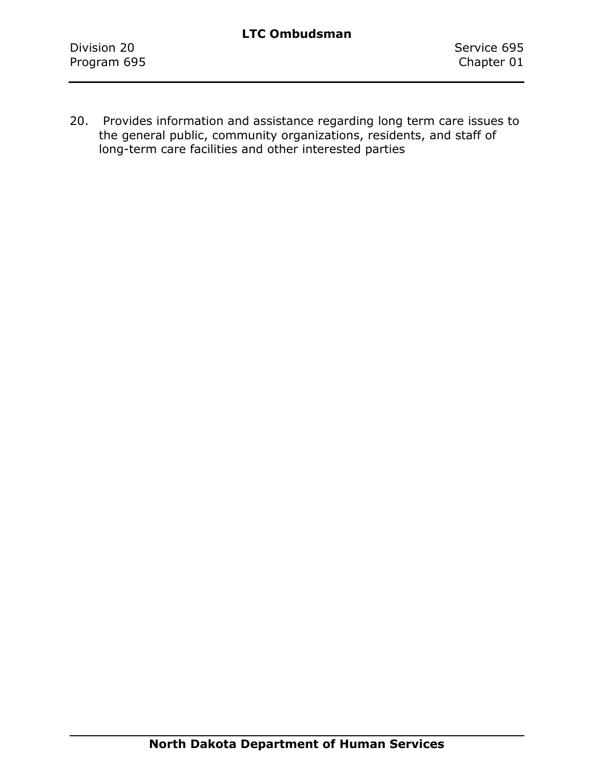20. Provides information and assistance regarding long term care issues to the general public, community organizations, residents, and staff of long-term care facilities and other interested parties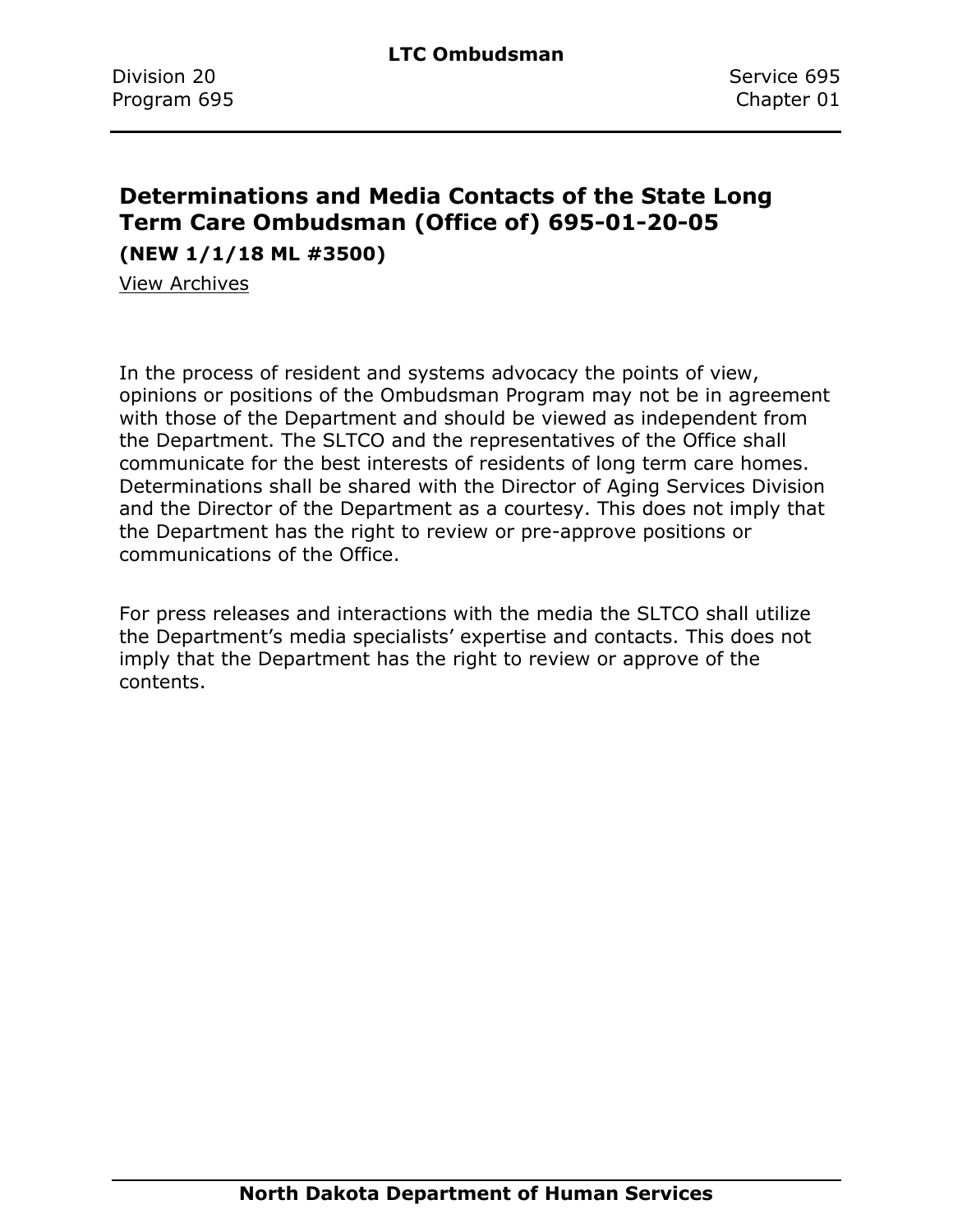## Determinations and Media Contacts of the State Long Term Care Ombudsman (Office of) 695-01-20-05

**(NEW 1/1/18 ML #3500)**

View Archives

In the process of resident and systems advocacy the points of view, opinions or positions of the Ombudsman Program may not be in agreement with those of the Department and should be viewed as independent from the Department. The SLTCO and the representatives of the Office shall communicate for the best interests of residents of long term care homes. Determinations shall be shared with the Director of Aging Services Division and the Director of the Department as a courtesy. This does not imply that the Department has the right to review or pre-approve positions or communications of the Office.

For press releases and interactions with the media the SLTCO shall utilize the Department's media specialists' expertise and contacts. This does not imply that the Department has the right to review or approve of the contents.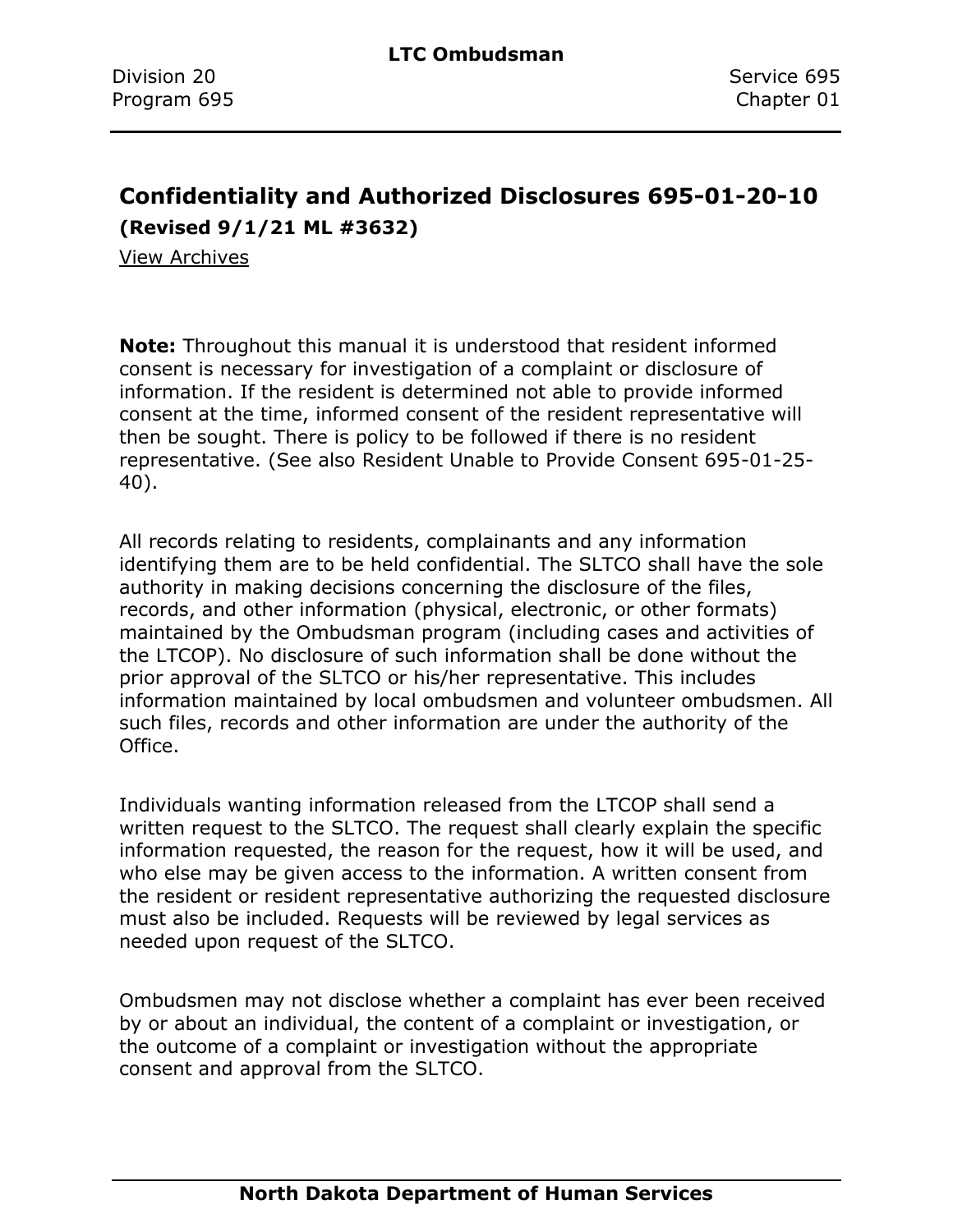## Confidentiality and Authorized Disclosures 695-01-20-10

**(Revised 9/1/21 ML #3632)**

View Archives

**Note:** Throughout this manual it is understood that resident informed consent is necessary for investigation of a complaint or disclosure of information. If the resident is determined not able to provide informed consent at the time, informed consent of the resident representative will then be sought. There is policy to be followed if there is no resident representative. (See also Resident Unable to Provide Consent 695-01-25-40).

All records relating to residents, complainants and any information identifying them are to be held confidential. The SLTCO shall have the sole authority in making decisions concerning the disclosure of the files, records, and other information (physical, electronic, or other formats) maintained by the Ombudsman program (including cases and activities of the LTCOP). No disclosure of such information shall be done without the prior approval of the SLTCO or his/her representative. This includes information maintained by local ombudsmen and volunteer ombudsmen. All such files, records and other information are under the authority of the Office.

Individuals wanting information released from the LTCOP shall send a written request to the SLTCO. The request shall clearly explain the specific information requested, the reason for the request, how it will be used, and who else may be given access to the information. A written consent from the resident or resident representative authorizing the requested disclosure must also be included. Requests will be reviewed by legal services as needed upon request of the SLTCO.

Ombudsmen may not disclose whether a complaint has ever been received by or about an individual, the content of a complaint or investigation, or the outcome of a complaint or investigation without the appropriate consent and approval from the SLTCO.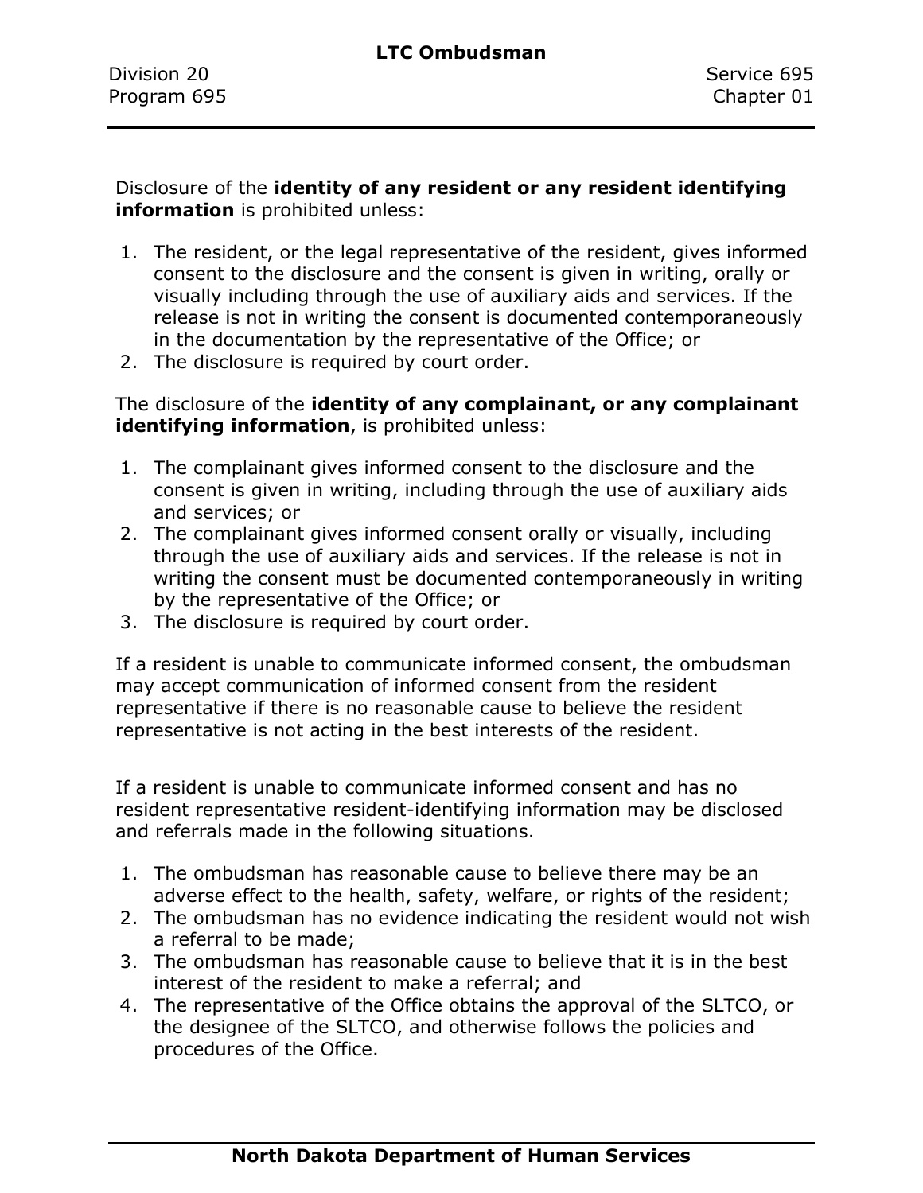Disclosure of the **identity of any resident or any resident identifying information** is prohibited unless:

1. The resident, or the legal representative of the resident, gives informed consent to the disclosure and the consent is given in writing, orally or visually including through the use of auxiliary aids and services. If the release is not in writing the consent is documented contemporaneously in the documentation by the representative of the Office; or
2. The disclosure is required by court order.

The disclosure of the **identity of any complainant, or any complainant identifying information**, is prohibited unless:

1. The complainant gives informed consent to the disclosure and the consent is given in writing, including through the use of auxiliary aids and services; or
2. The complainant gives informed consent orally or visually, including through the use of auxiliary aids and services. If the release is not in writing the consent must be documented contemporaneously in writing by the representative of the Office; or
3. The disclosure is required by court order.

If a resident is unable to communicate informed consent, the ombudsman may accept communication of informed consent from the resident representative if there is no reasonable cause to believe the resident representative is not acting in the best interests of the resident.

If a resident is unable to communicate informed consent and has no resident representative resident-identifying information may be disclosed and referrals made in the following situations.

1. The ombudsman has reasonable cause to believe there may be an adverse effect to the health, safety, welfare, or rights of the resident;
2. The ombudsman has no evidence indicating the resident would not wish a referral to be made;
3. The ombudsman has reasonable cause to believe that it is in the best interest of the resident to make a referral; and
4. The representative of the Office obtains the approval of the SLTCO, or the designee of the SLTCO, and otherwise follows the policies and procedures of the Office.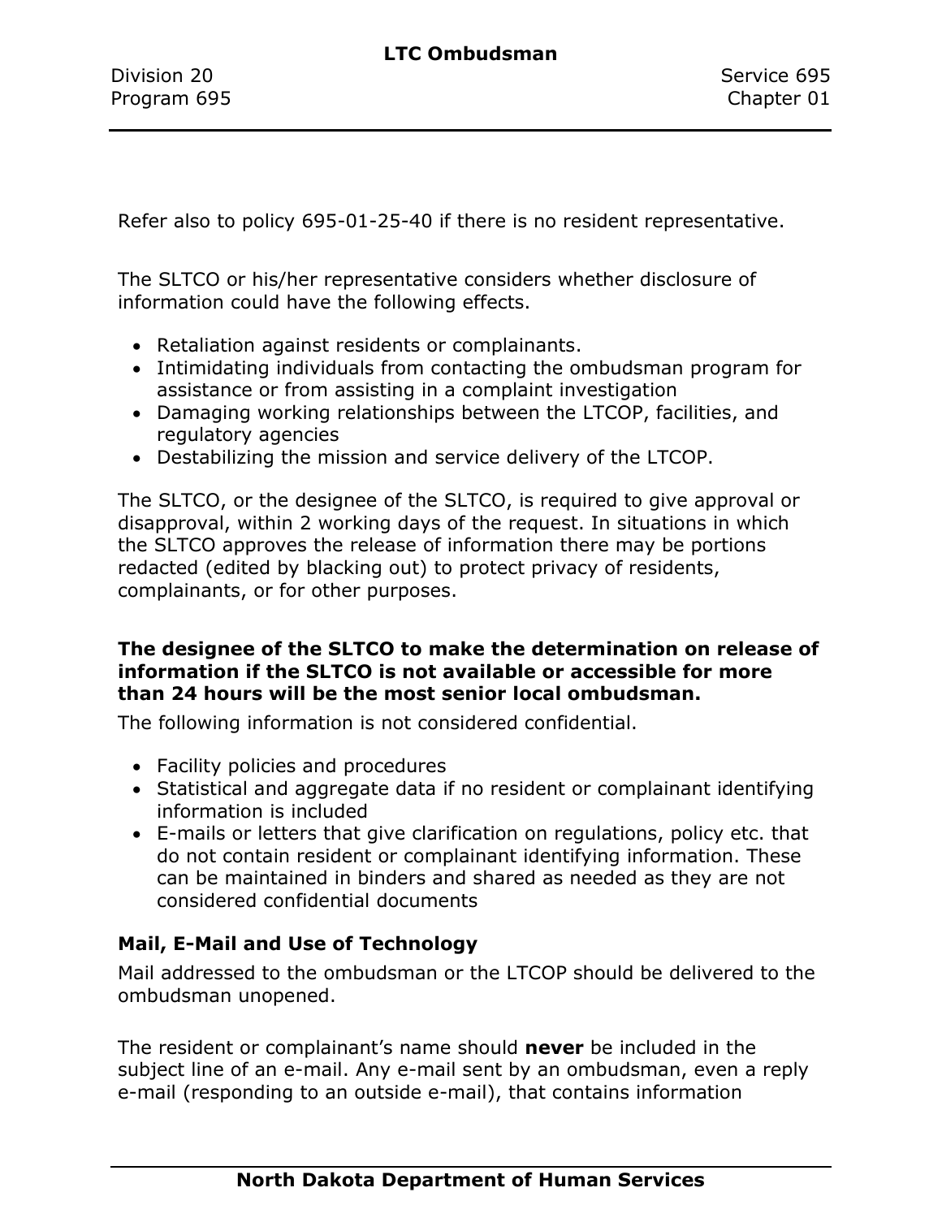Refer also to policy 695-01-25-40 if there is no resident representative.

The SLTCO or his/her representative considers whether disclosure of information could have the following effects.

- Retaliation against residents or complainants.
- Intimidating individuals from contacting the ombudsman program for assistance or from assisting in a complaint investigation
- Damaging working relationships between the LTCOP, facilities, and regulatory agencies
- Destabilizing the mission and service delivery of the LTCOP.

The SLTCO, or the designee of the SLTCO, is required to give approval or disapproval, within 2 working days of the request. In situations in which the SLTCO approves the release of information there may be portions redacted (edited by blacking out) to protect privacy of residents, complainants, or for other purposes.

**The designee of the SLTCO to make the determination on release of information if the SLTCO is not available or accessible for more than 24 hours will be the most senior local ombudsman.**

The following information is not considered confidential.

- Facility policies and procedures
- Statistical and aggregate data if no resident or complainant identifying information is included
- E-mails or letters that give clarification on regulations, policy etc. that do not contain resident or complainant identifying information. These can be maintained in binders and shared as needed as they are not considered confidential documents

**Mail, E-Mail and Use of Technology**

Mail addressed to the ombudsman or the LTCOP should be delivered to the ombudsman unopened.

The resident or complainant's name should **never** be included in the subject line of an e-mail. Any e-mail sent by an ombudsman, even a reply e-mail (responding to an outside e-mail), that contains information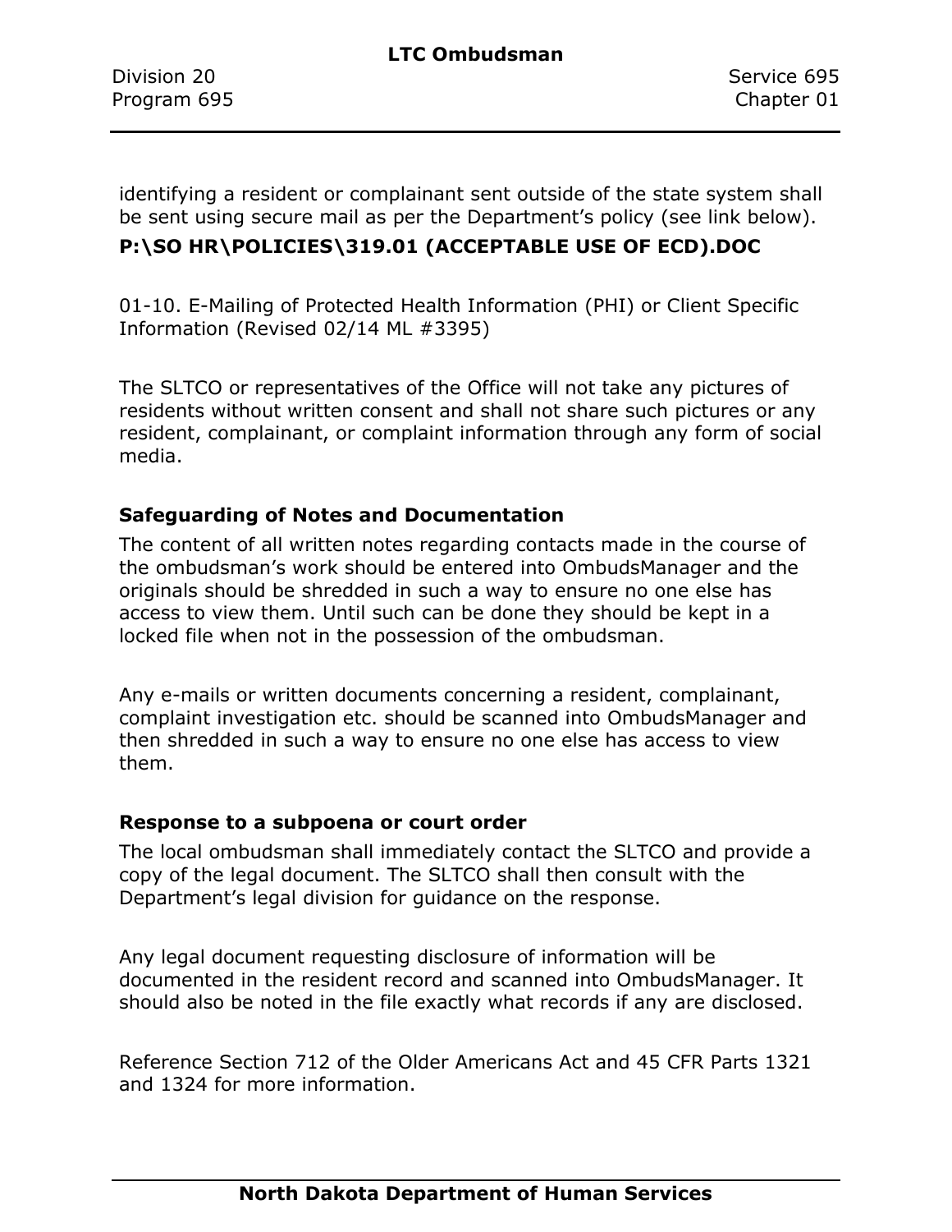identifying a resident or complainant sent outside of the state system shall be sent using secure mail as per the Department's policy (see link below).

**P:\SO HR\POLICIES\319.01 (ACCEPTABLE USE OF ECD).DOC**

01-10. E-Mailing of Protected Health Information (PHI) or Client Specific Information (Revised 02/14 ML #3395)

The SLTCO or representatives of the Office will not take any pictures of residents without written consent and shall not share such pictures or any resident, complainant, or complaint information through any form of social media.

**Safeguarding of Notes and Documentation**

The content of all written notes regarding contacts made in the course of the ombudsman's work should be entered into OmbudsManager and the originals should be shredded in such a way to ensure no one else has access to view them. Until such can be done they should be kept in a locked file when not in the possession of the ombudsman.

Any e-mails or written documents concerning a resident, complainant, complaint investigation etc. should be scanned into OmbudsManager and then shredded in such a way to ensure no one else has access to view them.

**Response to a subpoena or court order**

The local ombudsman shall immediately contact the SLTCO and provide a copy of the legal document. The SLTCO shall then consult with the Department's legal division for guidance on the response.

Any legal document requesting disclosure of information will be documented in the resident record and scanned into OmbudsManager. It should also be noted in the file exactly what records if any are disclosed.

Reference Section 712 of the Older Americans Act and 45 CFR Parts 1321 and 1324 for more information.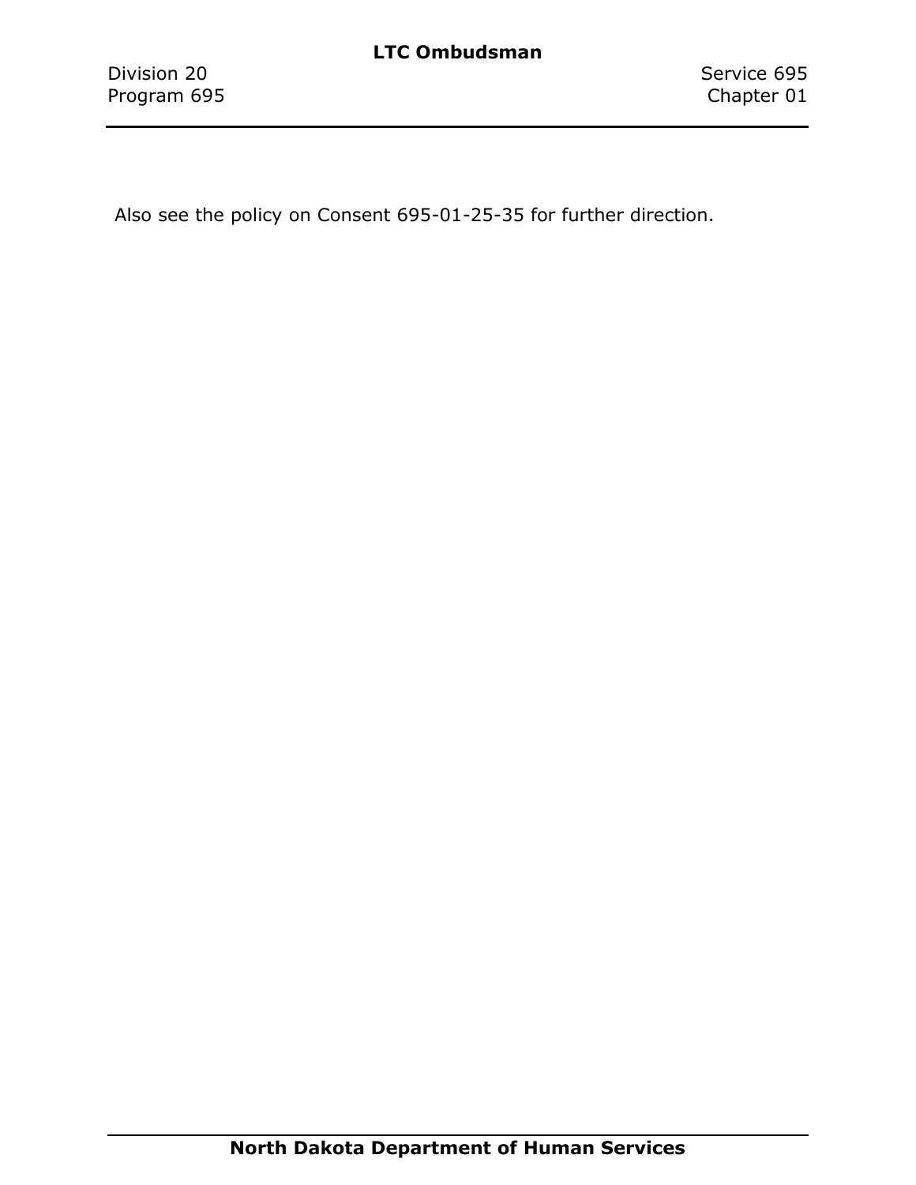Also see the policy on Consent 695-01-25-35 for further direction.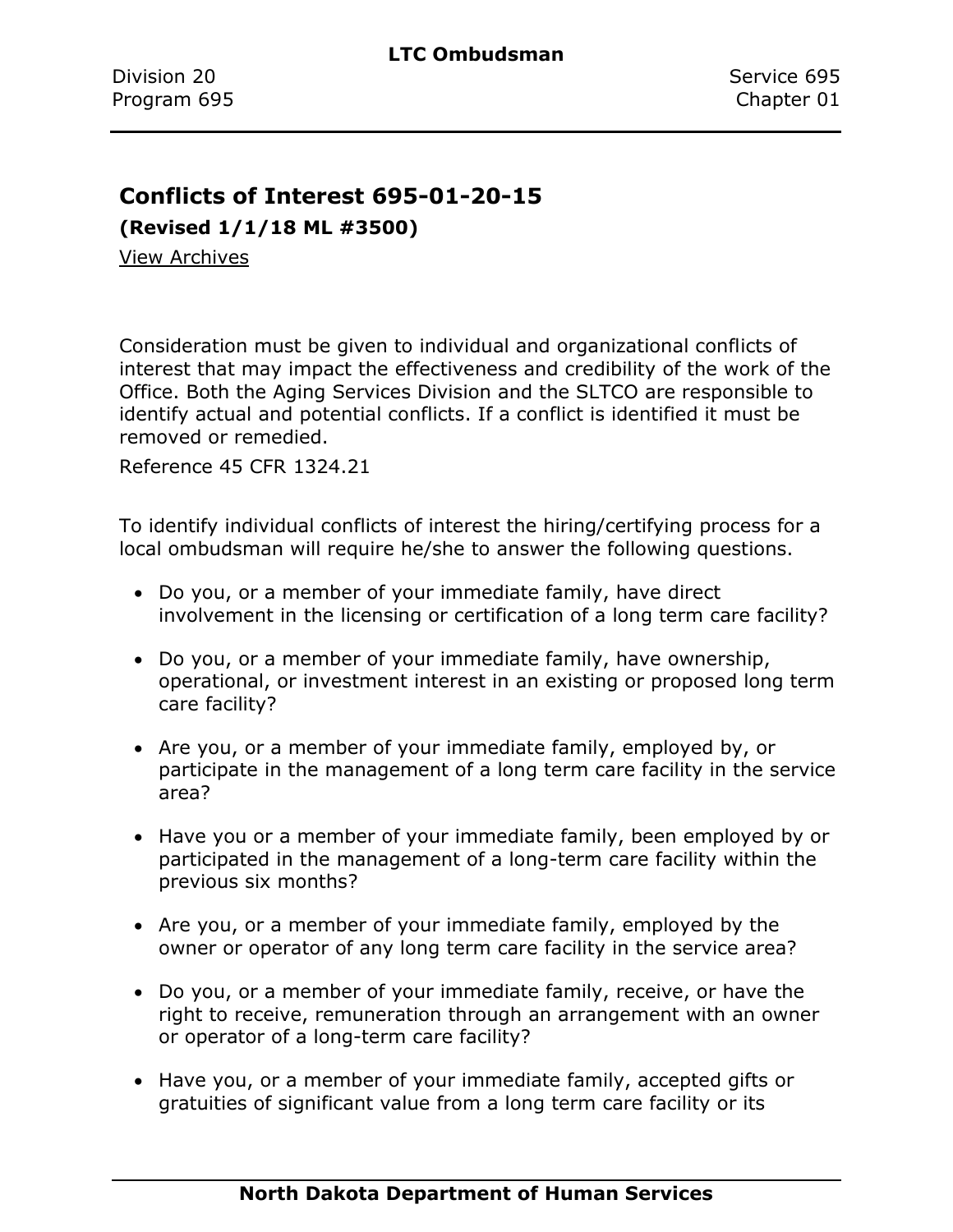## Conflicts of Interest 695-01-20-15

**(Revised 1/1/18 ML #3500)**

View Archives

Consideration must be given to individual and organizational conflicts of interest that may impact the effectiveness and credibility of the work of the Office. Both the Aging Services Division and the SLTCO are responsible to identify actual and potential conflicts. If a conflict is identified it must be removed or remedied.

Reference 45 CFR 1324.21

To identify individual conflicts of interest the hiring/certifying process for a local ombudsman will require he/she to answer the following questions.

- Do you, or a member of your immediate family, have direct involvement in the licensing or certification of a long term care facility?
- Do you, or a member of your immediate family, have ownership, operational, or investment interest in an existing or proposed long term care facility?
- Are you, or a member of your immediate family, employed by, or participate in the management of a long term care facility in the service area?
- Have you or a member of your immediate family, been employed by or participated in the management of a long-term care facility within the previous six months?
- Are you, or a member of your immediate family, employed by the owner or operator of any long term care facility in the service area?
- Do you, or a member of your immediate family, receive, or have the right to receive, remuneration through an arrangement with an owner or operator of a long-term care facility?
- Have you, or a member of your immediate family, accepted gifts or gratuities of significant value from a long term care facility or its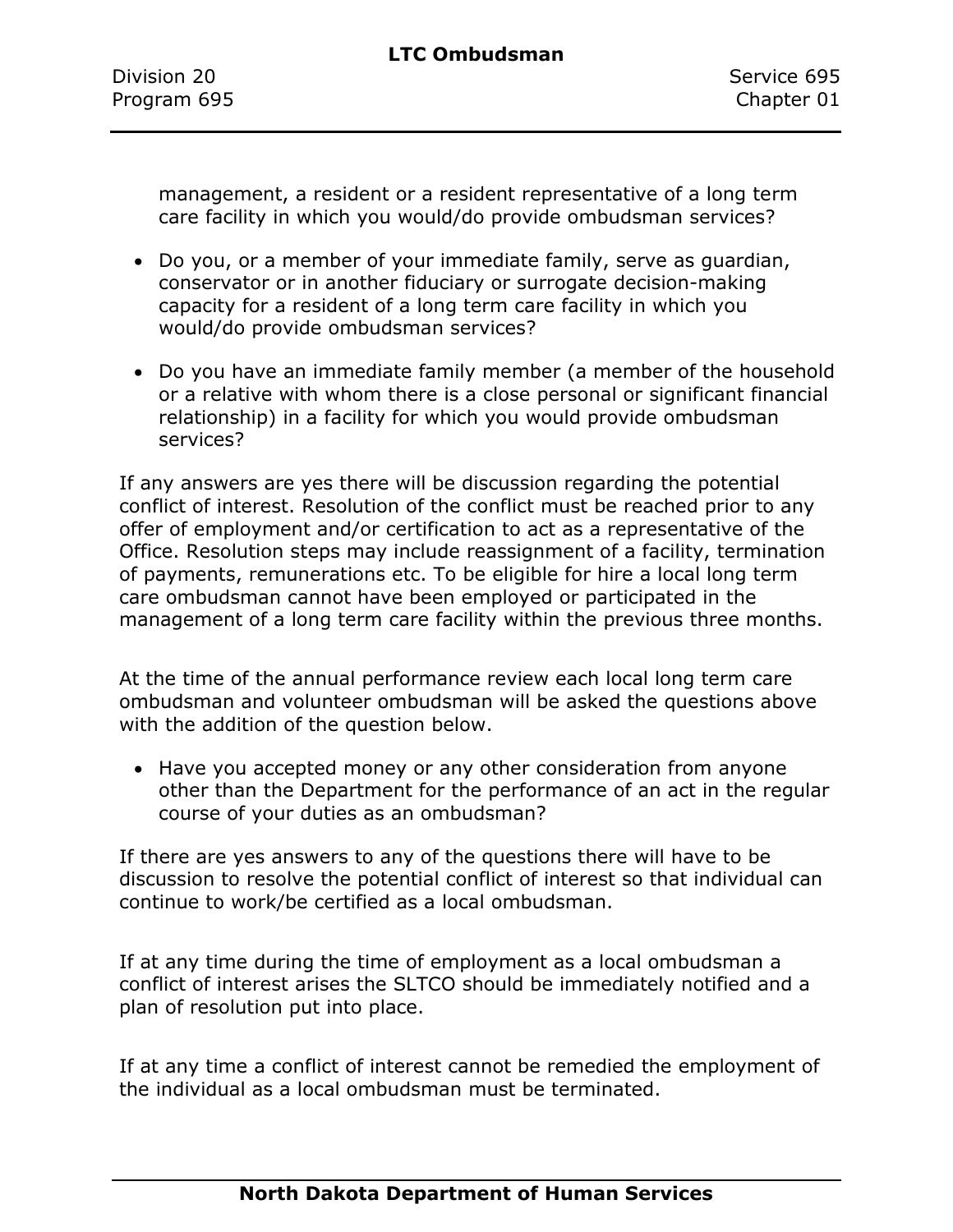management, a resident or a resident representative of a long term care facility in which you would/do provide ombudsman services?

- Do you, or a member of your immediate family, serve as guardian, conservator or in another fiduciary or surrogate decision-making capacity for a resident of a long term care facility in which you would/do provide ombudsman services?
- Do you have an immediate family member (a member of the household or a relative with whom there is a close personal or significant financial relationship) in a facility for which you would provide ombudsman services?

If any answers are yes there will be discussion regarding the potential conflict of interest. Resolution of the conflict must be reached prior to any offer of employment and/or certification to act as a representative of the Office. Resolution steps may include reassignment of a facility, termination of payments, remunerations etc. To be eligible for hire a local long term care ombudsman cannot have been employed or participated in the management of a long term care facility within the previous three months.

At the time of the annual performance review each local long term care ombudsman and volunteer ombudsman will be asked the questions above with the addition of the question below.

- Have you accepted money or any other consideration from anyone other than the Department for the performance of an act in the regular course of your duties as an ombudsman?

If there are yes answers to any of the questions there will have to be discussion to resolve the potential conflict of interest so that individual can continue to work/be certified as a local ombudsman.

If at any time during the time of employment as a local ombudsman a conflict of interest arises the SLTCO should be immediately notified and a plan of resolution put into place.

If at any time a conflict of interest cannot be remedied the employment of the individual as a local ombudsman must be terminated.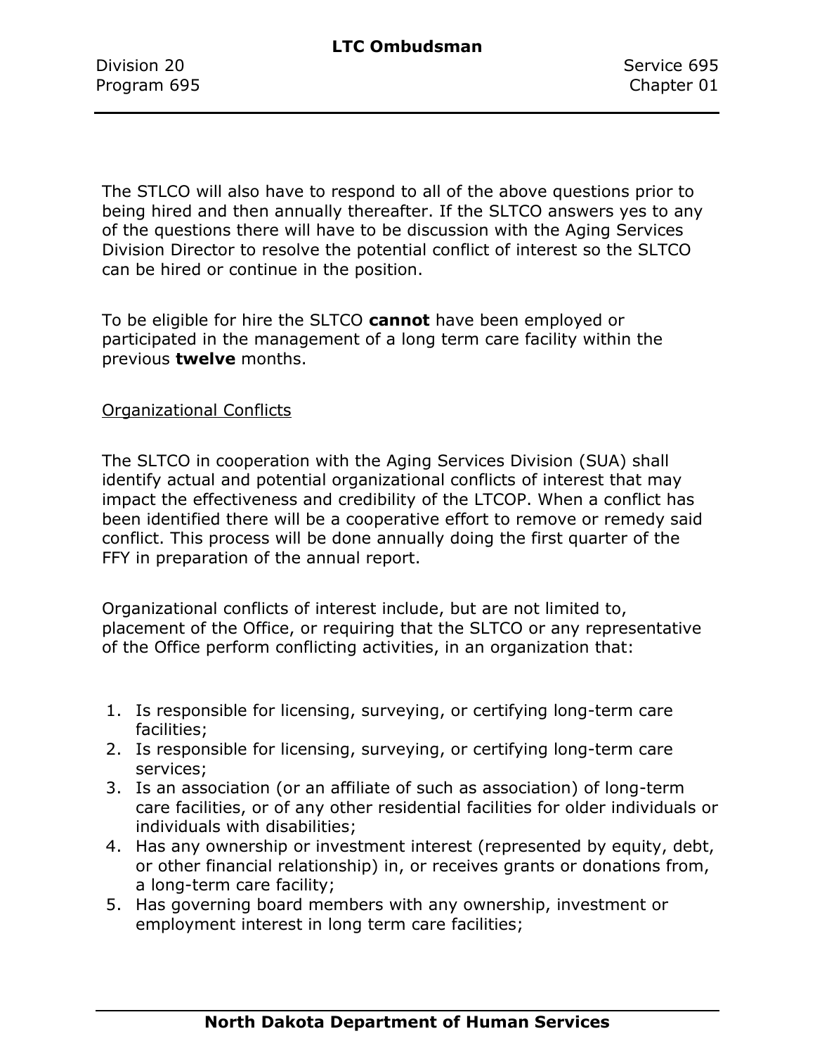The STLCO will also have to respond to all of the above questions prior to being hired and then annually thereafter. If the SLTCO answers yes to any of the questions there will have to be discussion with the Aging Services Division Director to resolve the potential conflict of interest so the SLTCO can be hired or continue in the position.

To be eligible for hire the SLTCO **cannot** have been employed or participated in the management of a long term care facility within the previous **twelve** months.

<u>Organizational Conflicts</u>

The SLTCO in cooperation with the Aging Services Division (SUA) shall identify actual and potential organizational conflicts of interest that may impact the effectiveness and credibility of the LTCOP. When a conflict has been identified there will be a cooperative effort to remove or remedy said conflict. This process will be done annually doing the first quarter of the FFY in preparation of the annual report.

Organizational conflicts of interest include, but are not limited to, placement of the Office, or requiring that the SLTCO or any representative of the Office perform conflicting activities, in an organization that:

1. Is responsible for licensing, surveying, or certifying long-term care facilities;
2. Is responsible for licensing, surveying, or certifying long-term care services;
3. Is an association (or an affiliate of such as association) of long-term care facilities, or of any other residential facilities for older individuals or individuals with disabilities;
4. Has any ownership or investment interest (represented by equity, debt, or other financial relationship) in, or receives grants or donations from, a long-term care facility;
5. Has governing board members with any ownership, investment or employment interest in long term care facilities;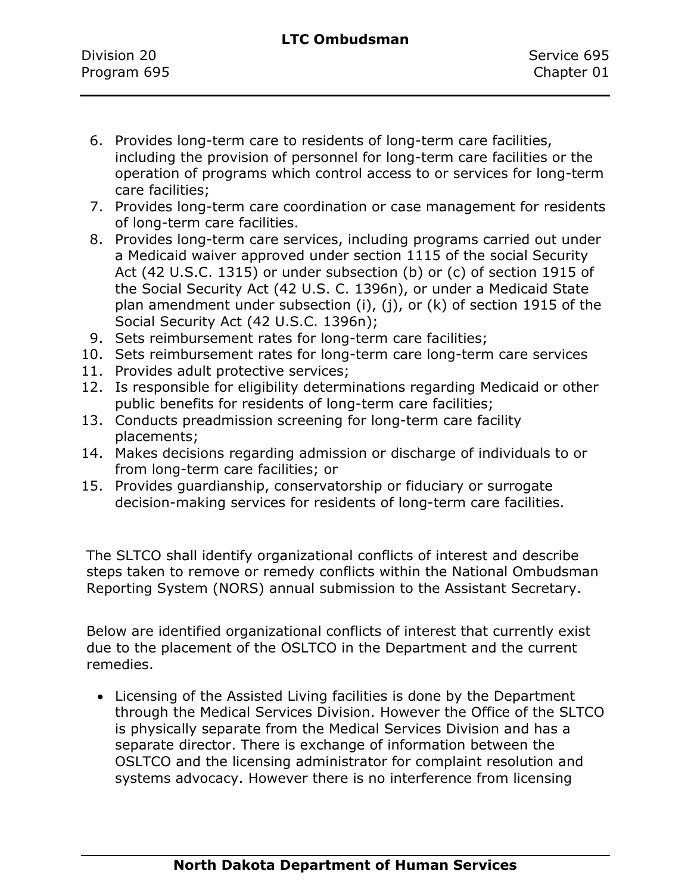6. Provides long-term care to residents of long-term care facilities, including the provision of personnel for long-term care facilities or the operation of programs which control access to or services for long-term care facilities;
7. Provides long-term care coordination or case management for residents of long-term care facilities.
8. Provides long-term care services, including programs carried out under a Medicaid waiver approved under section 1115 of the social Security Act (42 U.S.C. 1315) or under subsection (b) or (c) of section 1915 of the Social Security Act (42 U.S. C. 1396n), or under a Medicaid State plan amendment under subsection (i), (j), or (k) of section 1915 of the Social Security Act (42 U.S.C. 1396n);
9. Sets reimbursement rates for long-term care facilities;
10. Sets reimbursement rates for long-term care long-term care services
11. Provides adult protective services;
12. Is responsible for eligibility determinations regarding Medicaid or other public benefits for residents of long-term care facilities;
13. Conducts preadmission screening for long-term care facility placements;
14. Makes decisions regarding admission or discharge of individuals to or from long-term care facilities; or
15. Provides guardianship, conservatorship or fiduciary or surrogate decision-making services for residents of long-term care facilities.

The SLTCO shall identify organizational conflicts of interest and describe steps taken to remove or remedy conflicts within the National Ombudsman Reporting System (NORS) annual submission to the Assistant Secretary.

Below are identified organizational conflicts of interest that currently exist due to the placement of the OSLTCO in the Department and the current remedies.

- Licensing of the Assisted Living facilities is done by the Department through the Medical Services Division. However the Office of the SLTCO is physically separate from the Medical Services Division and has a separate director. There is exchange of information between the OSLTCO and the licensing administrator for complaint resolution and systems advocacy. However there is no interference from licensing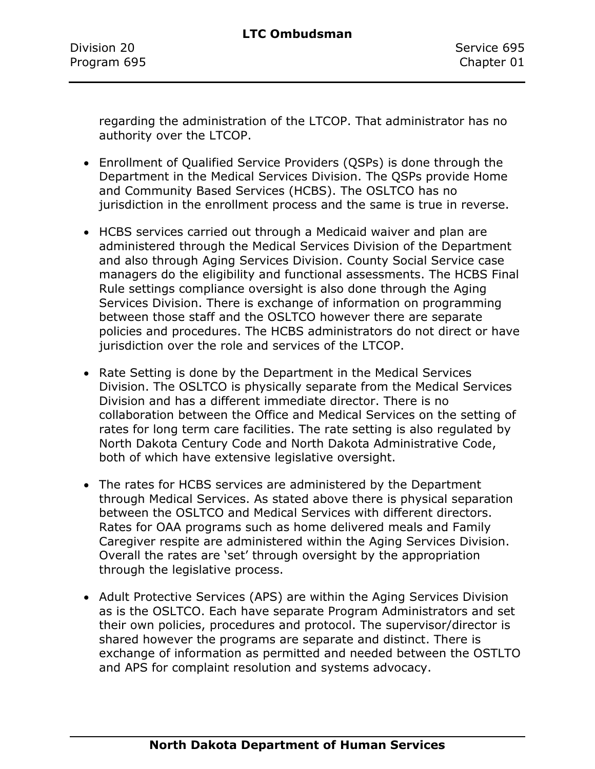regarding the administration of the LTCOP. That administrator has no authority over the LTCOP.

- Enrollment of Qualified Service Providers (QSPs) is done through the Department in the Medical Services Division. The QSPs provide Home and Community Based Services (HCBS). The OSLTCO has no jurisdiction in the enrollment process and the same is true in reverse.

- HCBS services carried out through a Medicaid waiver and plan are administered through the Medical Services Division of the Department and also through Aging Services Division. County Social Service case managers do the eligibility and functional assessments. The HCBS Final Rule settings compliance oversight is also done through the Aging Services Division. There is exchange of information on programming between those staff and the OSLTCO however there are separate policies and procedures. The HCBS administrators do not direct or have jurisdiction over the role and services of the LTCOP.

- Rate Setting is done by the Department in the Medical Services Division. The OSLTCO is physically separate from the Medical Services Division and has a different immediate director. There is no collaboration between the Office and Medical Services on the setting of rates for long term care facilities. The rate setting is also regulated by North Dakota Century Code and North Dakota Administrative Code, both of which have extensive legislative oversight.

- The rates for HCBS services are administered by the Department through Medical Services. As stated above there is physical separation between the OSLTCO and Medical Services with different directors. Rates for OAA programs such as home delivered meals and Family Caregiver respite are administered within the Aging Services Division. Overall the rates are ‘set’ through oversight by the appropriation through the legislative process.

- Adult Protective Services (APS) are within the Aging Services Division as is the OSLTCO. Each have separate Program Administrators and set their own policies, procedures and protocol. The supervisor/director is shared however the programs are separate and distinct. There is exchange of information as permitted and needed between the OSTLTO and APS for complaint resolution and systems advocacy.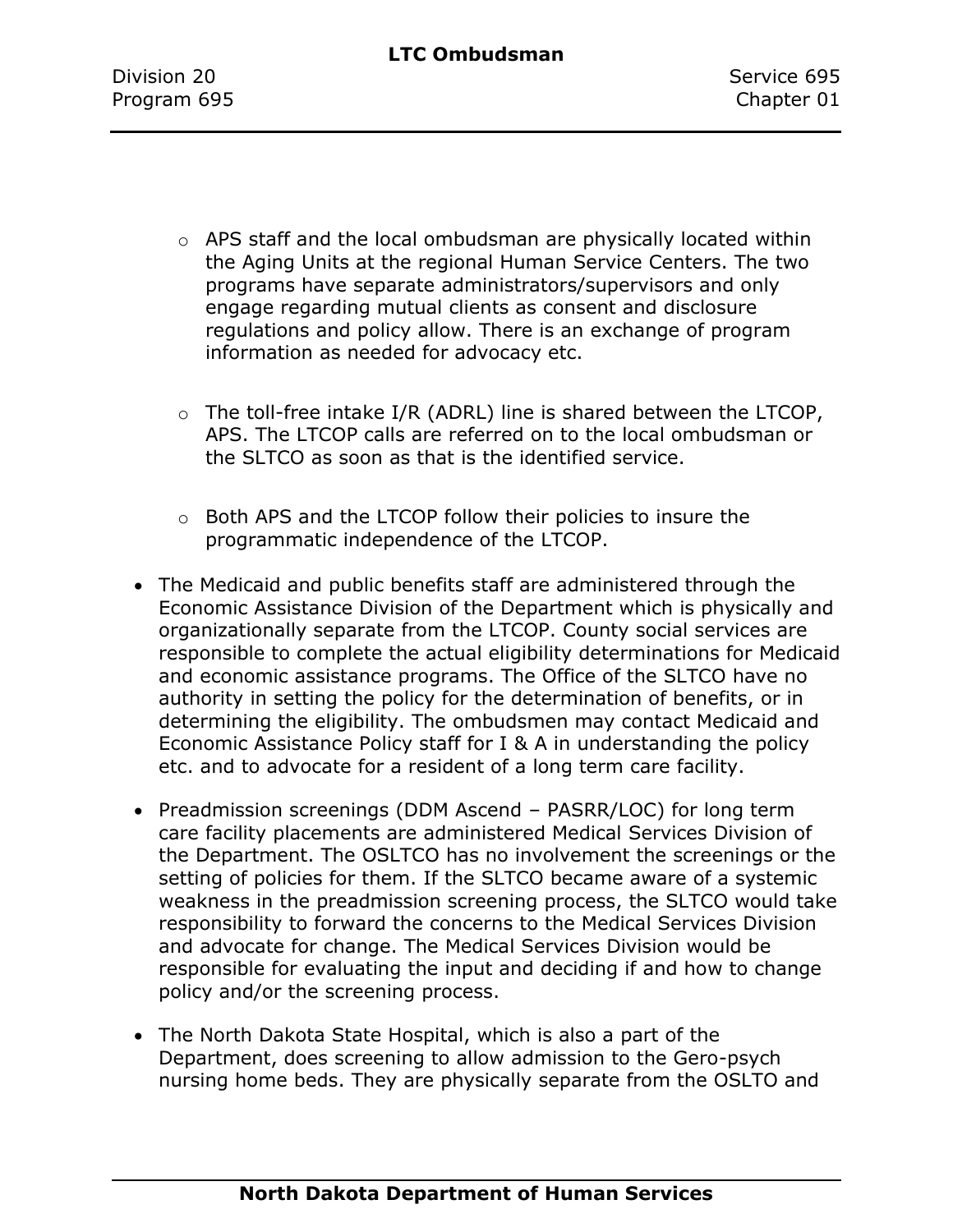- APS staff and the local ombudsman are physically located within the Aging Units at the regional Human Service Centers. The two programs have separate administrators/supervisors and only engage regarding mutual clients as consent and disclosure regulations and policy allow. There is an exchange of program information as needed for advocacy etc.

  - The toll-free intake I/R (ADRL) line is shared between the LTCOP, APS. The LTCOP calls are referred on to the local ombudsman or the SLTCO as soon as that is the identified service.

  - Both APS and the LTCOP follow their policies to insure the programmatic independence of the LTCOP.

- The Medicaid and public benefits staff are administered through the Economic Assistance Division of the Department which is physically and organizationally separate from the LTCOP. County social services are responsible to complete the actual eligibility determinations for Medicaid and economic assistance programs. The Office of the SLTCO have no authority in setting the policy for the determination of benefits, or in determining the eligibility. The ombudsmen may contact Medicaid and Economic Assistance Policy staff for I & A in understanding the policy etc. and to advocate for a resident of a long term care facility.

- Preadmission screenings (DDM Ascend – PASRR/LOC) for long term care facility placements are administered Medical Services Division of the Department. The OSLTCO has no involvement the screenings or the setting of policies for them. If the SLTCO became aware of a systemic weakness in the preadmission screening process, the SLTCO would take responsibility to forward the concerns to the Medical Services Division and advocate for change. The Medical Services Division would be responsible for evaluating the input and deciding if and how to change policy and/or the screening process.

- The North Dakota State Hospital, which is also a part of the Department, does screening to allow admission to the Gero-psych nursing home beds. They are physically separate from the OSLTO and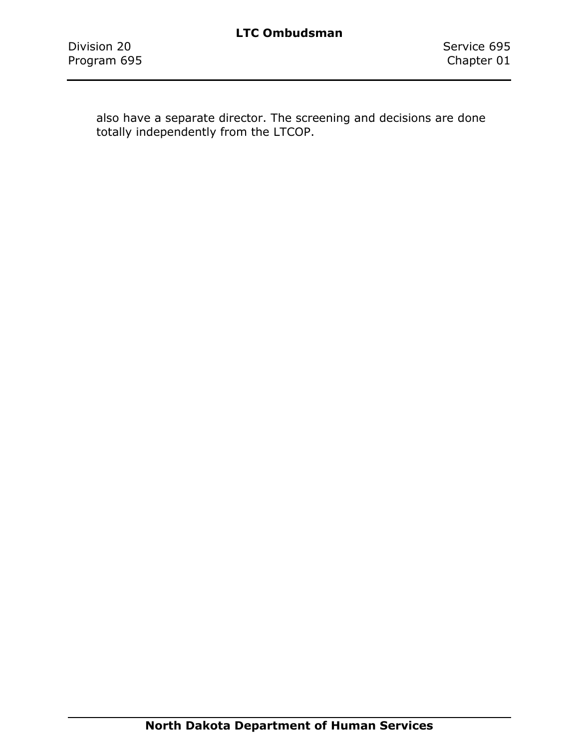also have a separate director. The screening and decisions are done totally independently from the LTCOP.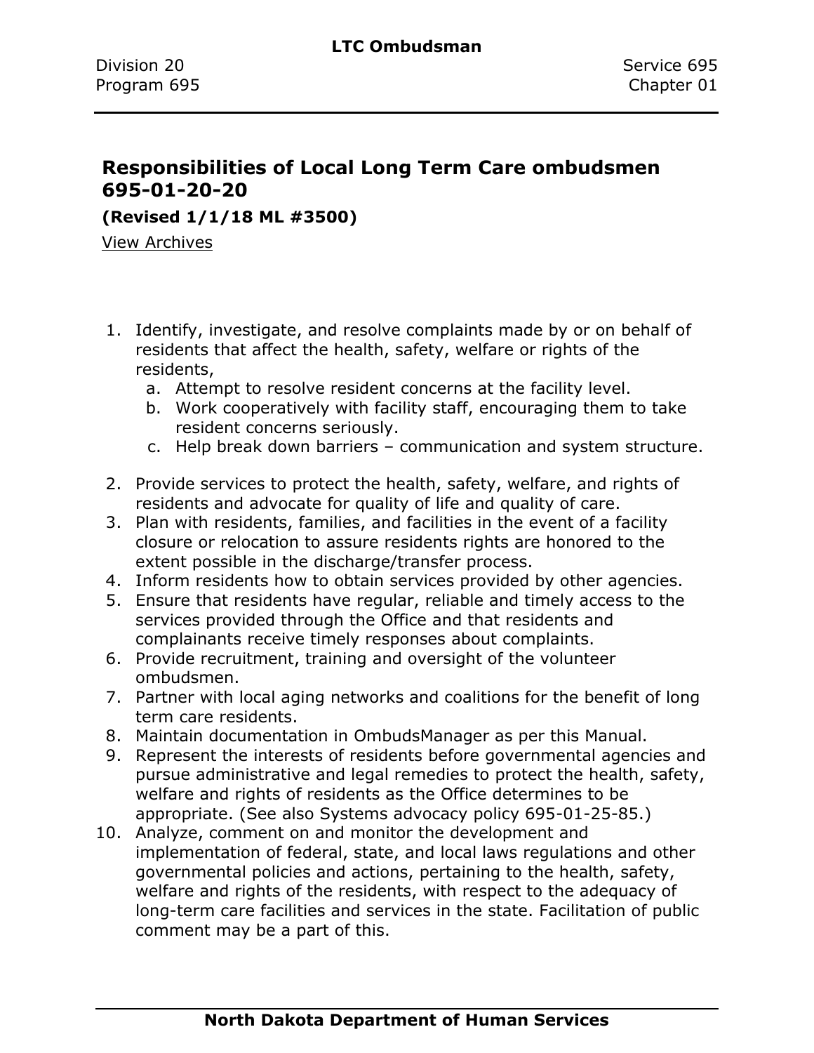## Responsibilities of Local Long Term Care ombudsmen 695-01-20-20

**(Revised 1/1/18 ML #3500)**

View Archives

1. Identify, investigate, and resolve complaints made by or on behalf of residents that affect the health, safety, welfare or rights of the residents,
   a. Attempt to resolve resident concerns at the facility level.
   b. Work cooperatively with facility staff, encouraging them to take resident concerns seriously.
   c. Help break down barriers – communication and system structure.
2. Provide services to protect the health, safety, welfare, and rights of residents and advocate for quality of life and quality of care.
3. Plan with residents, families, and facilities in the event of a facility closure or relocation to assure residents rights are honored to the extent possible in the discharge/transfer process.
4. Inform residents how to obtain services provided by other agencies.
5. Ensure that residents have regular, reliable and timely access to the services provided through the Office and that residents and complainants receive timely responses about complaints.
6. Provide recruitment, training and oversight of the volunteer ombudsmen.
7. Partner with local aging networks and coalitions for the benefit of long term care residents.
8. Maintain documentation in OmbudsManager as per this Manual.
9. Represent the interests of residents before governmental agencies and pursue administrative and legal remedies to protect the health, safety, welfare and rights of residents as the Office determines to be appropriate. (See also Systems advocacy policy 695-01-25-85.)
10. Analyze, comment on and monitor the development and implementation of federal, state, and local laws regulations and other governmental policies and actions, pertaining to the health, safety, welfare and rights of the residents, with respect to the adequacy of long-term care facilities and services in the state. Facilitation of public comment may be a part of this.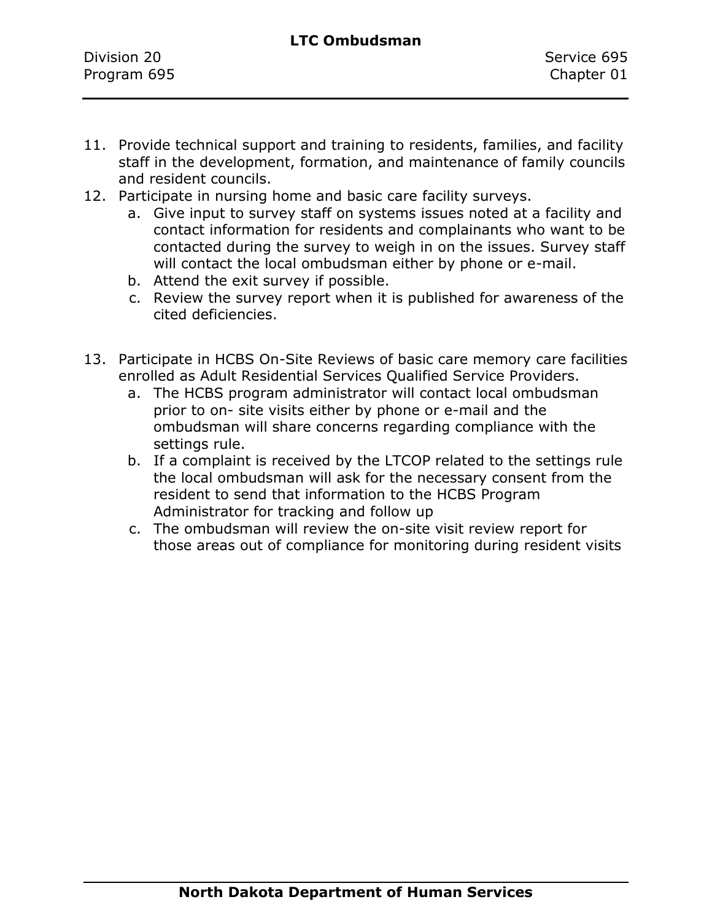11. Provide technical support and training to residents, families, and facility staff in the development, formation, and maintenance of family councils and resident councils.
12. Participate in nursing home and basic care facility surveys.
    a. Give input to survey staff on systems issues noted at a facility and contact information for residents and complainants who want to be contacted during the survey to weigh in on the issues. Survey staff will contact the local ombudsman either by phone or e-mail.
    b. Attend the exit survey if possible.
    c. Review the survey report when it is published for awareness of the cited deficiencies.

13. Participate in HCBS On-Site Reviews of basic care memory care facilities enrolled as Adult Residential Services Qualified Service Providers.
    a. The HCBS program administrator will contact local ombudsman prior to on- site visits either by phone or e-mail and the ombudsman will share concerns regarding compliance with the settings rule.
    b. If a complaint is received by the LTCOP related to the settings rule the local ombudsman will ask for the necessary consent from the resident to send that information to the HCBS Program Administrator for tracking and follow up
    c. The ombudsman will review the on-site visit review report for those areas out of compliance for monitoring during resident visits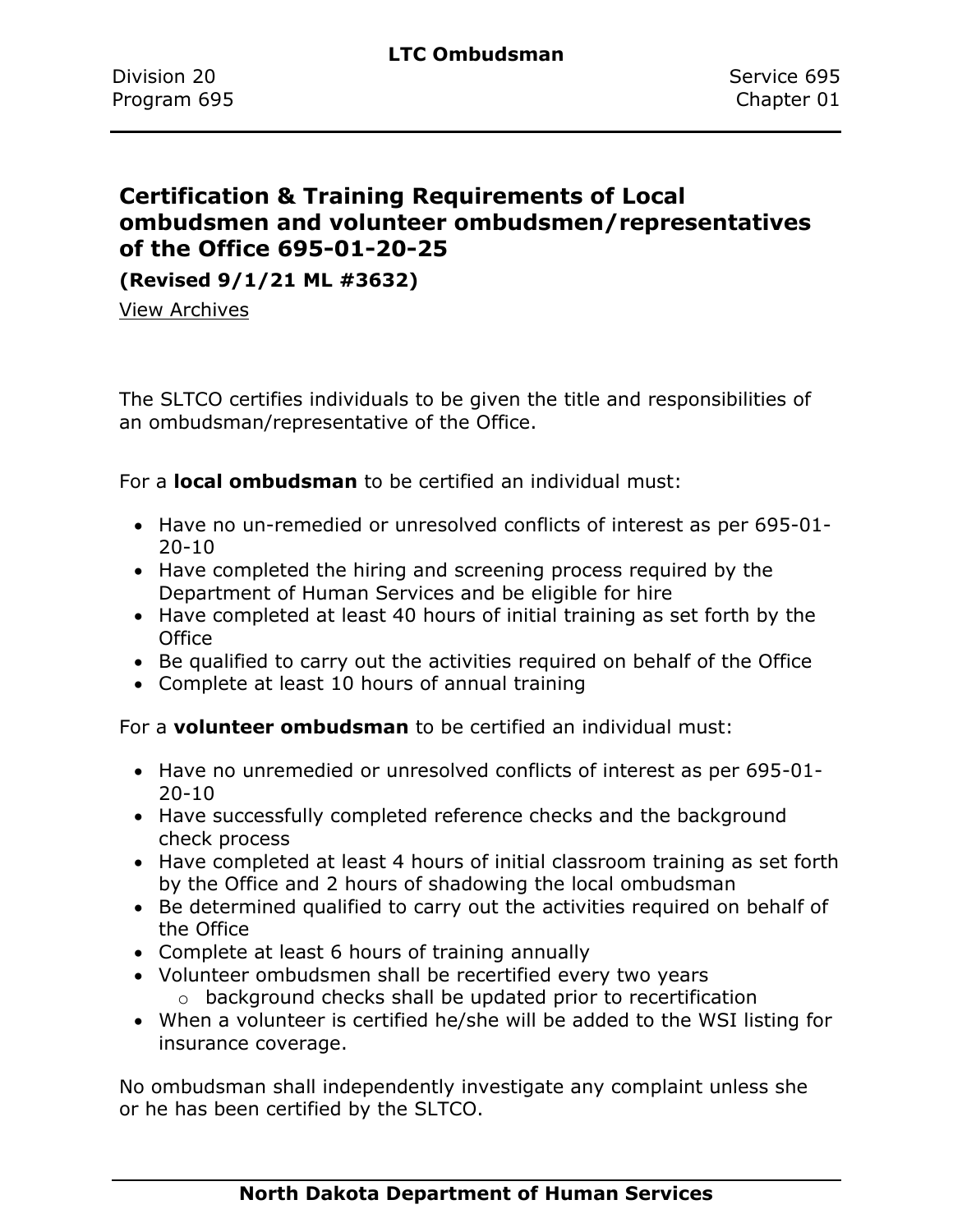## Certification & Training Requirements of Local ombudsmen and volunteer ombudsmen/representatives of the Office 695-01-20-25

**(Revised 9/1/21 ML #3632)**

View Archives

The SLTCO certifies individuals to be given the title and responsibilities of an ombudsman/representative of the Office.

For a **local ombudsman** to be certified an individual must:

- Have no un-remedied or unresolved conflicts of interest as per 695-01-20-10
- Have completed the hiring and screening process required by the Department of Human Services and be eligible for hire
- Have completed at least 40 hours of initial training as set forth by the Office
- Be qualified to carry out the activities required on behalf of the Office
- Complete at least 10 hours of annual training

For a **volunteer ombudsman** to be certified an individual must:

- Have no unremedied or unresolved conflicts of interest as per 695-01-20-10
- Have successfully completed reference checks and the background check process
- Have completed at least 4 hours of initial classroom training as set forth by the Office and 2 hours of shadowing the local ombudsman
- Be determined qualified to carry out the activities required on behalf of the Office
- Complete at least 6 hours of training annually
- Volunteer ombudsmen shall be recertified every two years
  - background checks shall be updated prior to recertification
- When a volunteer is certified he/she will be added to the WSI listing for insurance coverage.

No ombudsman shall independently investigate any complaint unless she or he has been certified by the SLTCO.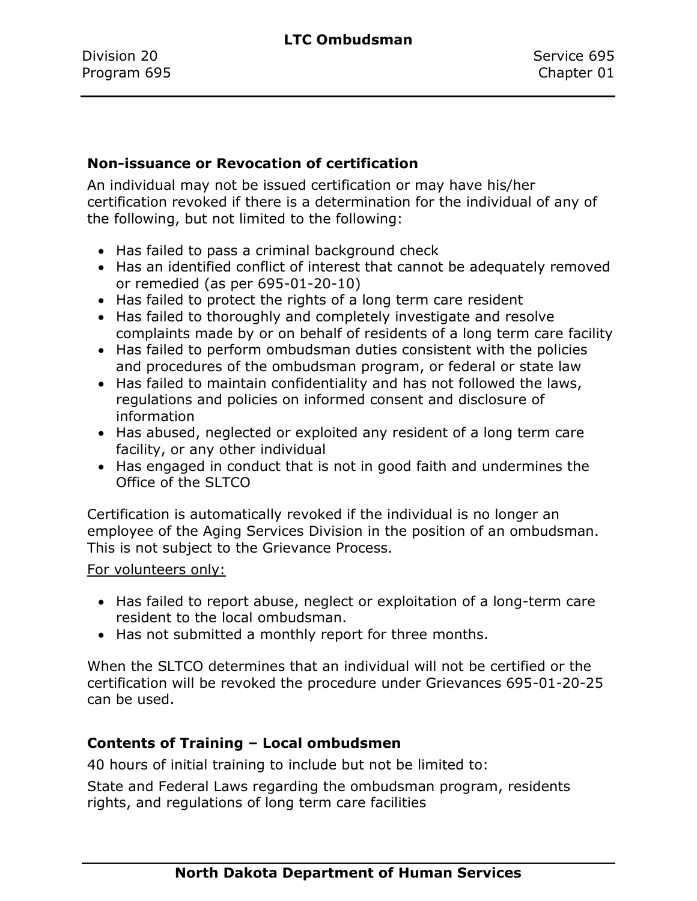**Non-issuance or Revocation of certification**

An individual may not be issued certification or may have his/her certification revoked if there is a determination for the individual of any of the following, but not limited to the following:

- Has failed to pass a criminal background check
- Has an identified conflict of interest that cannot be adequately removed or remedied (as per 695-01-20-10)
- Has failed to protect the rights of a long term care resident
- Has failed to thoroughly and completely investigate and resolve complaints made by or on behalf of residents of a long term care facility
- Has failed to perform ombudsman duties consistent with the policies and procedures of the ombudsman program, or federal or state law
- Has failed to maintain confidentiality and has not followed the laws, regulations and policies on informed consent and disclosure of information
- Has abused, neglected or exploited any resident of a long term care facility, or any other individual
- Has engaged in conduct that is not in good faith and undermines the Office of the SLTCO

Certification is automatically revoked if the individual is no longer an employee of the Aging Services Division in the position of an ombudsman. This is not subject to the Grievance Process.

For volunteers only:

- Has failed to report abuse, neglect or exploitation of a long-term care resident to the local ombudsman.
- Has not submitted a monthly report for three months.

When the SLTCO determines that an individual will not be certified or the certification will be revoked the procedure under Grievances 695-01-20-25 can be used.

**Contents of Training – Local ombudsmen**

40 hours of initial training to include but not be limited to:

State and Federal Laws regarding the ombudsman program, residents rights, and regulations of long term care facilities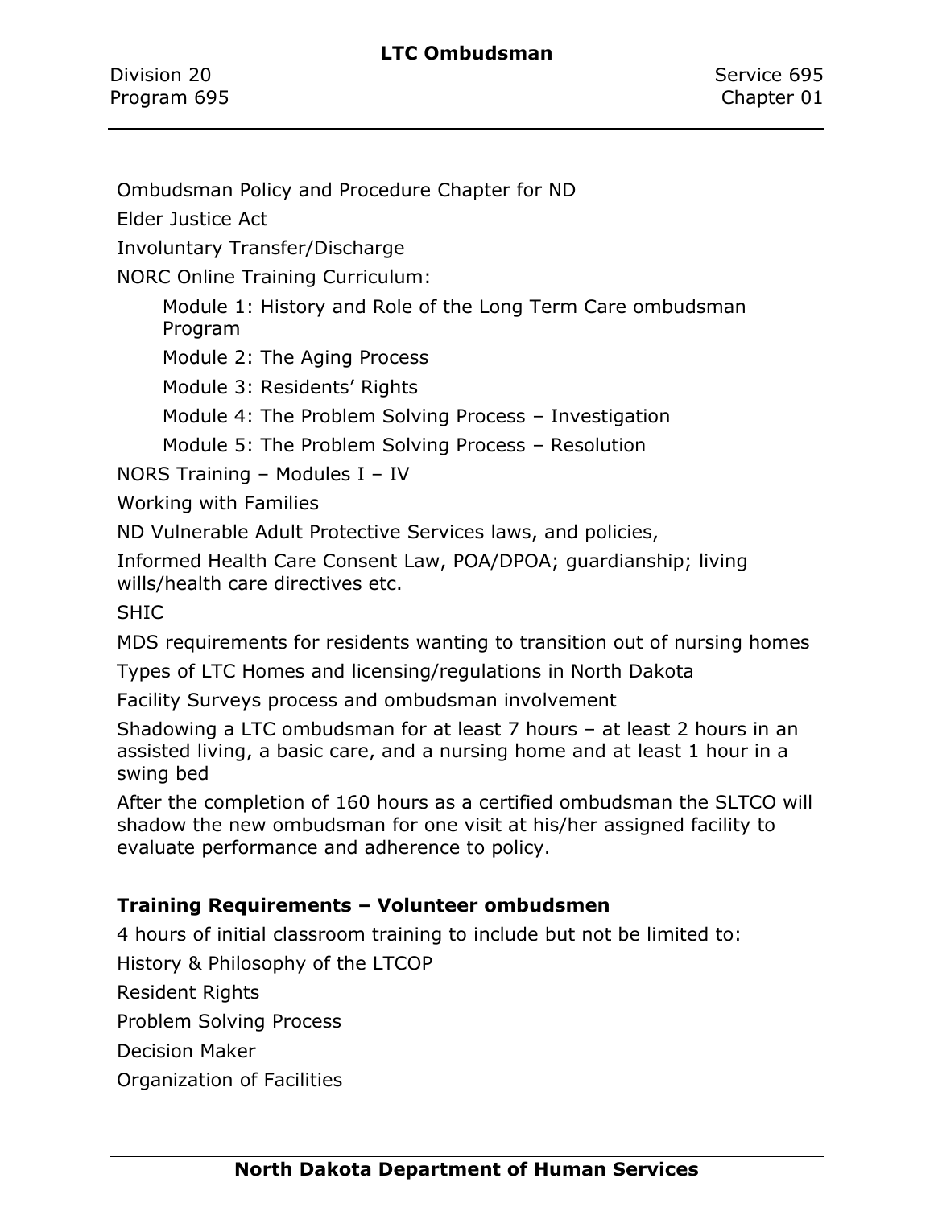Ombudsman Policy and Procedure Chapter for ND

Elder Justice Act

Involuntary Transfer/Discharge

NORC Online Training Curriculum:

- Module 1: History and Role of the Long Term Care ombudsman Program
- Module 2: The Aging Process
- Module 3: Residents' Rights
- Module 4: The Problem Solving Process – Investigation
- Module 5: The Problem Solving Process – Resolution

NORS Training – Modules I – IV

Working with Families

ND Vulnerable Adult Protective Services laws, and policies,

Informed Health Care Consent Law, POA/DPOA; guardianship; living wills/health care directives etc.

SHIC

MDS requirements for residents wanting to transition out of nursing homes

Types of LTC Homes and licensing/regulations in North Dakota

Facility Surveys process and ombudsman involvement

Shadowing a LTC ombudsman for at least 7 hours – at least 2 hours in an assisted living, a basic care, and a nursing home and at least 1 hour in a swing bed

After the completion of 160 hours as a certified ombudsman the SLTCO will shadow the new ombudsman for one visit at his/her assigned facility to evaluate performance and adherence to policy.

**Training Requirements – Volunteer ombudsmen**

4 hours of initial classroom training to include but not be limited to:

History & Philosophy of the LTCOP

Resident Rights

Problem Solving Process

Decision Maker

Organization of Facilities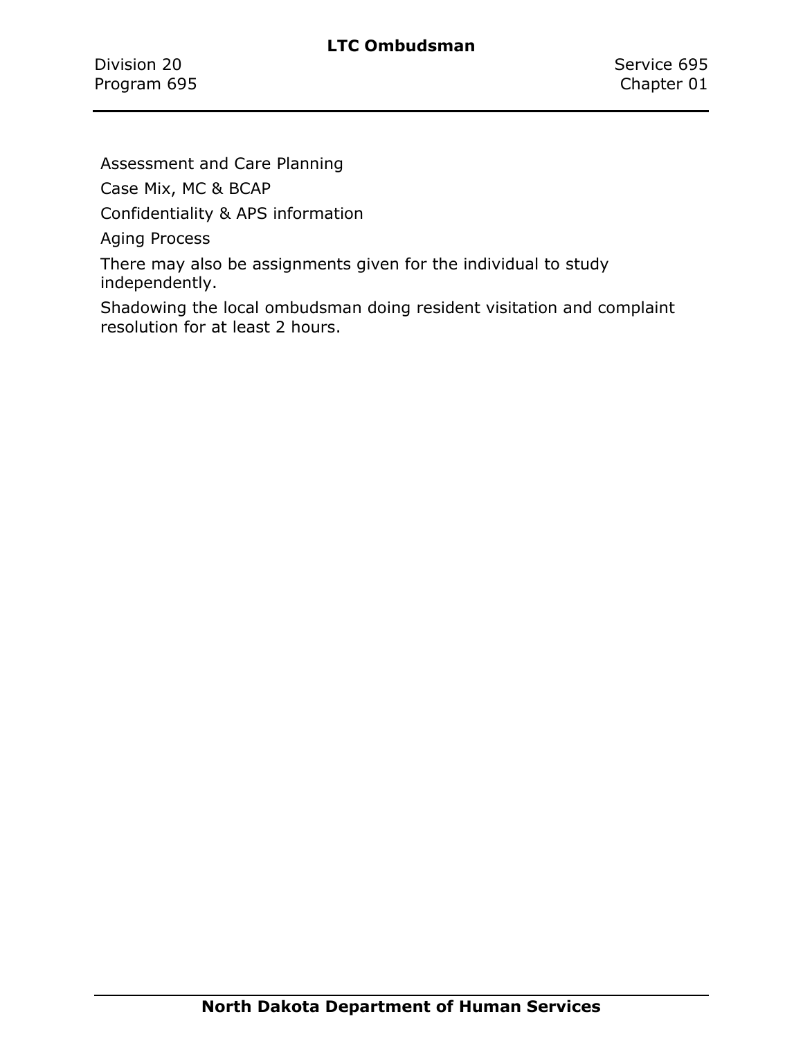Assessment and Care Planning

Case Mix, MC & BCAP

Confidentiality & APS information

Aging Process

There may also be assignments given for the individual to study independently.

Shadowing the local ombudsman doing resident visitation and complaint resolution for at least 2 hours.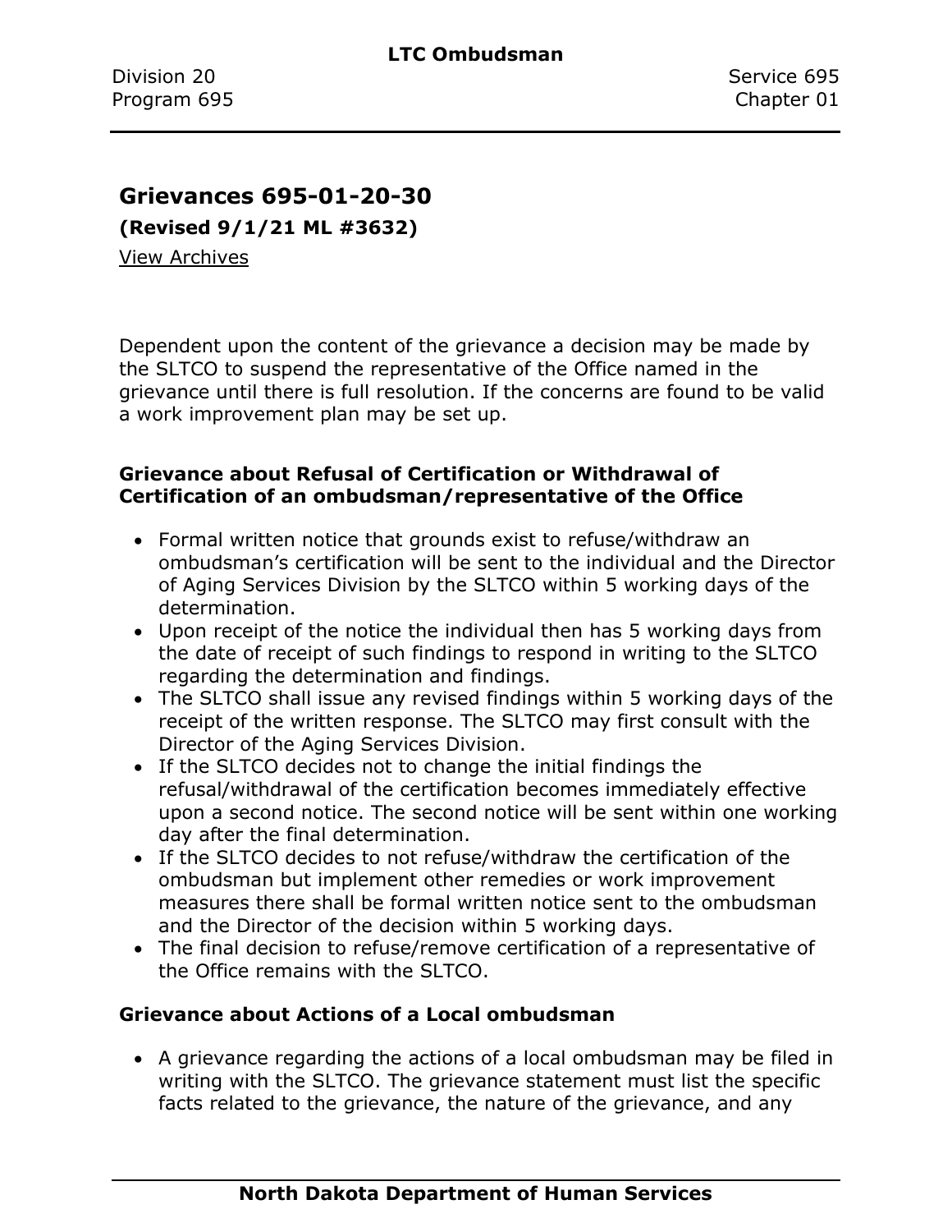## Grievances 695-01-20-30

**(Revised 9/1/21 ML #3632)**

View Archives

Dependent upon the content of the grievance a decision may be made by the SLTCO to suspend the representative of the Office named in the grievance until there is full resolution. If the concerns are found to be valid a work improvement plan may be set up.

### Grievance about Refusal of Certification or Withdrawal of Certification of an ombudsman/representative of the Office

- Formal written notice that grounds exist to refuse/withdraw an ombudsman's certification will be sent to the individual and the Director of Aging Services Division by the SLTCO within 5 working days of the determination.
- Upon receipt of the notice the individual then has 5 working days from the date of receipt of such findings to respond in writing to the SLTCO regarding the determination and findings.
- The SLTCO shall issue any revised findings within 5 working days of the receipt of the written response. The SLTCO may first consult with the Director of the Aging Services Division.
- If the SLTCO decides not to change the initial findings the refusal/withdrawal of the certification becomes immediately effective upon a second notice. The second notice will be sent within one working day after the final determination.
- If the SLTCO decides to not refuse/withdraw the certification of the ombudsman but implement other remedies or work improvement measures there shall be formal written notice sent to the ombudsman and the Director of the decision within 5 working days.
- The final decision to refuse/remove certification of a representative of the Office remains with the SLTCO.

### Grievance about Actions of a Local ombudsman

- A grievance regarding the actions of a local ombudsman may be filed in writing with the SLTCO. The grievance statement must list the specific facts related to the grievance, the nature of the grievance, and any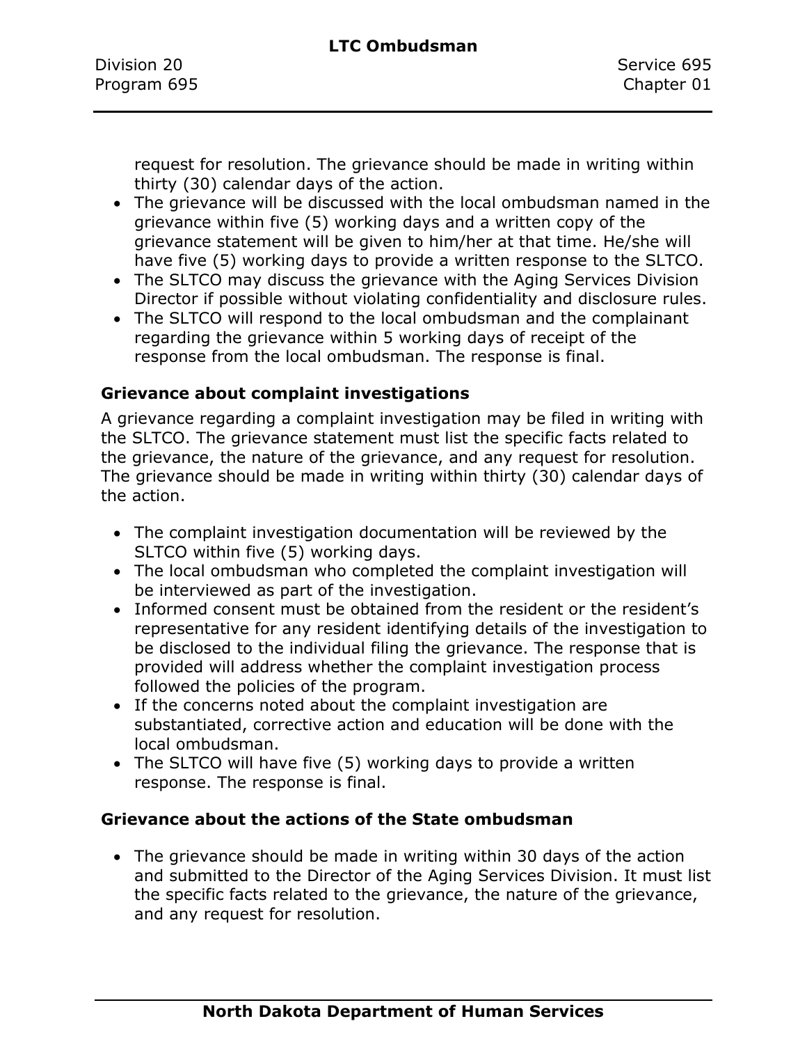request for resolution. The grievance should be made in writing within thirty (30) calendar days of the action.

- The grievance will be discussed with the local ombudsman named in the grievance within five (5) working days and a written copy of the grievance statement will be given to him/her at that time. He/she will have five (5) working days to provide a written response to the SLTCO.
- The SLTCO may discuss the grievance with the Aging Services Division Director if possible without violating confidentiality and disclosure rules.
- The SLTCO will respond to the local ombudsman and the complainant regarding the grievance within 5 working days of receipt of the response from the local ombudsman. The response is final.

**Grievance about complaint investigations**

A grievance regarding a complaint investigation may be filed in writing with the SLTCO. The grievance statement must list the specific facts related to the grievance, the nature of the grievance, and any request for resolution. The grievance should be made in writing within thirty (30) calendar days of the action.

- The complaint investigation documentation will be reviewed by the SLTCO within five (5) working days.
- The local ombudsman who completed the complaint investigation will be interviewed as part of the investigation.
- Informed consent must be obtained from the resident or the resident's representative for any resident identifying details of the investigation to be disclosed to the individual filing the grievance. The response that is provided will address whether the complaint investigation process followed the policies of the program.
- If the concerns noted about the complaint investigation are substantiated, corrective action and education will be done with the local ombudsman.
- The SLTCO will have five (5) working days to provide a written response. The response is final.

**Grievance about the actions of the State ombudsman**

- The grievance should be made in writing within 30 days of the action and submitted to the Director of the Aging Services Division. It must list the specific facts related to the grievance, the nature of the grievance, and any request for resolution.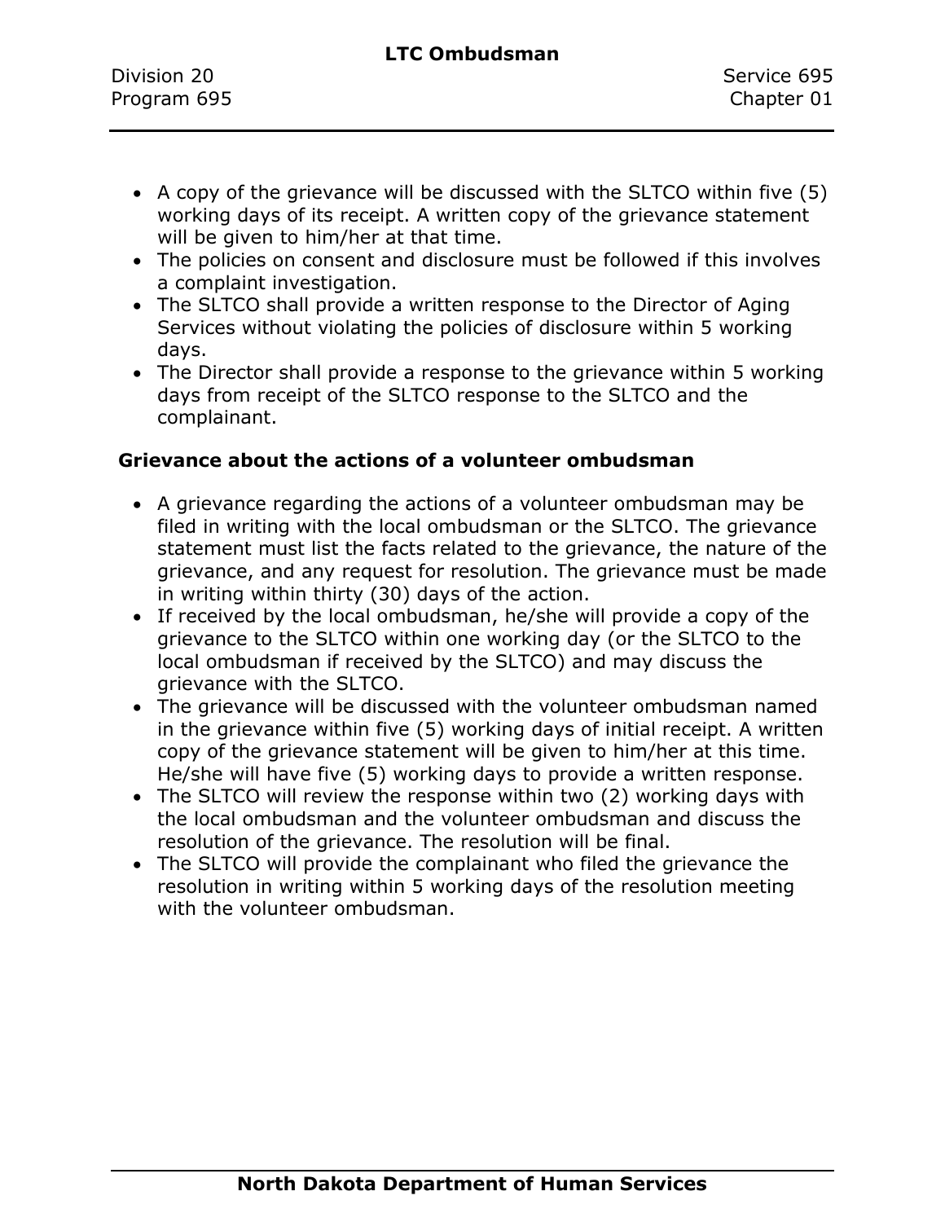- A copy of the grievance will be discussed with the SLTCO within five (5) working days of its receipt. A written copy of the grievance statement will be given to him/her at that time.
- The policies on consent and disclosure must be followed if this involves a complaint investigation.
- The SLTCO shall provide a written response to the Director of Aging Services without violating the policies of disclosure within 5 working days.
- The Director shall provide a response to the grievance within 5 working days from receipt of the SLTCO response to the SLTCO and the complainant.

**Grievance about the actions of a volunteer ombudsman**

- A grievance regarding the actions of a volunteer ombudsman may be filed in writing with the local ombudsman or the SLTCO. The grievance statement must list the facts related to the grievance, the nature of the grievance, and any request for resolution. The grievance must be made in writing within thirty (30) days of the action.
- If received by the local ombudsman, he/she will provide a copy of the grievance to the SLTCO within one working day (or the SLTCO to the local ombudsman if received by the SLTCO) and may discuss the grievance with the SLTCO.
- The grievance will be discussed with the volunteer ombudsman named in the grievance within five (5) working days of initial receipt. A written copy of the grievance statement will be given to him/her at this time. He/she will have five (5) working days to provide a written response.
- The SLTCO will review the response within two (2) working days with the local ombudsman and the volunteer ombudsman and discuss the resolution of the grievance. The resolution will be final.
- The SLTCO will provide the complainant who filed the grievance the resolution in writing within 5 working days of the resolution meeting with the volunteer ombudsman.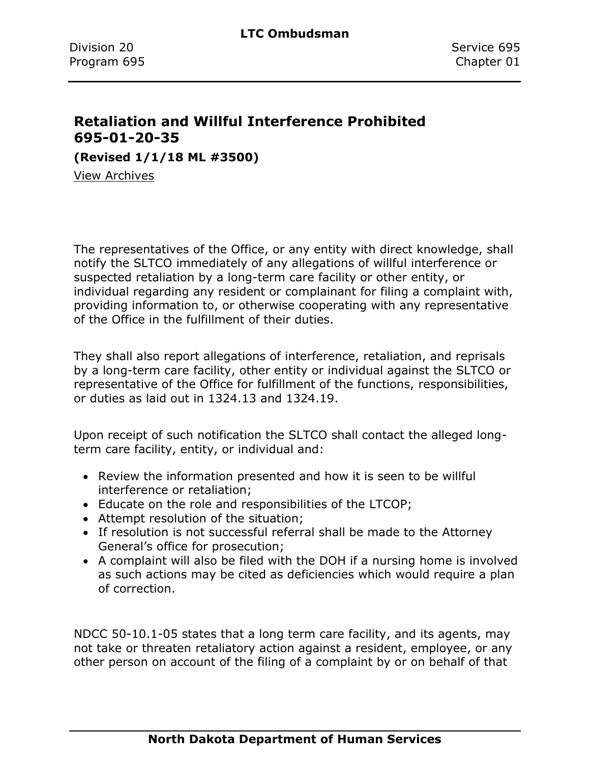## Retaliation and Willful Interference Prohibited 695-01-20-35

**(Revised 1/1/18 ML #3500)**

View Archives

The representatives of the Office, or any entity with direct knowledge, shall notify the SLTCO immediately of any allegations of willful interference or suspected retaliation by a long-term care facility or other entity, or individual regarding any resident or complainant for filing a complaint with, providing information to, or otherwise cooperating with any representative of the Office in the fulfillment of their duties.

They shall also report allegations of interference, retaliation, and reprisals by a long-term care facility, other entity or individual against the SLTCO or representative of the Office for fulfillment of the functions, responsibilities, or duties as laid out in 1324.13 and 1324.19.

Upon receipt of such notification the SLTCO shall contact the alleged long-term care facility, entity, or individual and:

- Review the information presented and how it is seen to be willful interference or retaliation;
- Educate on the role and responsibilities of the LTCOP;
- Attempt resolution of the situation;
- If resolution is not successful referral shall be made to the Attorney General's office for prosecution;
- A complaint will also be filed with the DOH if a nursing home is involved as such actions may be cited as deficiencies which would require a plan of correction.

NDCC 50-10.1-05 states that a long term care facility, and its agents, may not take or threaten retaliatory action against a resident, employee, or any other person on account of the filing of a complaint by or on behalf of that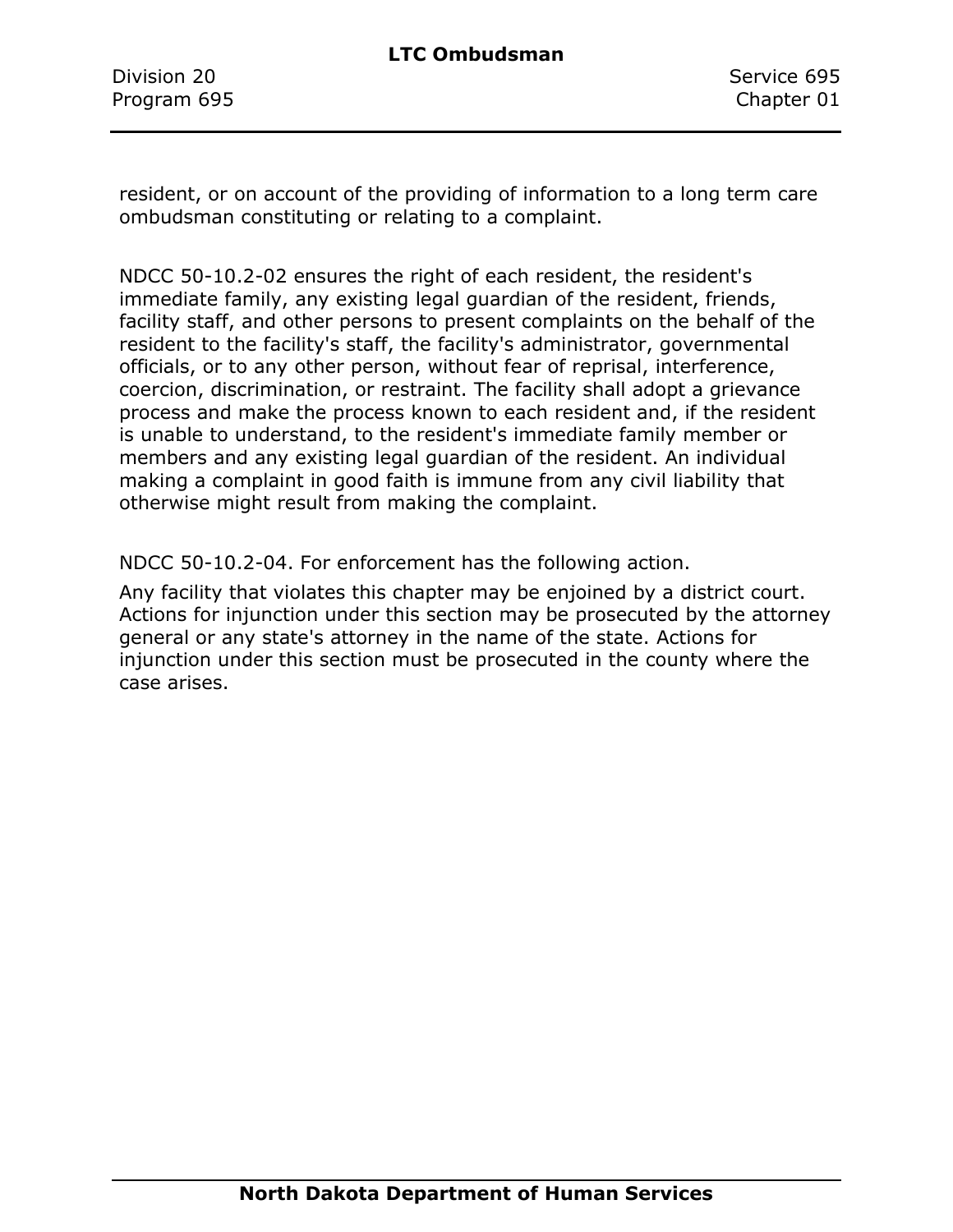resident, or on account of the providing of information to a long term care ombudsman constituting or relating to a complaint.

NDCC 50-10.2-02 ensures the right of each resident, the resident's immediate family, any existing legal guardian of the resident, friends, facility staff, and other persons to present complaints on the behalf of the resident to the facility's staff, the facility's administrator, governmental officials, or to any other person, without fear of reprisal, interference, coercion, discrimination, or restraint. The facility shall adopt a grievance process and make the process known to each resident and, if the resident is unable to understand, to the resident's immediate family member or members and any existing legal guardian of the resident. An individual making a complaint in good faith is immune from any civil liability that otherwise might result from making the complaint.

NDCC 50-10.2-04. For enforcement has the following action.

Any facility that violates this chapter may be enjoined by a district court. Actions for injunction under this section may be prosecuted by the attorney general or any state's attorney in the name of the state. Actions for injunction under this section must be prosecuted in the county where the case arises.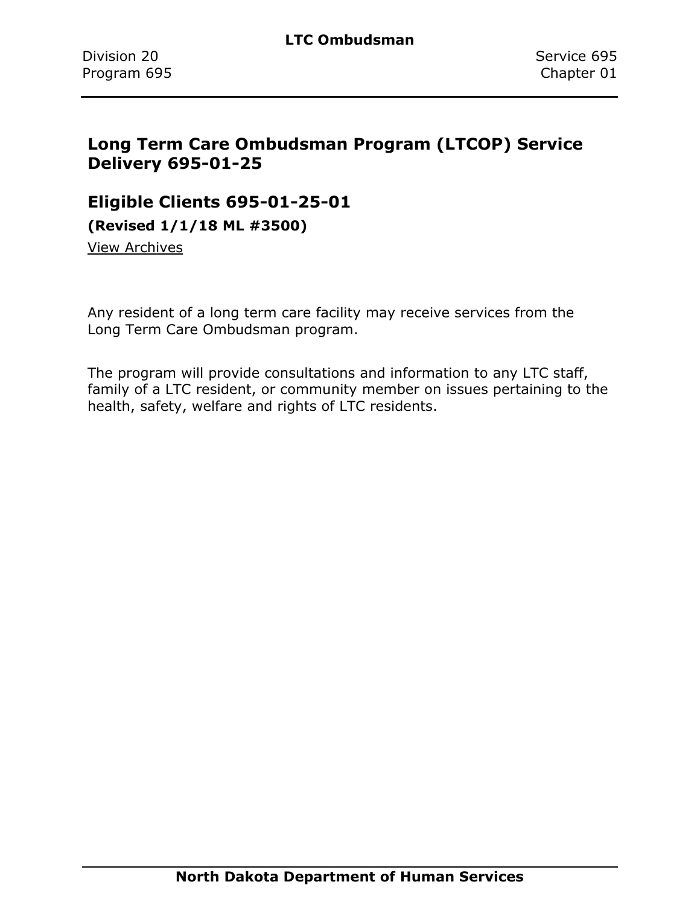## Long Term Care Ombudsman Program (LTCOP) Service Delivery 695-01-25

## Eligible Clients 695-01-25-01

**(Revised 1/1/18 ML #3500)**

View Archives

Any resident of a long term care facility may receive services from the Long Term Care Ombudsman program.

The program will provide consultations and information to any LTC staff, family of a LTC resident, or community member on issues pertaining to the health, safety, welfare and rights of LTC residents.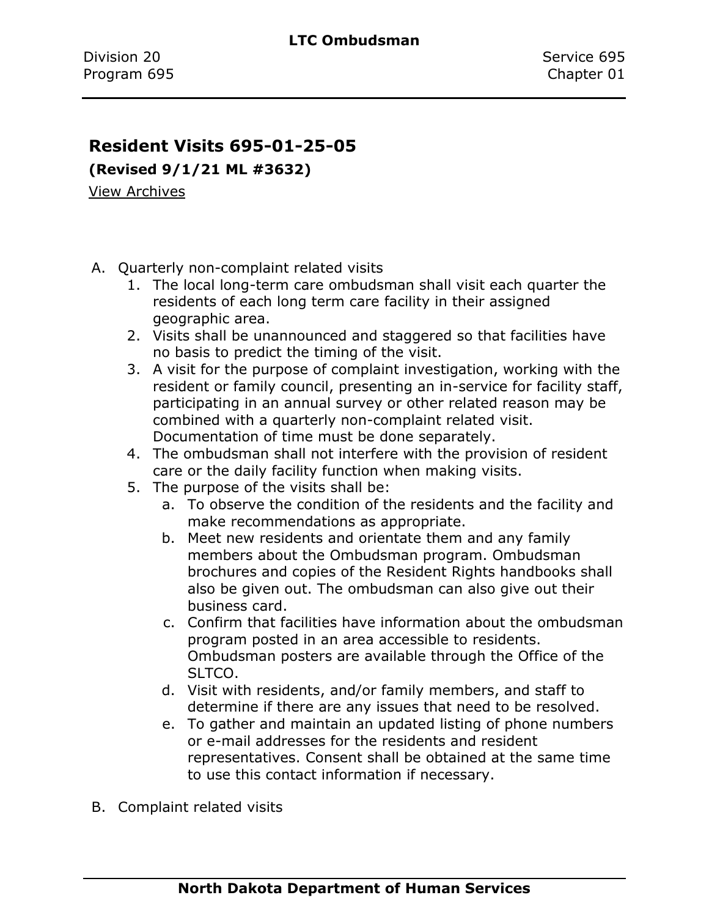# Resident Visits 695-01-25-05

**(Revised 9/1/21 ML #3632)**

View Archives

A. Quarterly non-complaint related visits
    1. The local long-term care ombudsman shall visit each quarter the residents of each long term care facility in their assigned geographic area.
    2. Visits shall be unannounced and staggered so that facilities have no basis to predict the timing of the visit.
    3. A visit for the purpose of complaint investigation, working with the resident or family council, presenting an in-service for facility staff, participating in an annual survey or other related reason may be combined with a quarterly non-complaint related visit. Documentation of time must be done separately.
    4. The ombudsman shall not interfere with the provision of resident care or the daily facility function when making visits.
    5. The purpose of the visits shall be:
        a. To observe the condition of the residents and the facility and make recommendations as appropriate.
        b. Meet new residents and orientate them and any family members about the Ombudsman program. Ombudsman brochures and copies of the Resident Rights handbooks shall also be given out. The ombudsman can also give out their business card.
        c. Confirm that facilities have information about the ombudsman program posted in an area accessible to residents. Ombudsman posters are available through the Office of the SLTCO.
        d. Visit with residents, and/or family members, and staff to determine if there are any issues that need to be resolved.
        e. To gather and maintain an updated listing of phone numbers or e-mail addresses for the residents and resident representatives. Consent shall be obtained at the same time to use this contact information if necessary.

B. Complaint related visits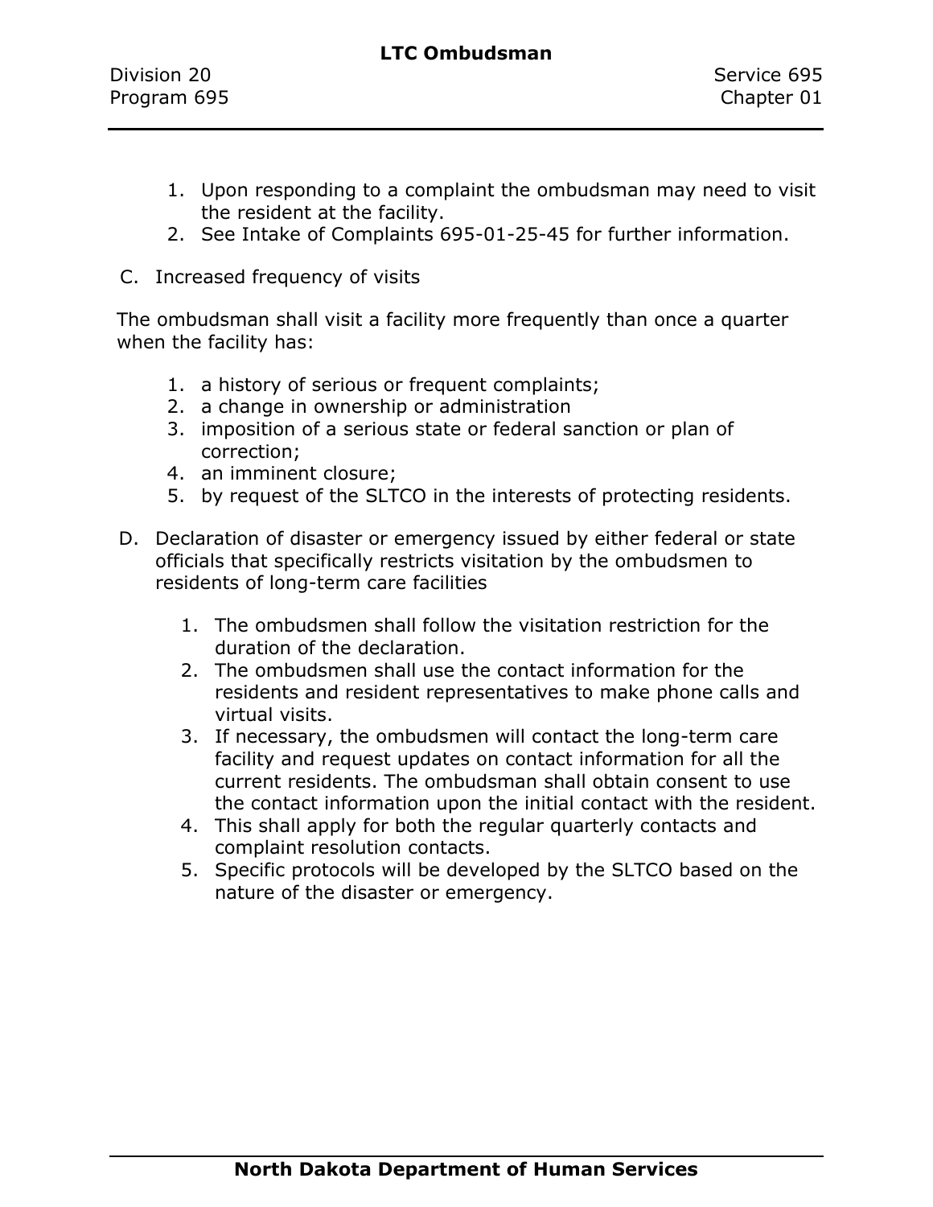1. Upon responding to a complaint the ombudsman may need to visit the resident at the facility.
2. See Intake of Complaints 695-01-25-45 for further information.

C. Increased frequency of visits

The ombudsman shall visit a facility more frequently than once a quarter when the facility has:

1. a history of serious or frequent complaints;
2. a change in ownership or administration
3. imposition of a serious state or federal sanction or plan of correction;
4. an imminent closure;
5. by request of the SLTCO in the interests of protecting residents.

D. Declaration of disaster or emergency issued by either federal or state officials that specifically restricts visitation by the ombudsmen to residents of long-term care facilities

   1. The ombudsmen shall follow the visitation restriction for the duration of the declaration.
   2. The ombudsmen shall use the contact information for the residents and resident representatives to make phone calls and virtual visits.
   3. If necessary, the ombudsmen will contact the long-term care facility and request updates on contact information for all the current residents. The ombudsman shall obtain consent to use the contact information upon the initial contact with the resident.
   4. This shall apply for both the regular quarterly contacts and complaint resolution contacts.
   5. Specific protocols will be developed by the SLTCO based on the nature of the disaster or emergency.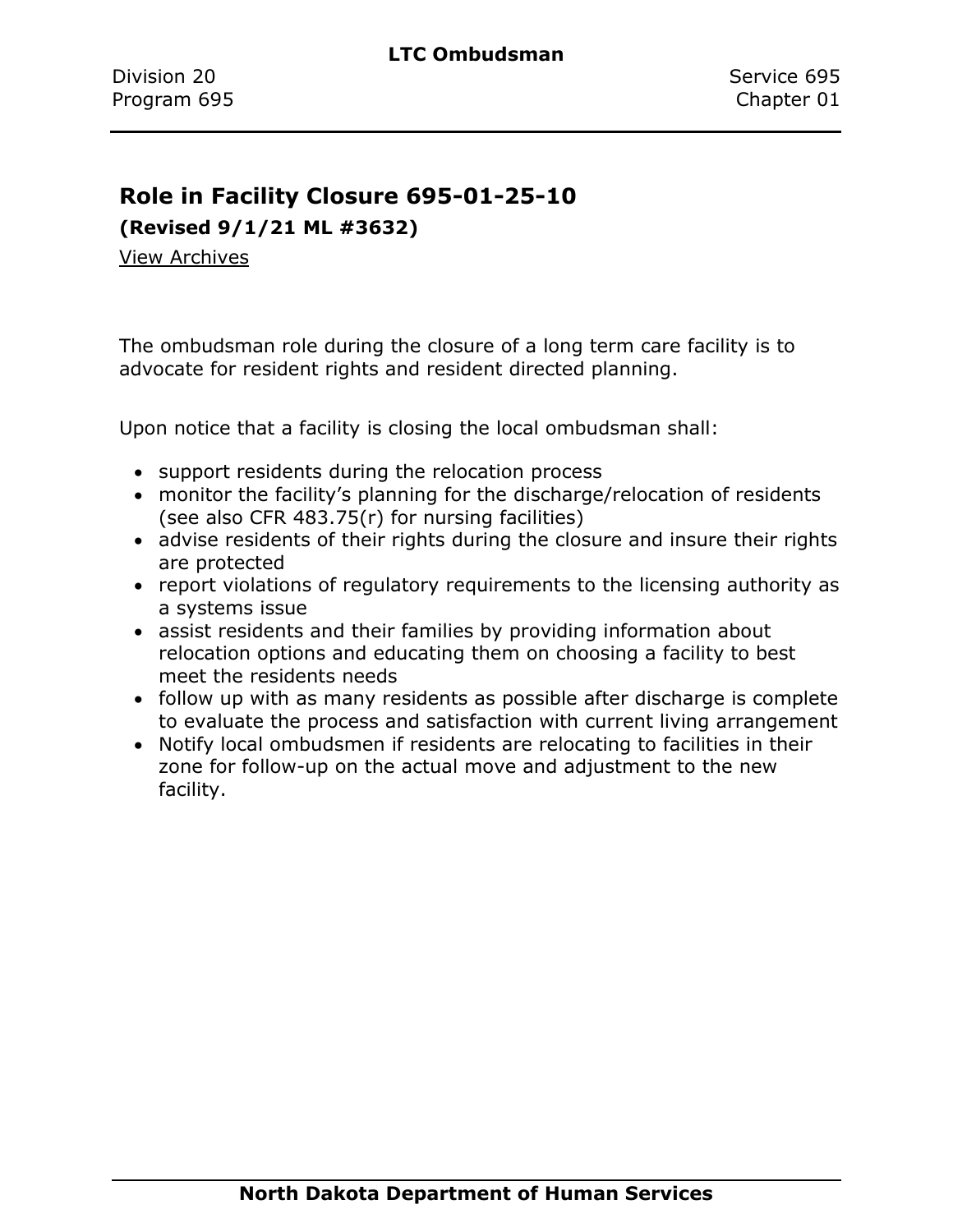## Role in Facility Closure 695-01-25-10

**(Revised 9/1/21 ML #3632)**

View Archives

The ombudsman role during the closure of a long term care facility is to advocate for resident rights and resident directed planning.

Upon notice that a facility is closing the local ombudsman shall:

- support residents during the relocation process
- monitor the facility's planning for the discharge/relocation of residents (see also CFR 483.75(r) for nursing facilities)
- advise residents of their rights during the closure and insure their rights are protected
- report violations of regulatory requirements to the licensing authority as a systems issue
- assist residents and their families by providing information about relocation options and educating them on choosing a facility to best meet the residents needs
- follow up with as many residents as possible after discharge is complete to evaluate the process and satisfaction with current living arrangement
- Notify local ombudsmen if residents are relocating to facilities in their zone for follow-up on the actual move and adjustment to the new facility.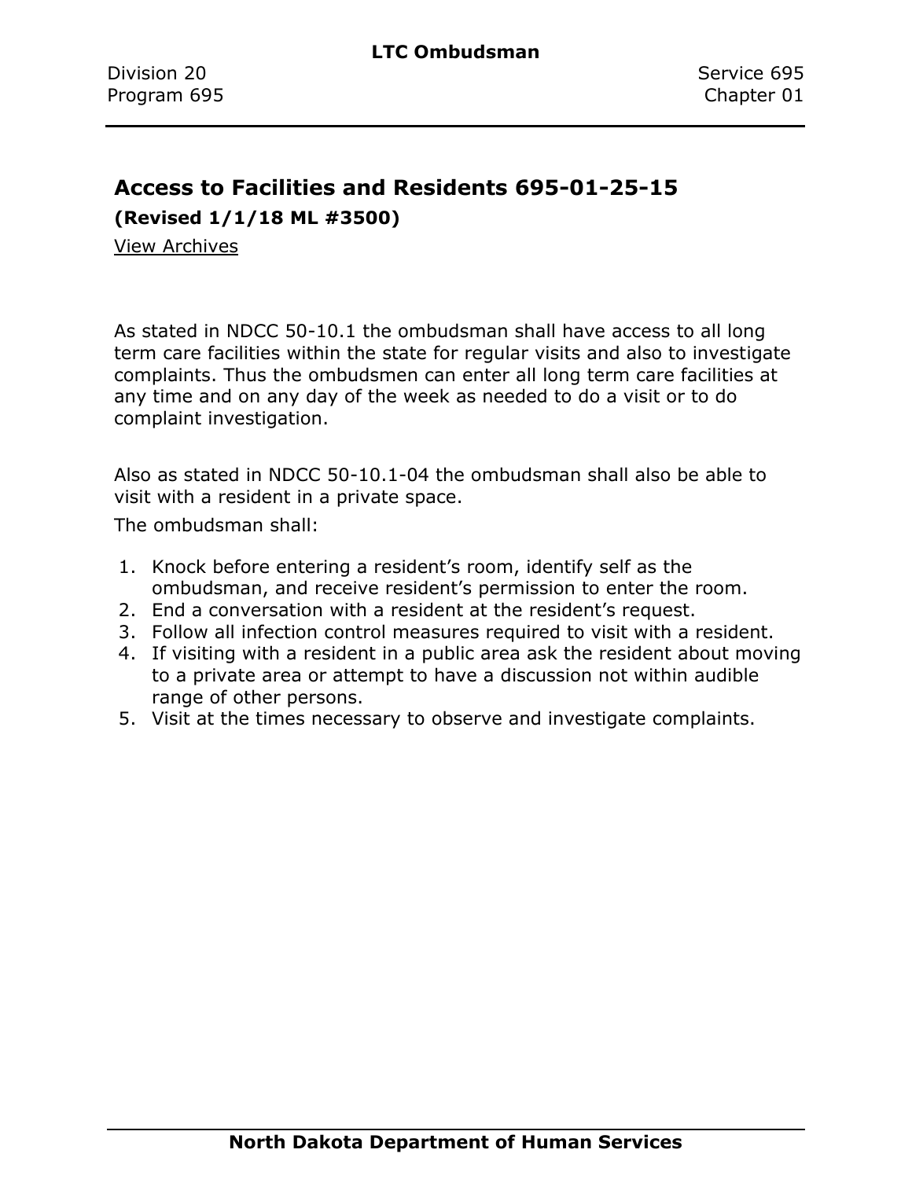## Access to Facilities and Residents 695-01-25-15

**(Revised 1/1/18 ML #3500)**

View Archives

As stated in NDCC 50-10.1 the ombudsman shall have access to all long term care facilities within the state for regular visits and also to investigate complaints. Thus the ombudsmen can enter all long term care facilities at any time and on any day of the week as needed to do a visit or to do complaint investigation.

Also as stated in NDCC 50-10.1-04 the ombudsman shall also be able to visit with a resident in a private space.

The ombudsman shall:

1. Knock before entering a resident's room, identify self as the ombudsman, and receive resident's permission to enter the room.
2. End a conversation with a resident at the resident's request.
3. Follow all infection control measures required to visit with a resident.
4. If visiting with a resident in a public area ask the resident about moving to a private area or attempt to have a discussion not within audible range of other persons.
5. Visit at the times necessary to observe and investigate complaints.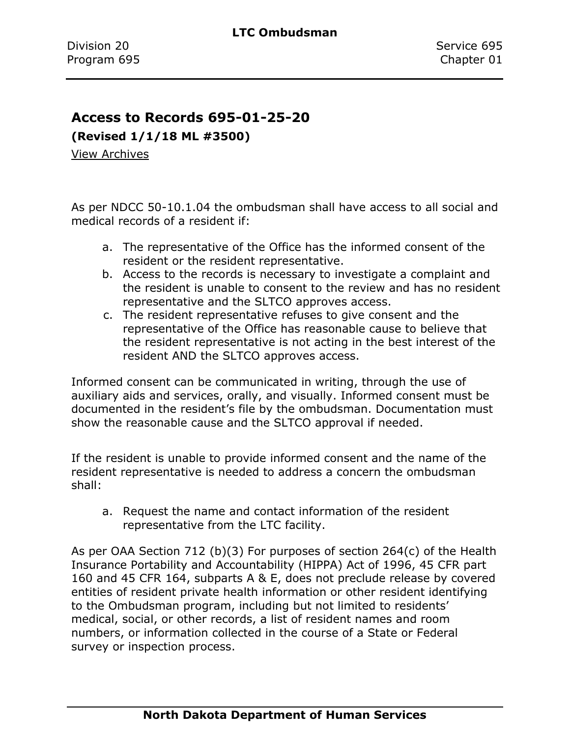## Access to Records 695-01-25-20

**(Revised 1/1/18 ML #3500)**

View Archives

As per NDCC 50-10.1.04 the ombudsman shall have access to all social and medical records of a resident if:

a. The representative of the Office has the informed consent of the resident or the resident representative.
b. Access to the records is necessary to investigate a complaint and the resident is unable to consent to the review and has no resident representative and the SLTCO approves access.
c. The resident representative refuses to give consent and the representative of the Office has reasonable cause to believe that the resident representative is not acting in the best interest of the resident AND the SLTCO approves access.

Informed consent can be communicated in writing, through the use of auxiliary aids and services, orally, and visually. Informed consent must be documented in the resident's file by the ombudsman. Documentation must show the reasonable cause and the SLTCO approval if needed.

If the resident is unable to provide informed consent and the name of the resident representative is needed to address a concern the ombudsman shall:

a. Request the name and contact information of the resident representative from the LTC facility.

As per OAA Section 712 (b)(3) For purposes of section 264(c) of the Health Insurance Portability and Accountability (HIPPA) Act of 1996, 45 CFR part 160 and 45 CFR 164, subparts A & E, does not preclude release by covered entities of resident private health information or other resident identifying to the Ombudsman program, including but not limited to residents' medical, social, or other records, a list of resident names and room numbers, or information collected in the course of a State or Federal survey or inspection process.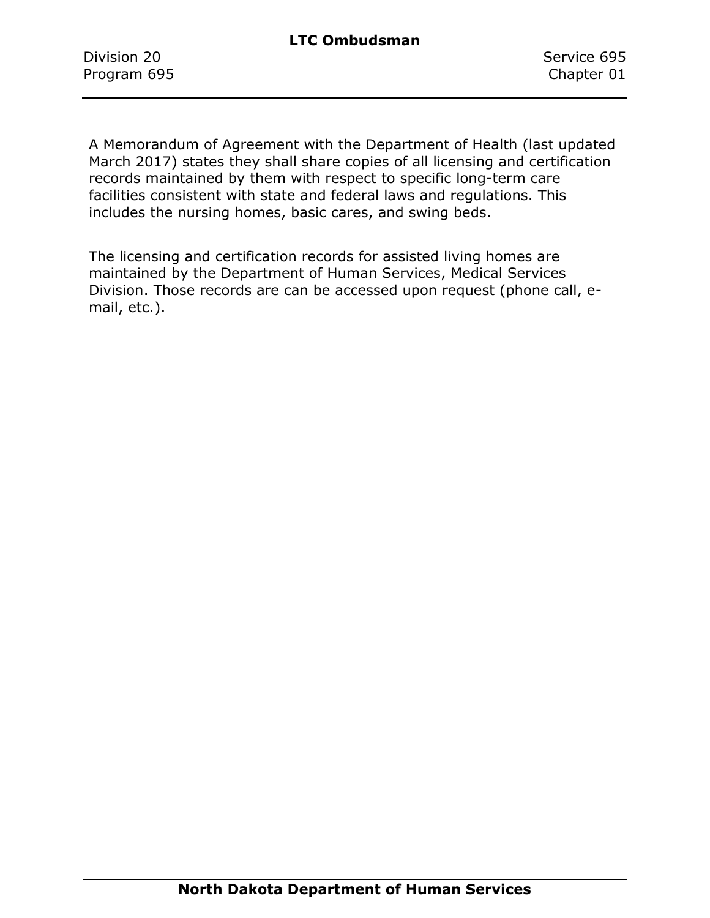A Memorandum of Agreement with the Department of Health (last updated March 2017) states they shall share copies of all licensing and certification records maintained by them with respect to specific long-term care facilities consistent with state and federal laws and regulations. This includes the nursing homes, basic cares, and swing beds.

The licensing and certification records for assisted living homes are maintained by the Department of Human Services, Medical Services Division. Those records are can be accessed upon request (phone call, e-mail, etc.).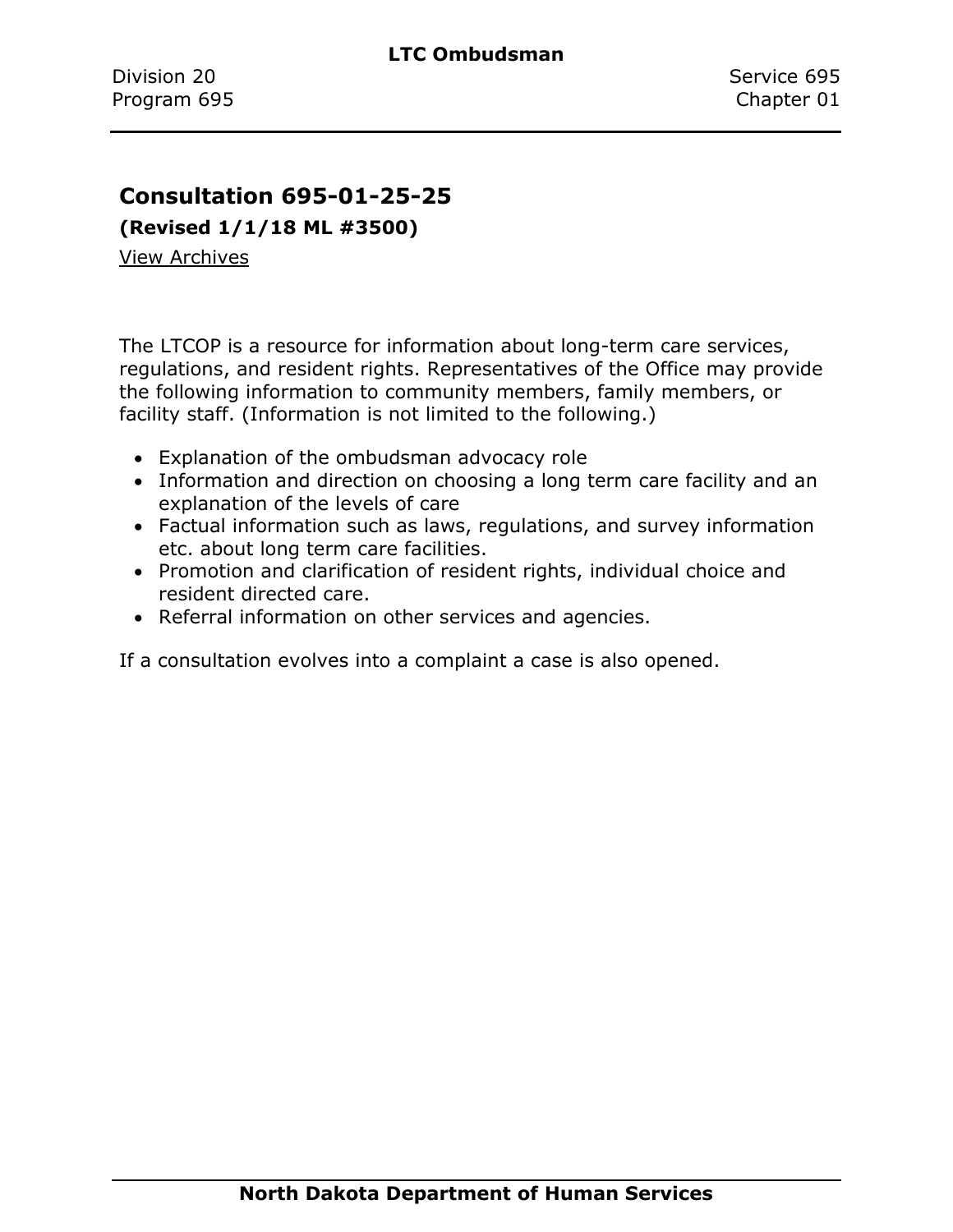## Consultation 695-01-25-25

**(Revised 1/1/18 ML #3500)**

View Archives

The LTCOP is a resource for information about long-term care services, regulations, and resident rights. Representatives of the Office may provide the following information to community members, family members, or facility staff. (Information is not limited to the following.)

- Explanation of the ombudsman advocacy role
- Information and direction on choosing a long term care facility and an explanation of the levels of care
- Factual information such as laws, regulations, and survey information etc. about long term care facilities.
- Promotion and clarification of resident rights, individual choice and resident directed care.
- Referral information on other services and agencies.

If a consultation evolves into a complaint a case is also opened.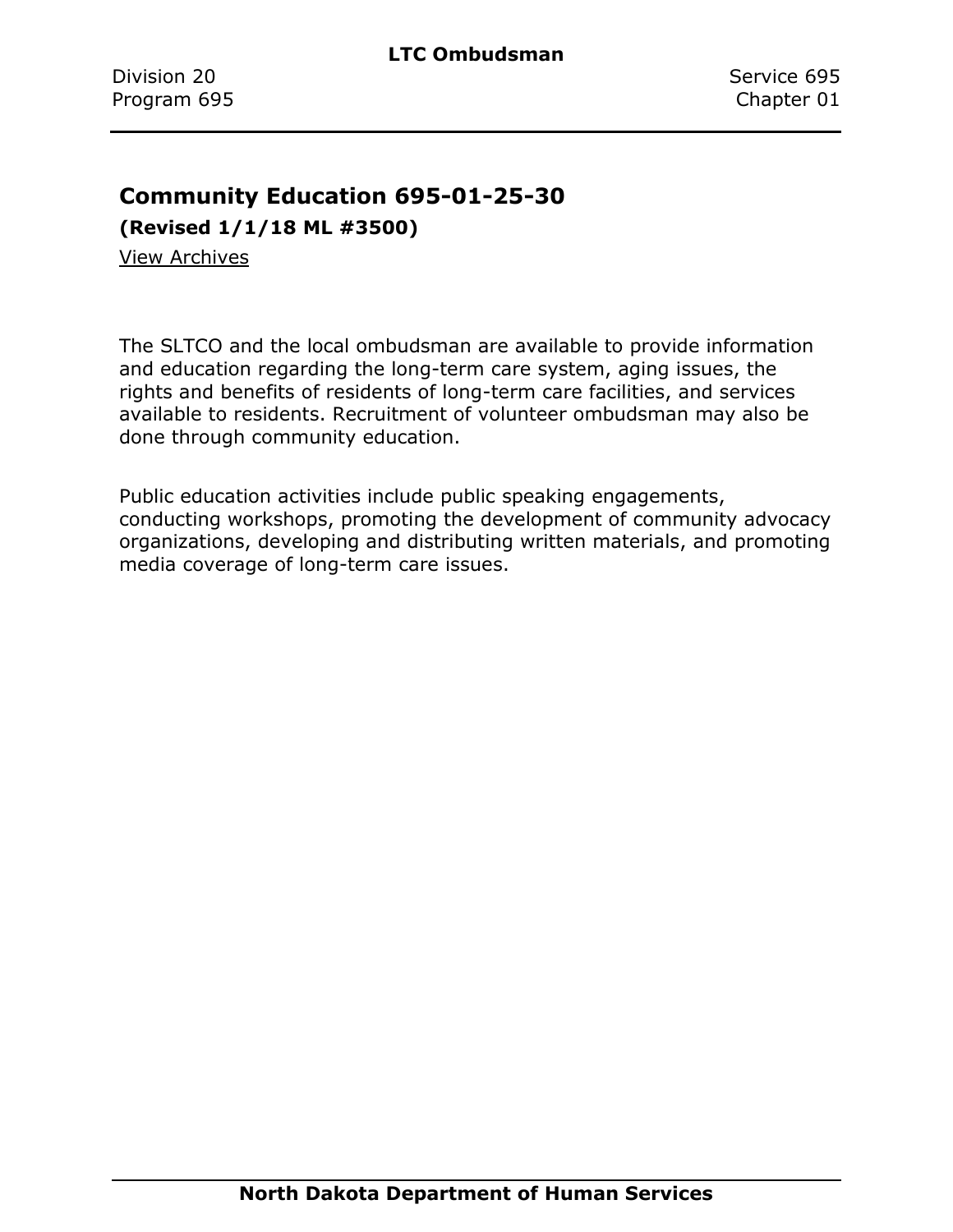## Community Education 695-01-25-30

**(Revised 1/1/18 ML #3500)**

View Archives

The SLTCO and the local ombudsman are available to provide information and education regarding the long-term care system, aging issues, the rights and benefits of residents of long-term care facilities, and services available to residents. Recruitment of volunteer ombudsman may also be done through community education.

Public education activities include public speaking engagements, conducting workshops, promoting the development of community advocacy organizations, developing and distributing written materials, and promoting media coverage of long-term care issues.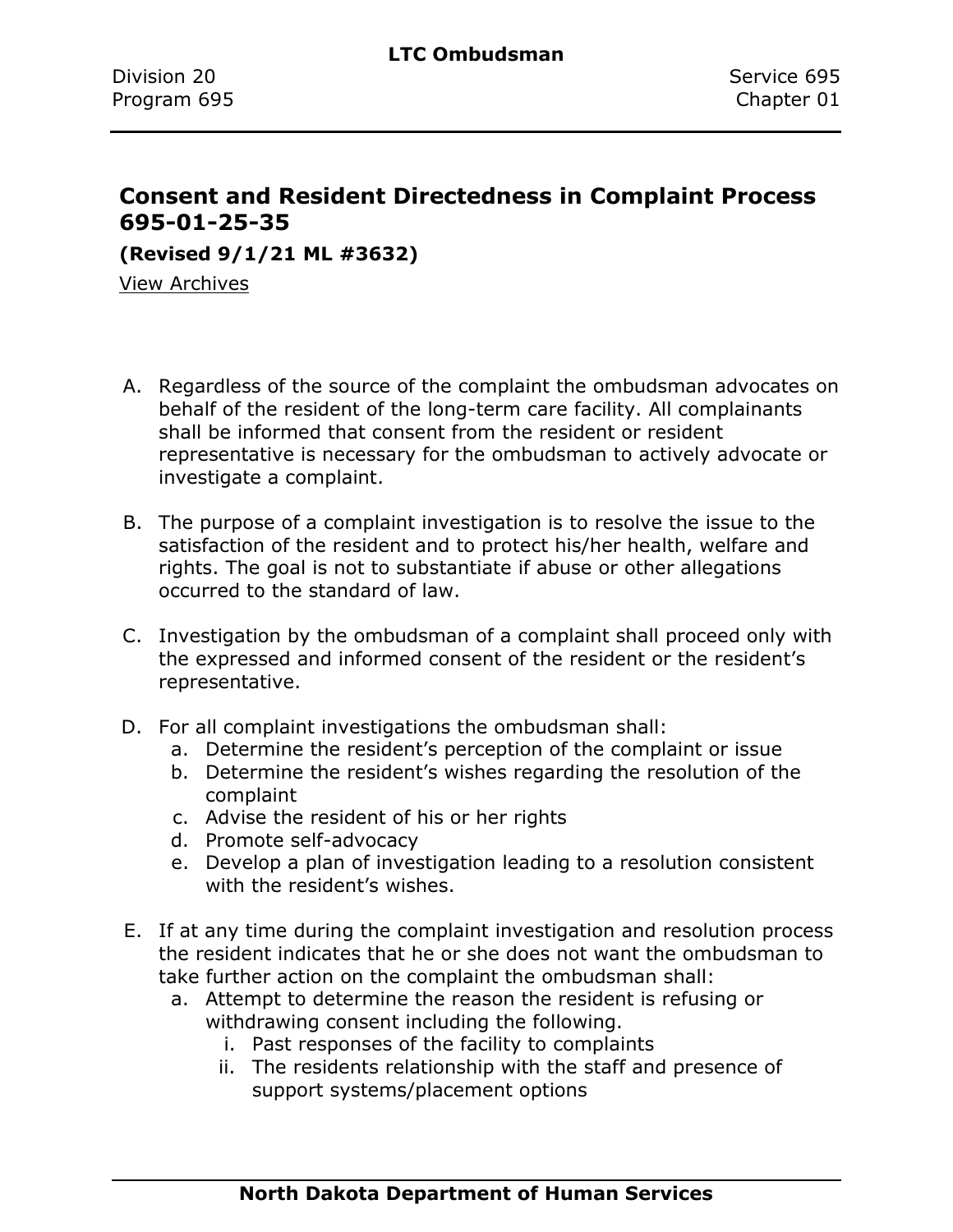# Consent and Resident Directedness in Complaint Process 695-01-25-35

**(Revised 9/1/21 ML #3632)**

View Archives

A. Regardless of the source of the complaint the ombudsman advocates on behalf of the resident of the long-term care facility. All complainants shall be informed that consent from the resident or resident representative is necessary for the ombudsman to actively advocate or investigate a complaint.

B. The purpose of a complaint investigation is to resolve the issue to the satisfaction of the resident and to protect his/her health, welfare and rights. The goal is not to substantiate if abuse or other allegations occurred to the standard of law.

C. Investigation by the ombudsman of a complaint shall proceed only with the expressed and informed consent of the resident or the resident's representative.

D. For all complaint investigations the ombudsman shall:
   a. Determine the resident's perception of the complaint or issue
   b. Determine the resident's wishes regarding the resolution of the complaint
   c. Advise the resident of his or her rights
   d. Promote self-advocacy
   e. Develop a plan of investigation leading to a resolution consistent with the resident's wishes.

E. If at any time during the complaint investigation and resolution process the resident indicates that he or she does not want the ombudsman to take further action on the complaint the ombudsman shall:
   a. Attempt to determine the reason the resident is refusing or withdrawing consent including the following.
      i. Past responses of the facility to complaints
      ii. The residents relationship with the staff and presence of support systems/placement options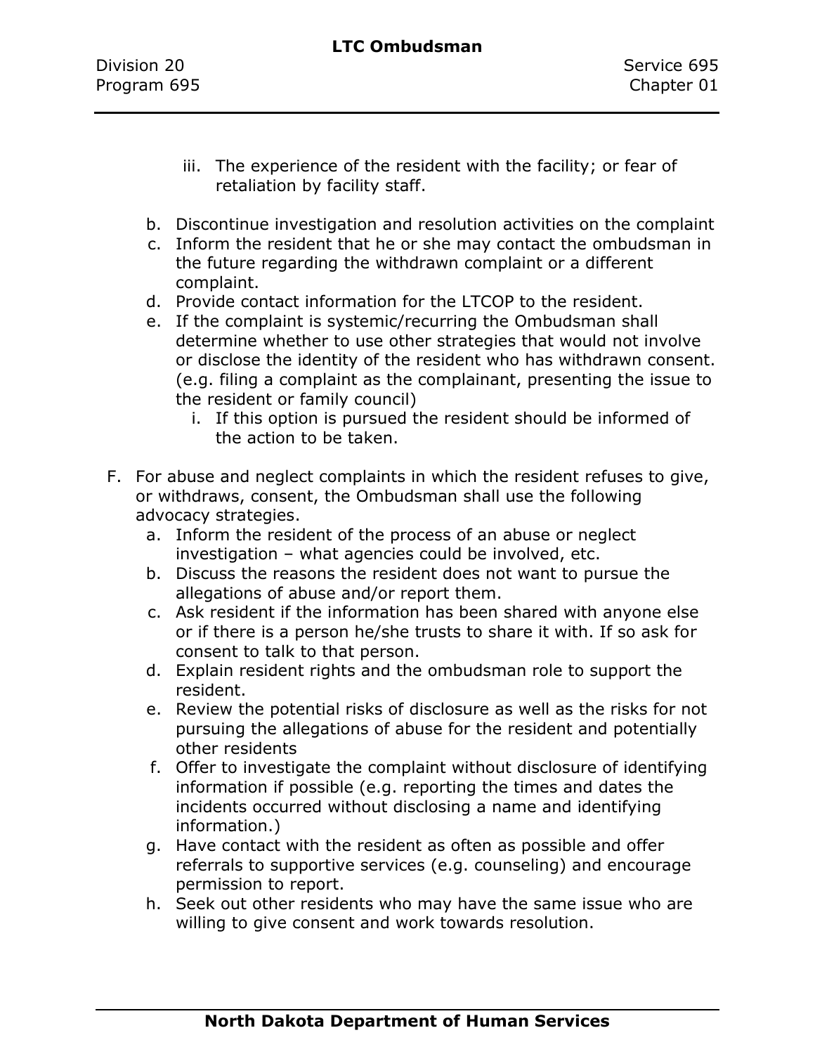iii. The experience of the resident with the facility; or fear of retaliation by facility staff.

b. Discontinue investigation and resolution activities on the complaint
c. Inform the resident that he or she may contact the ombudsman in the future regarding the withdrawn complaint or a different complaint.
d. Provide contact information for the LTCOP to the resident.
e. If the complaint is systemic/recurring the Ombudsman shall determine whether to use other strategies that would not involve or disclose the identity of the resident who has withdrawn consent. (e.g. filing a complaint as the complainant, presenting the issue to the resident or family council)
   i. If this option is pursued the resident should be informed of the action to be taken.

F. For abuse and neglect complaints in which the resident refuses to give, or withdraws, consent, the Ombudsman shall use the following advocacy strategies.
   a. Inform the resident of the process of an abuse or neglect investigation – what agencies could be involved, etc.
   b. Discuss the reasons the resident does not want to pursue the allegations of abuse and/or report them.
   c. Ask resident if the information has been shared with anyone else or if there is a person he/she trusts to share it with. If so ask for consent to talk to that person.
   d. Explain resident rights and the ombudsman role to support the resident.
   e. Review the potential risks of disclosure as well as the risks for not pursuing the allegations of abuse for the resident and potentially other residents
   f. Offer to investigate the complaint without disclosure of identifying information if possible (e.g. reporting the times and dates the incidents occurred without disclosing a name and identifying information.)
   g. Have contact with the resident as often as possible and offer referrals to supportive services (e.g. counseling) and encourage permission to report.
   h. Seek out other residents who may have the same issue who are willing to give consent and work towards resolution.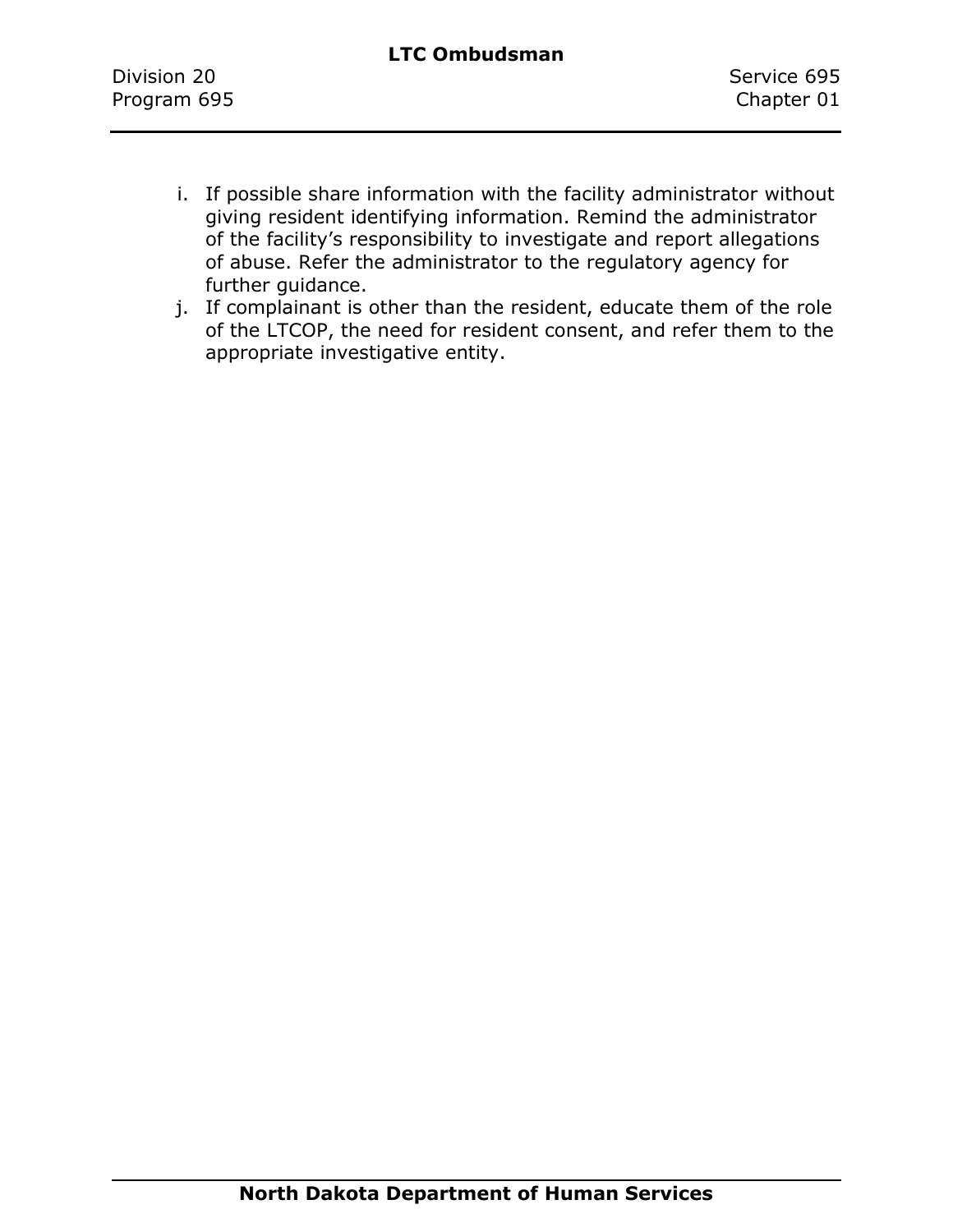i. If possible share information with the facility administrator without giving resident identifying information. Remind the administrator of the facility's responsibility to investigate and report allegations of abuse. Refer the administrator to the regulatory agency for further guidance.
j. If complainant is other than the resident, educate them of the role of the LTCOP, the need for resident consent, and refer them to the appropriate investigative entity.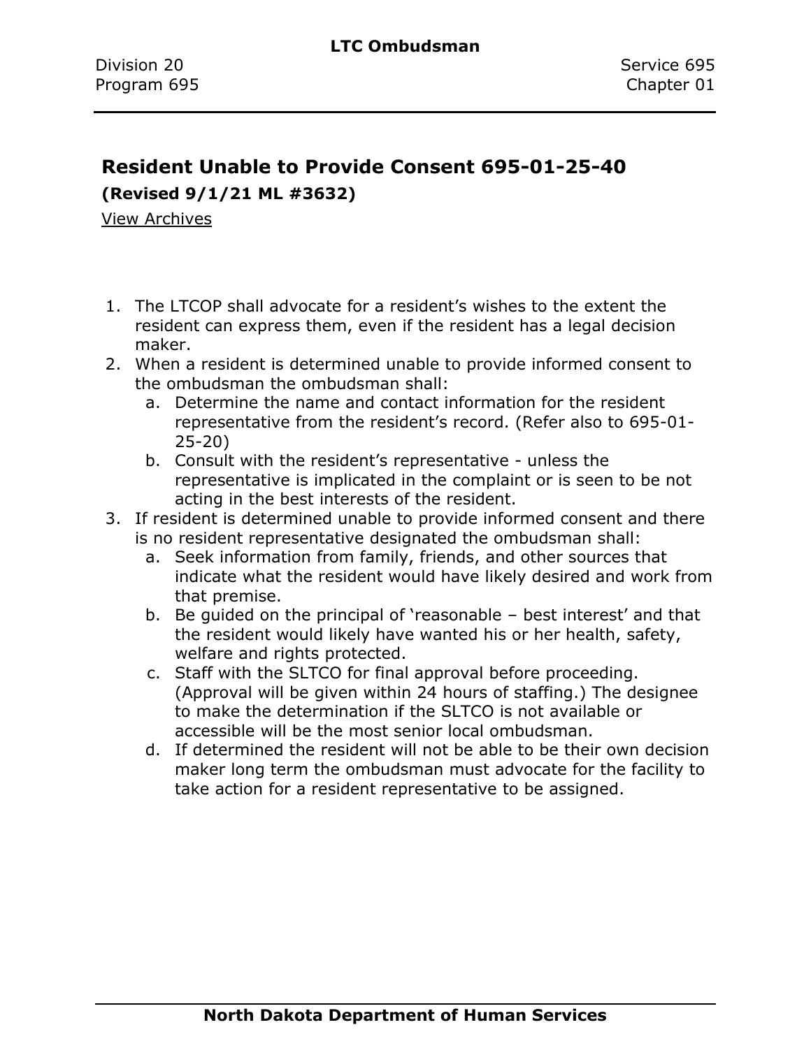# Resident Unable to Provide Consent 695-01-25-40

**(Revised 9/1/21 ML #3632)**

View Archives

1. The LTCOP shall advocate for a resident's wishes to the extent the resident can express them, even if the resident has a legal decision maker.
2. When a resident is determined unable to provide informed consent to the ombudsman the ombudsman shall:
   a. Determine the name and contact information for the resident representative from the resident's record. (Refer also to 695-01-25-20)
   b. Consult with the resident's representative - unless the representative is implicated in the complaint or is seen to be not acting in the best interests of the resident.
3. If resident is determined unable to provide informed consent and there is no resident representative designated the ombudsman shall:
   a. Seek information from family, friends, and other sources that indicate what the resident would have likely desired and work from that premise.
   b. Be guided on the principal of 'reasonable – best interest' and that the resident would likely have wanted his or her health, safety, welfare and rights protected.
   c. Staff with the SLTCO for final approval before proceeding. (Approval will be given within 24 hours of staffing.) The designee to make the determination if the SLTCO is not available or accessible will be the most senior local ombudsman.
   d. If determined the resident will not be able to be their own decision maker long term the ombudsman must advocate for the facility to take action for a resident representative to be assigned.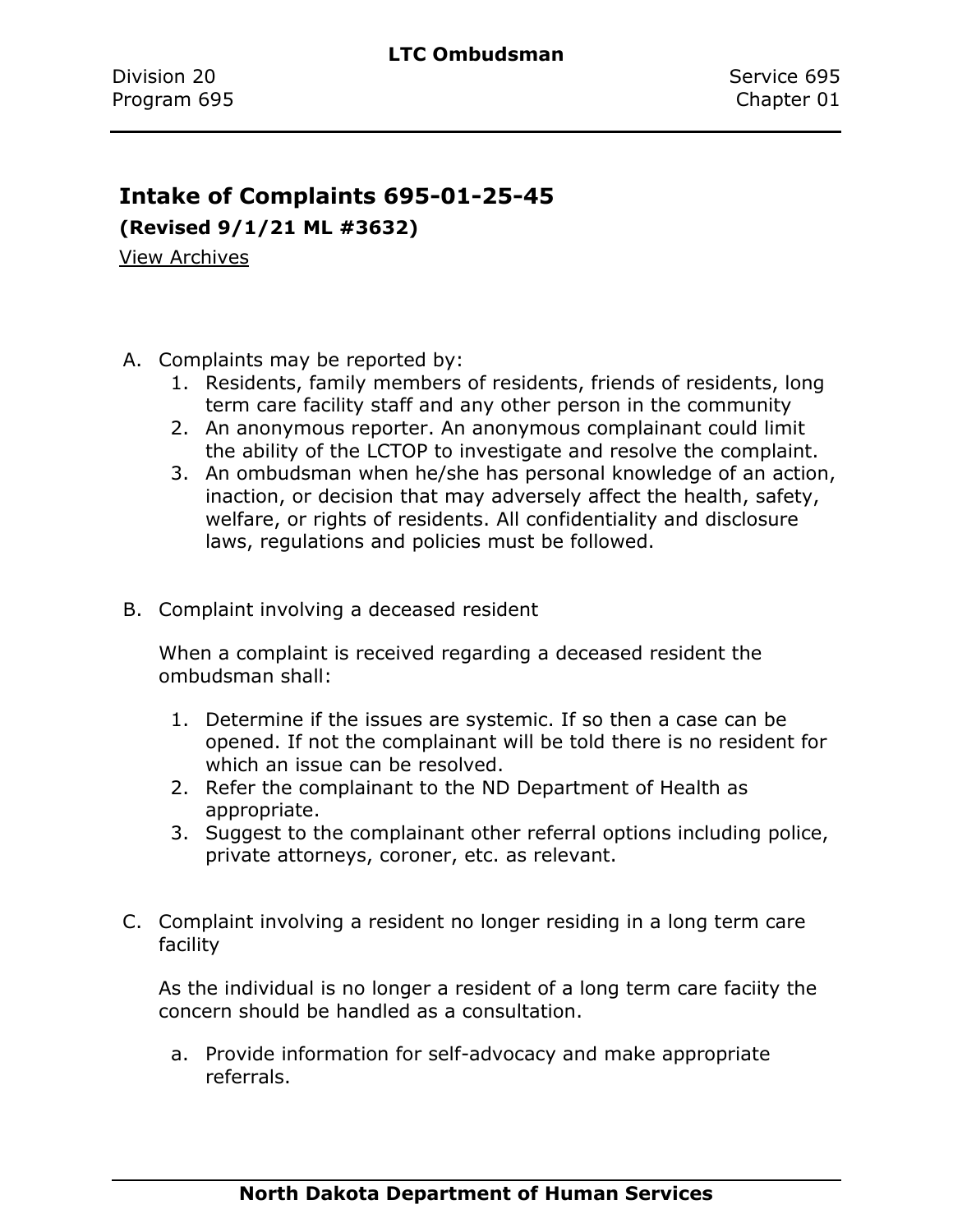# Intake of Complaints 695-01-25-45

**(Revised 9/1/21 ML #3632)**

View Archives

A. Complaints may be reported by:
   1. Residents, family members of residents, friends of residents, long term care facility staff and any other person in the community
   2. An anonymous reporter. An anonymous complainant could limit the ability of the LCTOP to investigate and resolve the complaint.
   3. An ombudsman when he/she has personal knowledge of an action, inaction, or decision that may adversely affect the health, safety, welfare, or rights of residents. All confidentiality and disclosure laws, regulations and policies must be followed.

B. Complaint involving a deceased resident

   When a complaint is received regarding a deceased resident the ombudsman shall:

   1. Determine if the issues are systemic. If so then a case can be opened. If not the complainant will be told there is no resident for which an issue can be resolved.
   2. Refer the complainant to the ND Department of Health as appropriate.
   3. Suggest to the complainant other referral options including police, private attorneys, coroner, etc. as relevant.

C. Complaint involving a resident no longer residing in a long term care facility

   As the individual is no longer a resident of a long term care faciity the concern should be handled as a consultation.

   a. Provide information for self-advocacy and make appropriate referrals.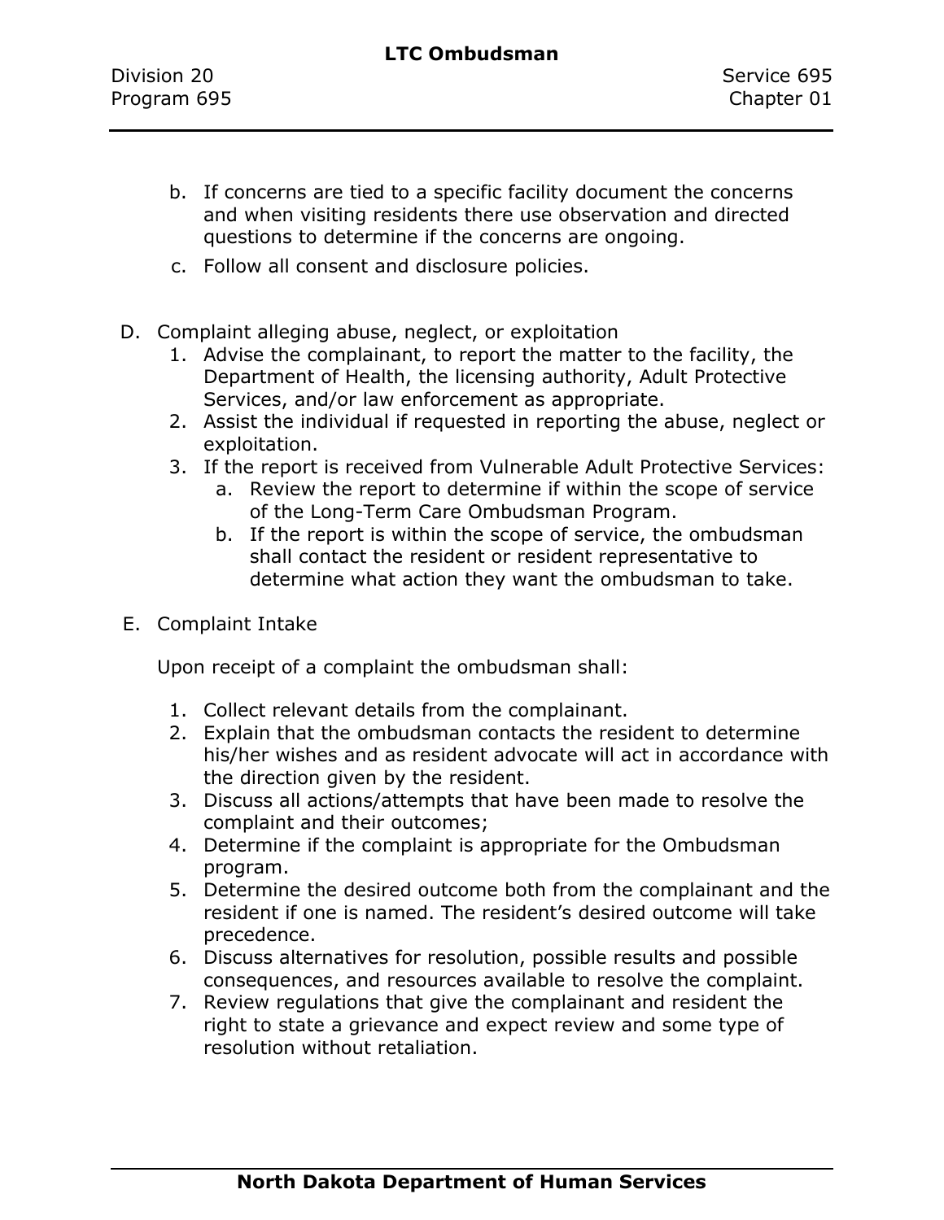b. If concerns are tied to a specific facility document the concerns and when visiting residents there use observation and directed questions to determine if the concerns are ongoing.

c. Follow all consent and disclosure policies.

D. Complaint alleging abuse, neglect, or exploitation

1. Advise the complainant, to report the matter to the facility, the Department of Health, the licensing authority, Adult Protective Services, and/or law enforcement as appropriate.
2. Assist the individual if requested in reporting the abuse, neglect or exploitation.
3. If the report is received from Vulnerable Adult Protective Services:
   a. Review the report to determine if within the scope of service of the Long-Term Care Ombudsman Program.
   b. If the report is within the scope of service, the ombudsman shall contact the resident or resident representative to determine what action they want the ombudsman to take.

E. Complaint Intake

Upon receipt of a complaint the ombudsman shall:

1. Collect relevant details from the complainant.
2. Explain that the ombudsman contacts the resident to determine his/her wishes and as resident advocate will act in accordance with the direction given by the resident.
3. Discuss all actions/attempts that have been made to resolve the complaint and their outcomes;
4. Determine if the complaint is appropriate for the Ombudsman program.
5. Determine the desired outcome both from the complainant and the resident if one is named. The resident's desired outcome will take precedence.
6. Discuss alternatives for resolution, possible results and possible consequences, and resources available to resolve the complaint.
7. Review regulations that give the complainant and resident the right to state a grievance and expect review and some type of resolution without retaliation.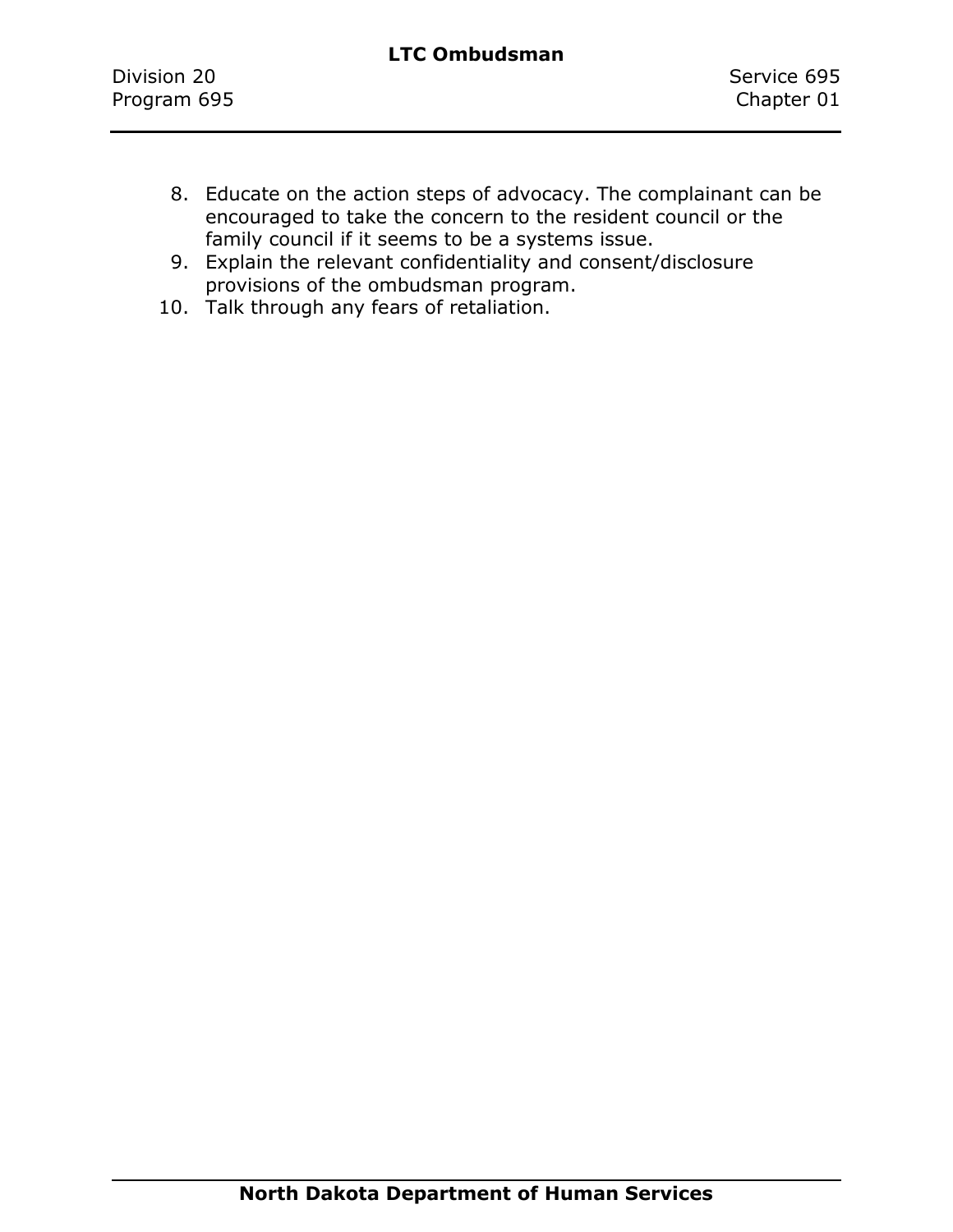8. Educate on the action steps of advocacy. The complainant can be encouraged to take the concern to the resident council or the family council if it seems to be a systems issue.
9. Explain the relevant confidentiality and consent/disclosure provisions of the ombudsman program.
10. Talk through any fears of retaliation.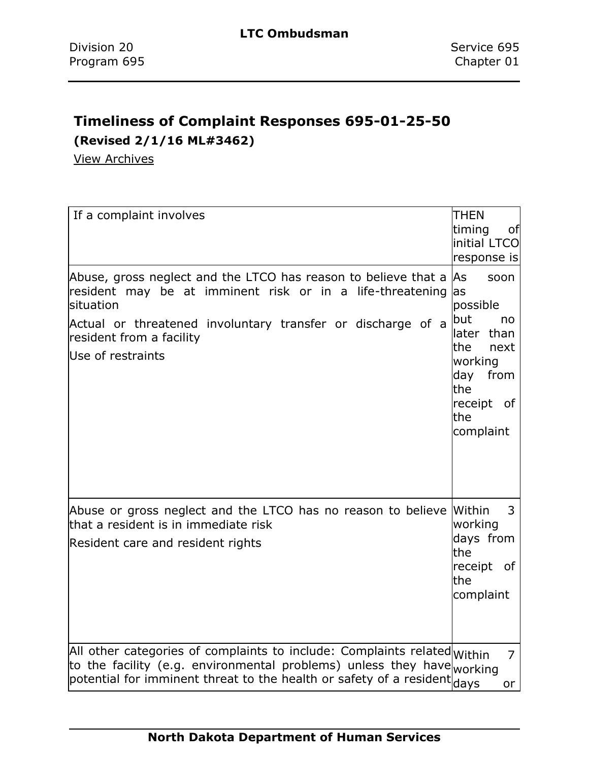## Timeliness of Complaint Responses 695-01-25-50

**(Revised 2/1/16 ML#3462)**

View Archives

| If a complaint involves | THEN timing of initial LTCO response is |
|---|---|
| Abuse, gross neglect and the LTCO has reason to believe that a resident may be at imminent risk or in a life-threatening situation<br><br>Actual or threatened involuntary transfer or discharge of a resident from a facility<br><br>Use of restraints | As soon as possible but no later than the next working day from the receipt of the complaint |
| Abuse or gross neglect and the LTCO has no reason to believe that a resident is in immediate risk<br><br>Resident care and resident rights | Within 3 working days from the receipt of the complaint |
| All other categories of complaints to include: Complaints related to the facility (e.g. environmental problems) unless they have potential for imminent threat to the health or safety of a resident | Within 7 working days or |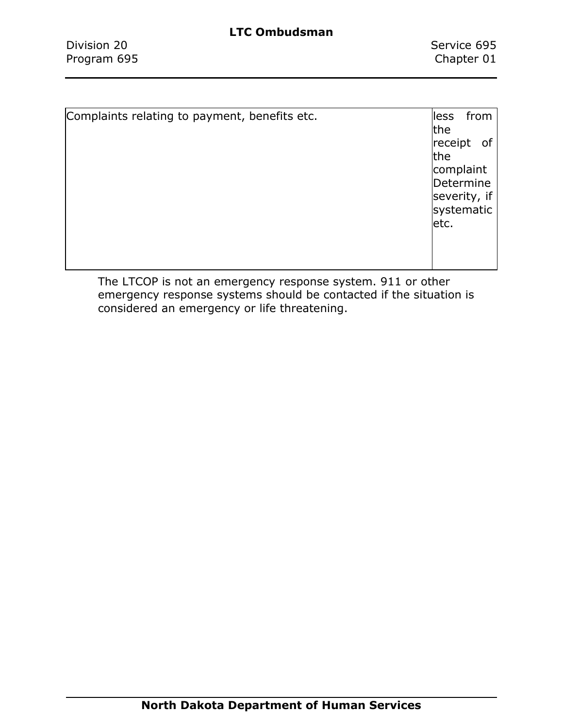| Complaints relating to payment, benefits etc. | less from the receipt of the complaint Determine severity, if systematic etc. |
|---|---|

The LTCOP is not an emergency response system. 911 or other emergency response systems should be contacted if the situation is considered an emergency or life threatening.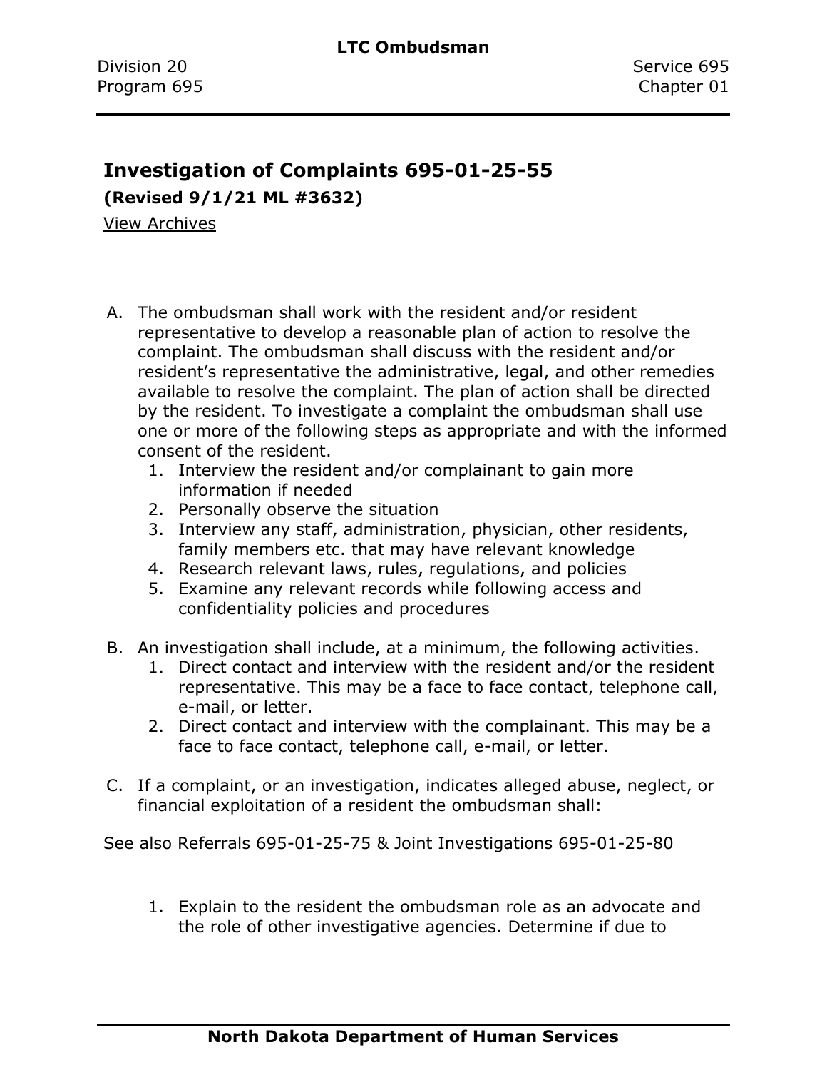## Investigation of Complaints 695-01-25-55

**(Revised 9/1/21 ML #3632)**

View Archives

A. The ombudsman shall work with the resident and/or resident representative to develop a reasonable plan of action to resolve the complaint. The ombudsman shall discuss with the resident and/or resident's representative the administrative, legal, and other remedies available to resolve the complaint. The plan of action shall be directed by the resident. To investigate a complaint the ombudsman shall use one or more of the following steps as appropriate and with the informed consent of the resident.
   1. Interview the resident and/or complainant to gain more information if needed
   2. Personally observe the situation
   3. Interview any staff, administration, physician, other residents, family members etc. that may have relevant knowledge
   4. Research relevant laws, rules, regulations, and policies
   5. Examine any relevant records while following access and confidentiality policies and procedures

B. An investigation shall include, at a minimum, the following activities.
   1. Direct contact and interview with the resident and/or the resident representative. This may be a face to face contact, telephone call, e-mail, or letter.
   2. Direct contact and interview with the complainant. This may be a face to face contact, telephone call, e-mail, or letter.

C. If a complaint, or an investigation, indicates alleged abuse, neglect, or financial exploitation of a resident the ombudsman shall:

See also Referrals 695-01-25-75 & Joint Investigations 695-01-25-80

   1. Explain to the resident the ombudsman role as an advocate and the role of other investigative agencies. Determine if due to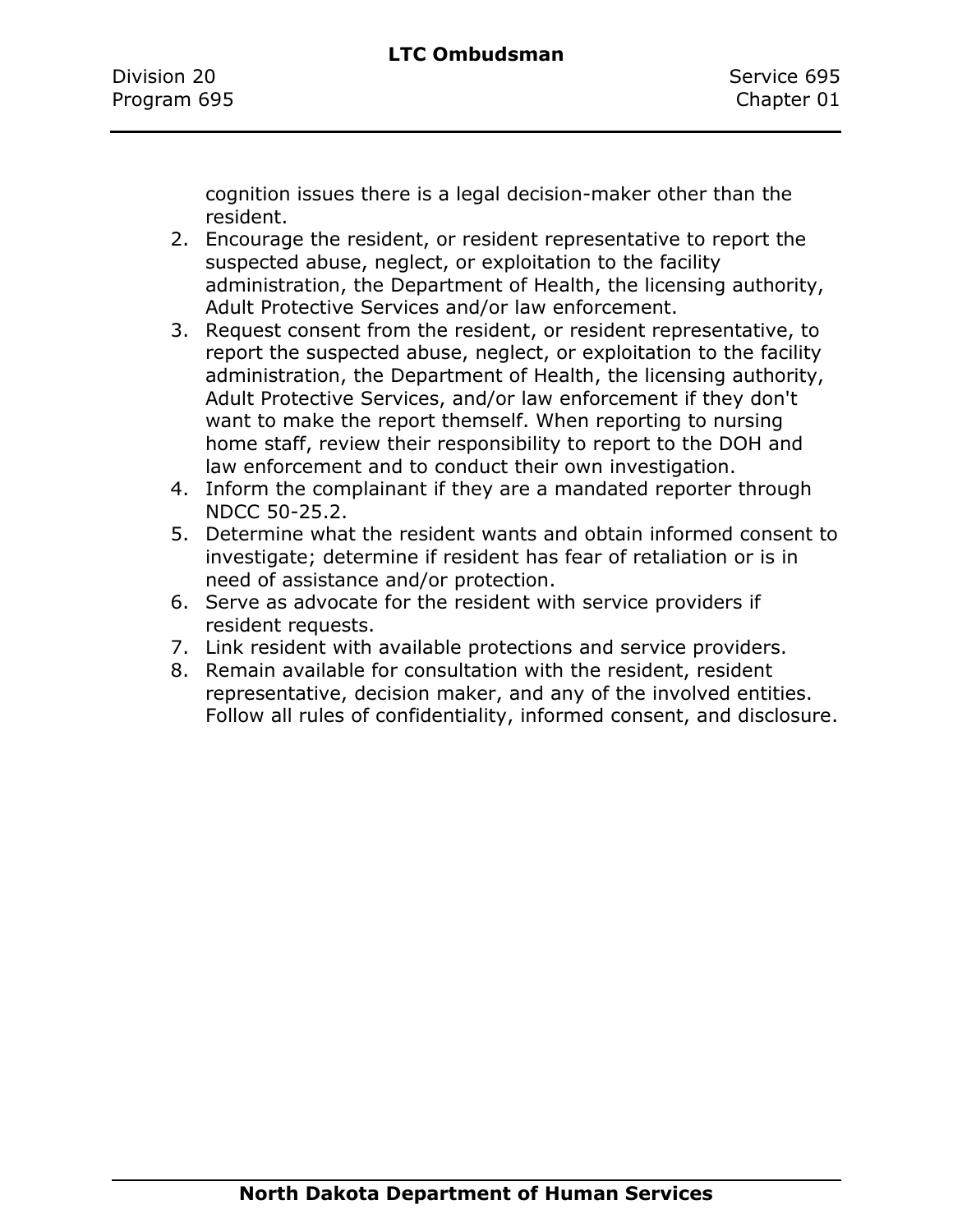cognition issues there is a legal decision-maker other than the resident.

2. Encourage the resident, or resident representative to report the suspected abuse, neglect, or exploitation to the facility administration, the Department of Health, the licensing authority, Adult Protective Services and/or law enforcement.
3. Request consent from the resident, or resident representative, to report the suspected abuse, neglect, or exploitation to the facility administration, the Department of Health, the licensing authority, Adult Protective Services, and/or law enforcement if they don't want to make the report themself. When reporting to nursing home staff, review their responsibility to report to the DOH and law enforcement and to conduct their own investigation.
4. Inform the complainant if they are a mandated reporter through NDCC 50-25.2.
5. Determine what the resident wants and obtain informed consent to investigate; determine if resident has fear of retaliation or is in need of assistance and/or protection.
6. Serve as advocate for the resident with service providers if resident requests.
7. Link resident with available protections and service providers.
8. Remain available for consultation with the resident, resident representative, decision maker, and any of the involved entities. Follow all rules of confidentiality, informed consent, and disclosure.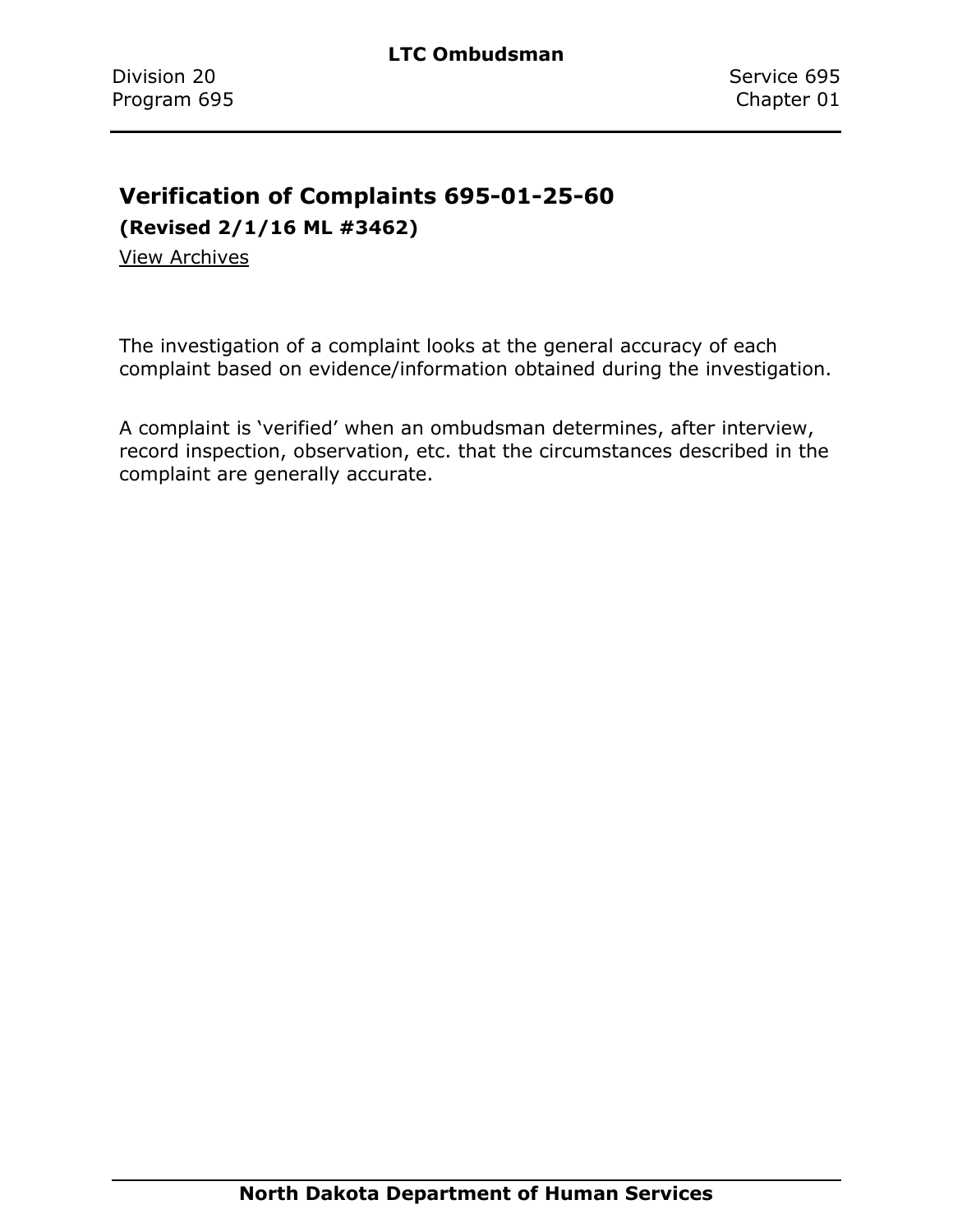## Verification of Complaints 695-01-25-60

**(Revised 2/1/16 ML #3462)**

View Archives

The investigation of a complaint looks at the general accuracy of each complaint based on evidence/information obtained during the investigation.

A complaint is ‘verified’ when an ombudsman determines, after interview, record inspection, observation, etc. that the circumstances described in the complaint are generally accurate.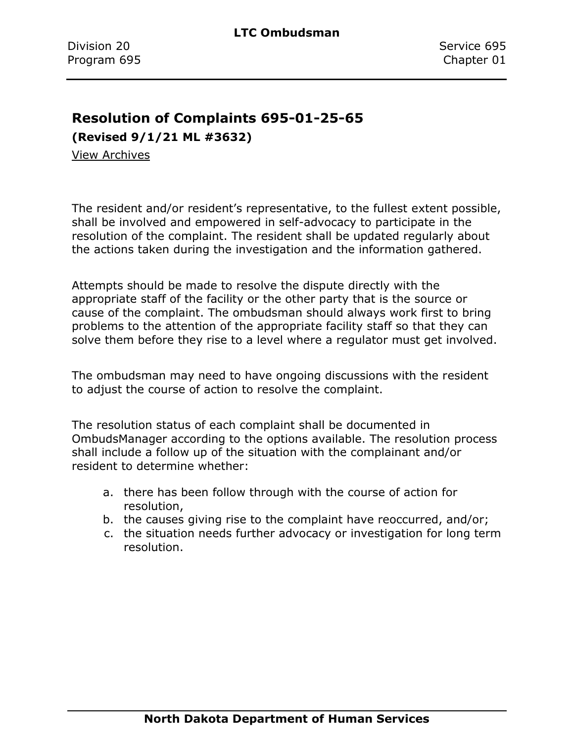## Resolution of Complaints 695-01-25-65

**(Revised 9/1/21 ML #3632)**

View Archives

The resident and/or resident's representative, to the fullest extent possible, shall be involved and empowered in self-advocacy to participate in the resolution of the complaint. The resident shall be updated regularly about the actions taken during the investigation and the information gathered.

Attempts should be made to resolve the dispute directly with the appropriate staff of the facility or the other party that is the source or cause of the complaint. The ombudsman should always work first to bring problems to the attention of the appropriate facility staff so that they can solve them before they rise to a level where a regulator must get involved.

The ombudsman may need to have ongoing discussions with the resident to adjust the course of action to resolve the complaint.

The resolution status of each complaint shall be documented in OmbudsManager according to the options available. The resolution process shall include a follow up of the situation with the complainant and/or resident to determine whether:

a. there has been follow through with the course of action for resolution,
b. the causes giving rise to the complaint have reoccurred, and/or;
c. the situation needs further advocacy or investigation for long term resolution.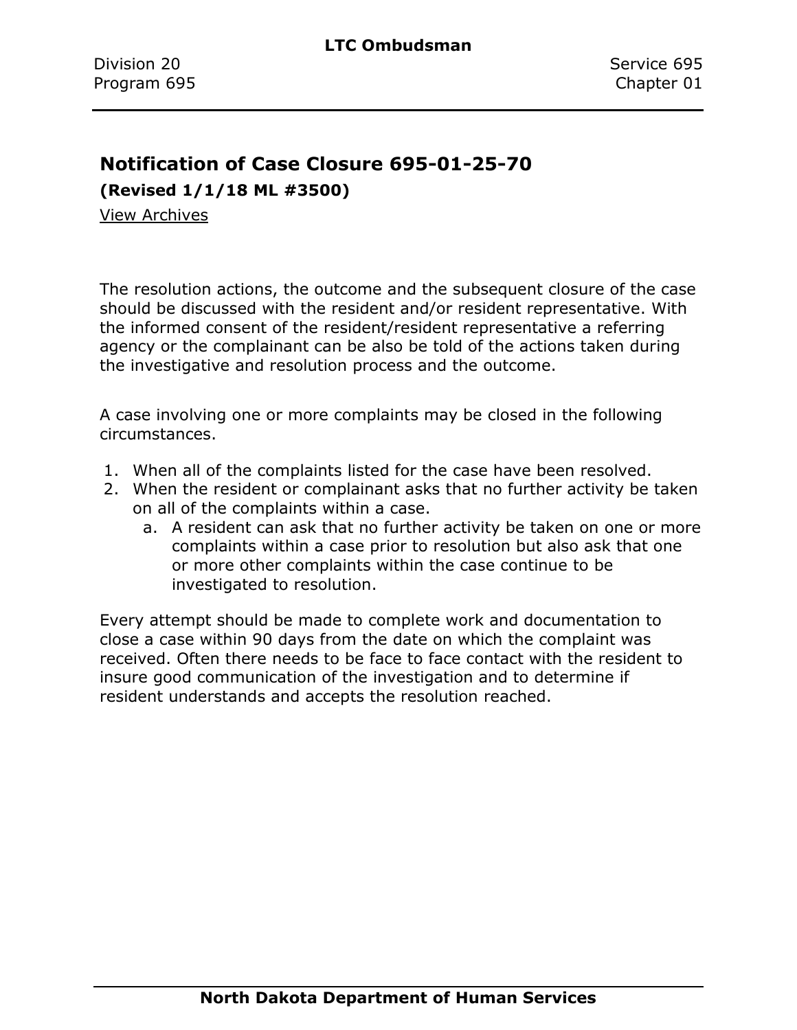## Notification of Case Closure 695-01-25-70

**(Revised 1/1/18 ML #3500)**

View Archives

The resolution actions, the outcome and the subsequent closure of the case should be discussed with the resident and/or resident representative. With the informed consent of the resident/resident representative a referring agency or the complainant can be also be told of the actions taken during the investigative and resolution process and the outcome.

A case involving one or more complaints may be closed in the following circumstances.

1. When all of the complaints listed for the case have been resolved.
2. When the resident or complainant asks that no further activity be taken on all of the complaints within a case.
   a. A resident can ask that no further activity be taken on one or more complaints within a case prior to resolution but also ask that one or more other complaints within the case continue to be investigated to resolution.

Every attempt should be made to complete work and documentation to close a case within 90 days from the date on which the complaint was received. Often there needs to be face to face contact with the resident to insure good communication of the investigation and to determine if resident understands and accepts the resolution reached.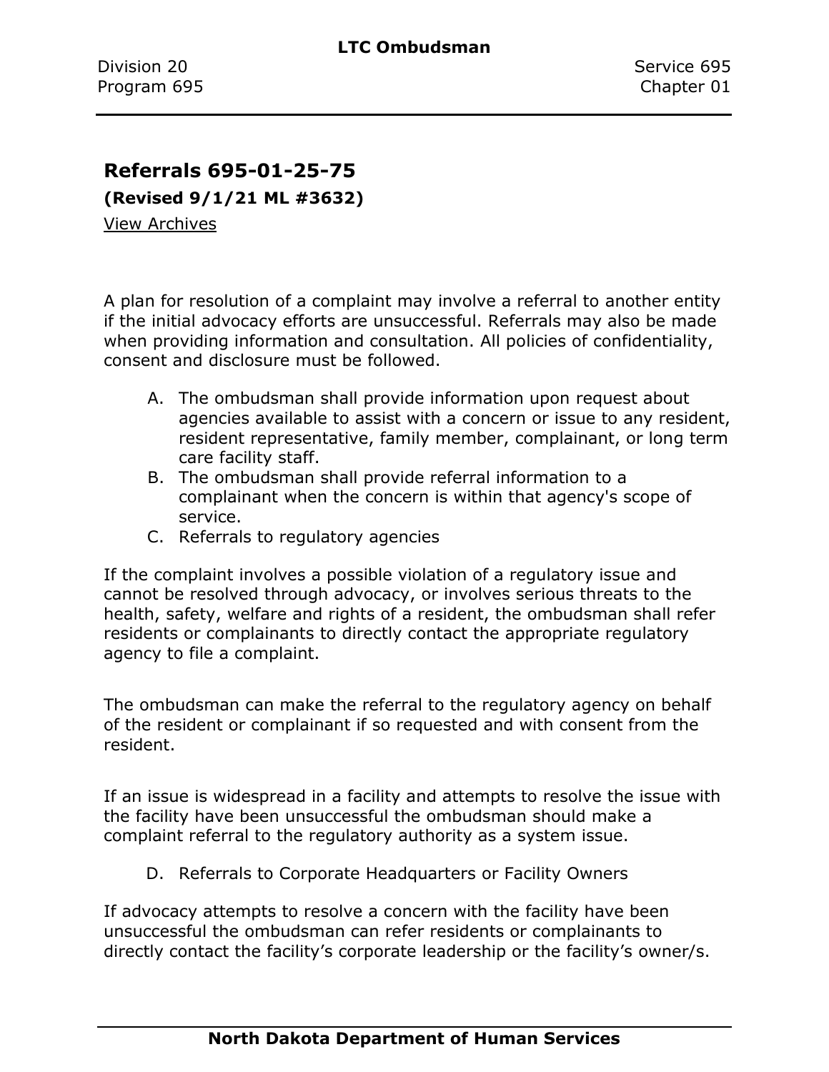## Referrals 695-01-25-75

**(Revised 9/1/21 ML #3632)**

View Archives

A plan for resolution of a complaint may involve a referral to another entity if the initial advocacy efforts are unsuccessful. Referrals may also be made when providing information and consultation. All policies of confidentiality, consent and disclosure must be followed.

A. The ombudsman shall provide information upon request about agencies available to assist with a concern or issue to any resident, resident representative, family member, complainant, or long term care facility staff.
B. The ombudsman shall provide referral information to a complainant when the concern is within that agency's scope of service.
C. Referrals to regulatory agencies

If the complaint involves a possible violation of a regulatory issue and cannot be resolved through advocacy, or involves serious threats to the health, safety, welfare and rights of a resident, the ombudsman shall refer residents or complainants to directly contact the appropriate regulatory agency to file a complaint.

The ombudsman can make the referral to the regulatory agency on behalf of the resident or complainant if so requested and with consent from the resident.

If an issue is widespread in a facility and attempts to resolve the issue with the facility have been unsuccessful the ombudsman should make a complaint referral to the regulatory authority as a system issue.

D. Referrals to Corporate Headquarters or Facility Owners

If advocacy attempts to resolve a concern with the facility have been unsuccessful the ombudsman can refer residents or complainants to directly contact the facility's corporate leadership or the facility's owner/s.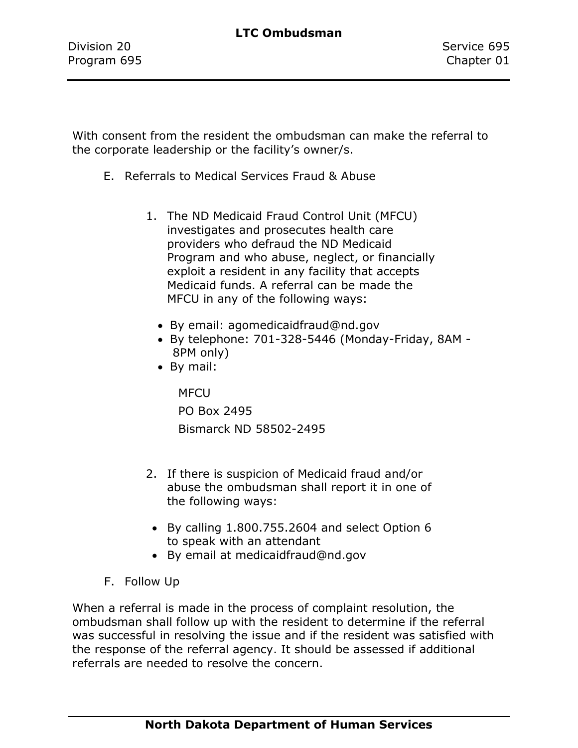With consent from the resident the ombudsman can make the referral to the corporate leadership or the facility's owner/s.

E. Referrals to Medical Services Fraud & Abuse

1. The ND Medicaid Fraud Control Unit (MFCU) investigates and prosecutes health care providers who defraud the ND Medicaid Program and who abuse, neglect, or financially exploit a resident in any facility that accepts Medicaid funds. A referral can be made the MFCU in any of the following ways:

   - By email: agomedicaidfraud@nd.gov
   - By telephone: 701-328-5446 (Monday-Friday, 8AM - 8PM only)
   - By mail:

     MFCU
     PO Box 2495
     Bismarck ND 58502-2495

2. If there is suspicion of Medicaid fraud and/or abuse the ombudsman shall report it in one of the following ways:

   - By calling 1.800.755.2604 and select Option 6 to speak with an attendant
   - By email at medicaidfraud@nd.gov

F. Follow Up

When a referral is made in the process of complaint resolution, the ombudsman shall follow up with the resident to determine if the referral was successful in resolving the issue and if the resident was satisfied with the response of the referral agency. It should be assessed if additional referrals are needed to resolve the concern.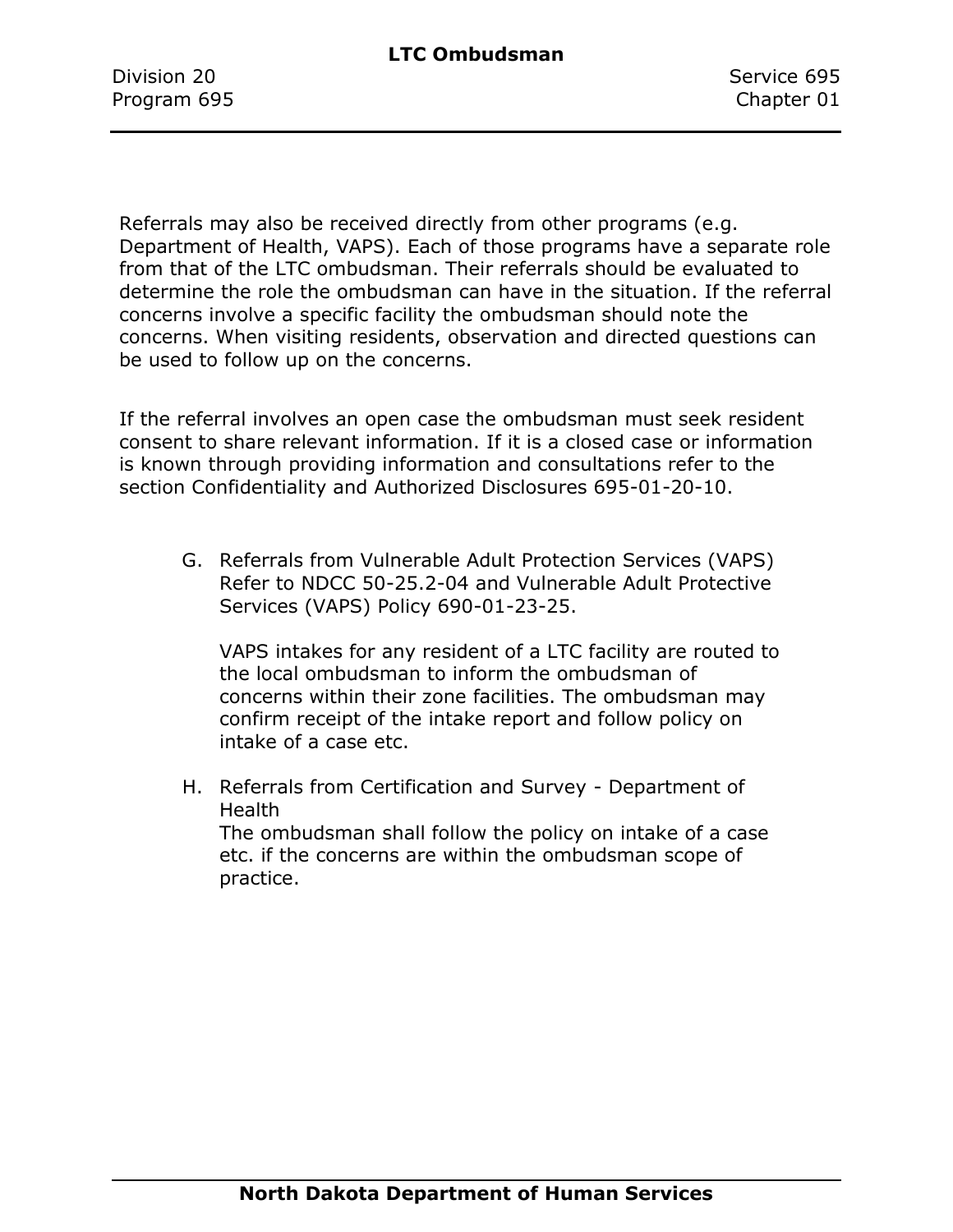Referrals may also be received directly from other programs (e.g. Department of Health, VAPS). Each of those programs have a separate role from that of the LTC ombudsman. Their referrals should be evaluated to determine the role the ombudsman can have in the situation. If the referral concerns involve a specific facility the ombudsman should note the concerns. When visiting residents, observation and directed questions can be used to follow up on the concerns.

If the referral involves an open case the ombudsman must seek resident consent to share relevant information. If it is a closed case or information is known through providing information and consultations refer to the section Confidentiality and Authorized Disclosures 695-01-20-10.

G. Referrals from Vulnerable Adult Protection Services (VAPS)
   Refer to NDCC 50-25.2-04 and Vulnerable Adult Protective Services (VAPS) Policy 690-01-23-25.

   VAPS intakes for any resident of a LTC facility are routed to the local ombudsman to inform the ombudsman of concerns within their zone facilities. The ombudsman may confirm receipt of the intake report and follow policy on intake of a case etc.

H. Referrals from Certification and Survey - Department of Health
   The ombudsman shall follow the policy on intake of a case etc. if the concerns are within the ombudsman scope of practice.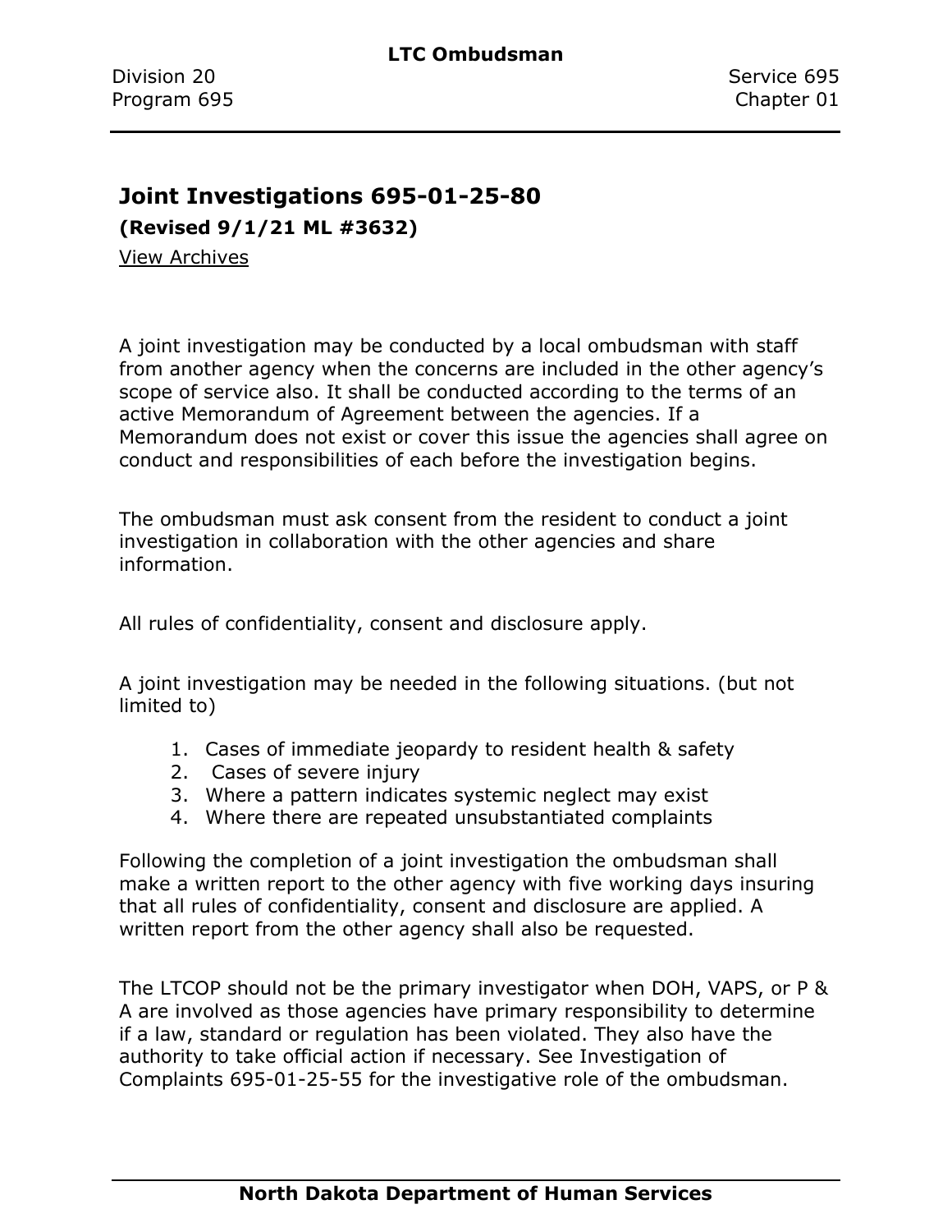## Joint Investigations 695-01-25-80

**(Revised 9/1/21 ML #3632)**

View Archives

A joint investigation may be conducted by a local ombudsman with staff from another agency when the concerns are included in the other agency's scope of service also. It shall be conducted according to the terms of an active Memorandum of Agreement between the agencies. If a Memorandum does not exist or cover this issue the agencies shall agree on conduct and responsibilities of each before the investigation begins.

The ombudsman must ask consent from the resident to conduct a joint investigation in collaboration with the other agencies and share information.

All rules of confidentiality, consent and disclosure apply.

A joint investigation may be needed in the following situations. (but not limited to)

1. Cases of immediate jeopardy to resident health & safety
2. Cases of severe injury
3. Where a pattern indicates systemic neglect may exist
4. Where there are repeated unsubstantiated complaints

Following the completion of a joint investigation the ombudsman shall make a written report to the other agency with five working days insuring that all rules of confidentiality, consent and disclosure are applied. A written report from the other agency shall also be requested.

The LTCOP should not be the primary investigator when DOH, VAPS, or P & A are involved as those agencies have primary responsibility to determine if a law, standard or regulation has been violated. They also have the authority to take official action if necessary. See Investigation of Complaints 695-01-25-55 for the investigative role of the ombudsman.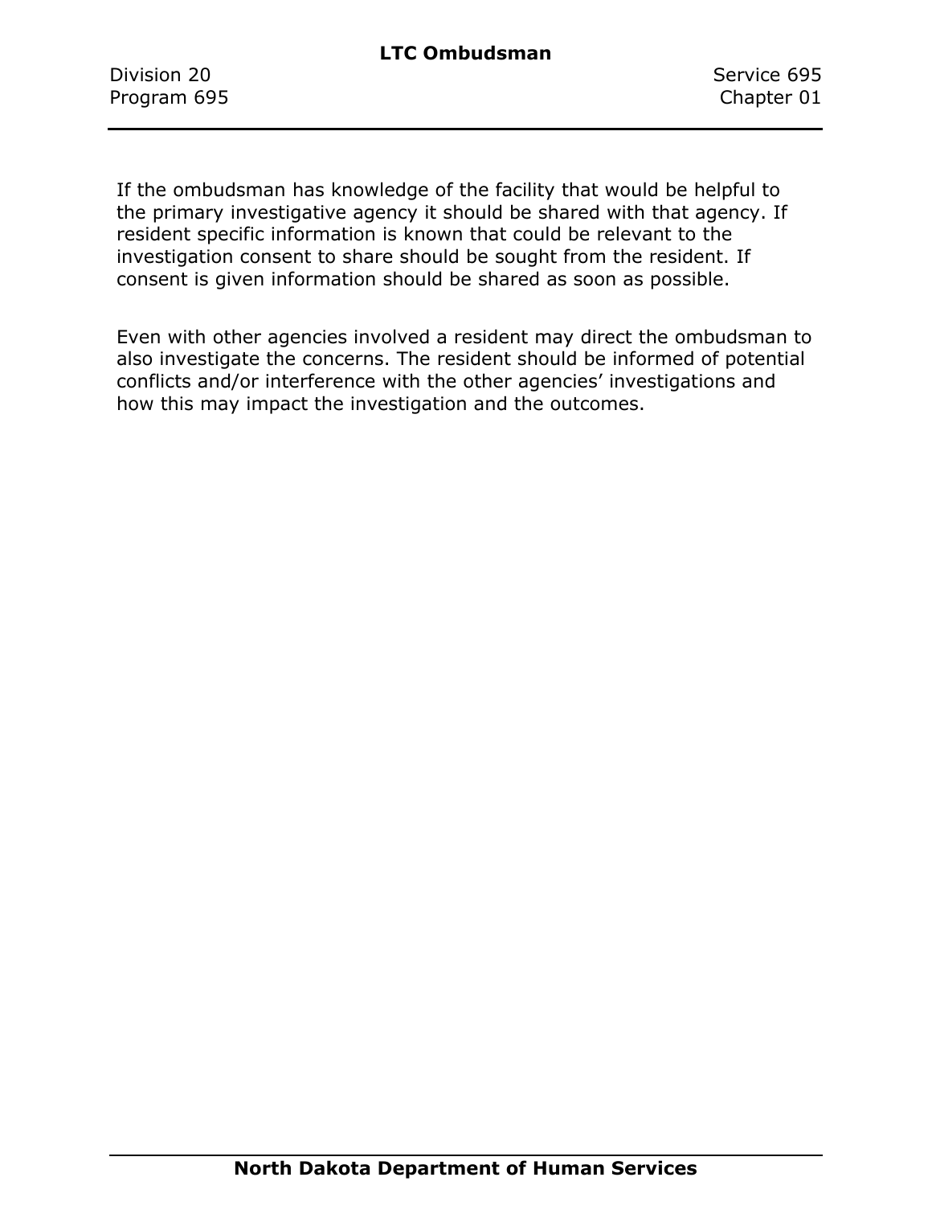If the ombudsman has knowledge of the facility that would be helpful to the primary investigative agency it should be shared with that agency. If resident specific information is known that could be relevant to the investigation consent to share should be sought from the resident. If consent is given information should be shared as soon as possible.

Even with other agencies involved a resident may direct the ombudsman to also investigate the concerns. The resident should be informed of potential conflicts and/or interference with the other agencies' investigations and how this may impact the investigation and the outcomes.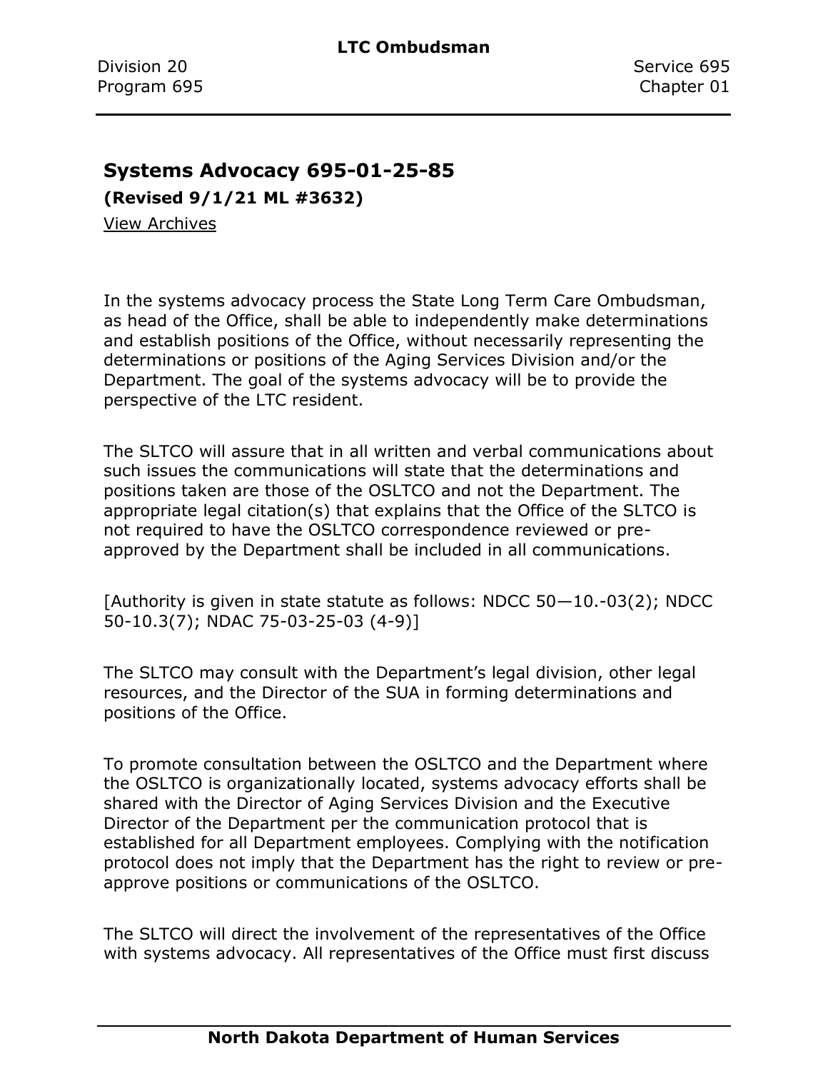## Systems Advocacy 695-01-25-85

**(Revised 9/1/21 ML #3632)**

View Archives

In the systems advocacy process the State Long Term Care Ombudsman, as head of the Office, shall be able to independently make determinations and establish positions of the Office, without necessarily representing the determinations or positions of the Aging Services Division and/or the Department. The goal of the systems advocacy will be to provide the perspective of the LTC resident.

The SLTCO will assure that in all written and verbal communications about such issues the communications will state that the determinations and positions taken are those of the OSLTCO and not the Department. The appropriate legal citation(s) that explains that the Office of the SLTCO is not required to have the OSLTCO correspondence reviewed or pre-approved by the Department shall be included in all communications.

[Authority is given in state statute as follows: NDCC 50—10.-03(2); NDCC 50-10.3(7); NDAC 75-03-25-03 (4-9)]

The SLTCO may consult with the Department's legal division, other legal resources, and the Director of the SUA in forming determinations and positions of the Office.

To promote consultation between the OSLTCO and the Department where the OSLTCO is organizationally located, systems advocacy efforts shall be shared with the Director of Aging Services Division and the Executive Director of the Department per the communication protocol that is established for all Department employees. Complying with the notification protocol does not imply that the Department has the right to review or pre-approve positions or communications of the OSLTCO.

The SLTCO will direct the involvement of the representatives of the Office with systems advocacy. All representatives of the Office must first discuss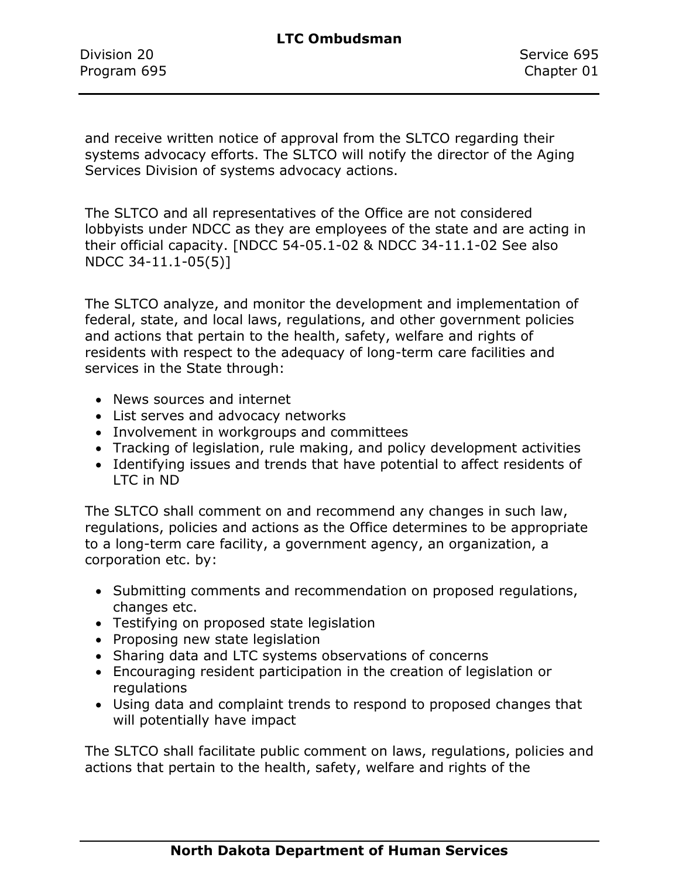and receive written notice of approval from the SLTCO regarding their systems advocacy efforts. The SLTCO will notify the director of the Aging Services Division of systems advocacy actions.

The SLTCO and all representatives of the Office are not considered lobbyists under NDCC as they are employees of the state and are acting in their official capacity. [NDCC 54-05.1-02 & NDCC 34-11.1-02 See also NDCC 34-11.1-05(5)]

The SLTCO analyze, and monitor the development and implementation of federal, state, and local laws, regulations, and other government policies and actions that pertain to the health, safety, welfare and rights of residents with respect to the adequacy of long-term care facilities and services in the State through:

- News sources and internet
- List serves and advocacy networks
- Involvement in workgroups and committees
- Tracking of legislation, rule making, and policy development activities
- Identifying issues and trends that have potential to affect residents of LTC in ND

The SLTCO shall comment on and recommend any changes in such law, regulations, policies and actions as the Office determines to be appropriate to a long-term care facility, a government agency, an organization, a corporation etc. by:

- Submitting comments and recommendation on proposed regulations, changes etc.
- Testifying on proposed state legislation
- Proposing new state legislation
- Sharing data and LTC systems observations of concerns
- Encouraging resident participation in the creation of legislation or regulations
- Using data and complaint trends to respond to proposed changes that will potentially have impact

The SLTCO shall facilitate public comment on laws, regulations, policies and actions that pertain to the health, safety, welfare and rights of the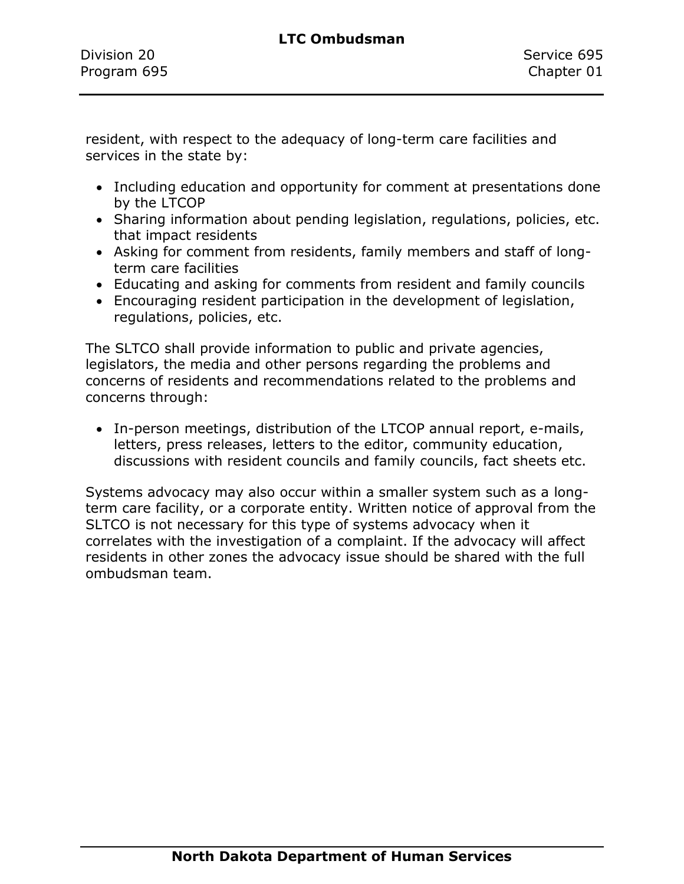resident, with respect to the adequacy of long-term care facilities and services in the state by:

- Including education and opportunity for comment at presentations done by the LTCOP
- Sharing information about pending legislation, regulations, policies, etc. that impact residents
- Asking for comment from residents, family members and staff of long-term care facilities
- Educating and asking for comments from resident and family councils
- Encouraging resident participation in the development of legislation, regulations, policies, etc.

The SLTCO shall provide information to public and private agencies, legislators, the media and other persons regarding the problems and concerns of residents and recommendations related to the problems and concerns through:

- In-person meetings, distribution of the LTCOP annual report, e-mails, letters, press releases, letters to the editor, community education, discussions with resident councils and family councils, fact sheets etc.

Systems advocacy may also occur within a smaller system such as a long-term care facility, or a corporate entity. Written notice of approval from the SLTCO is not necessary for this type of systems advocacy when it correlates with the investigation of a complaint. If the advocacy will affect residents in other zones the advocacy issue should be shared with the full ombudsman team.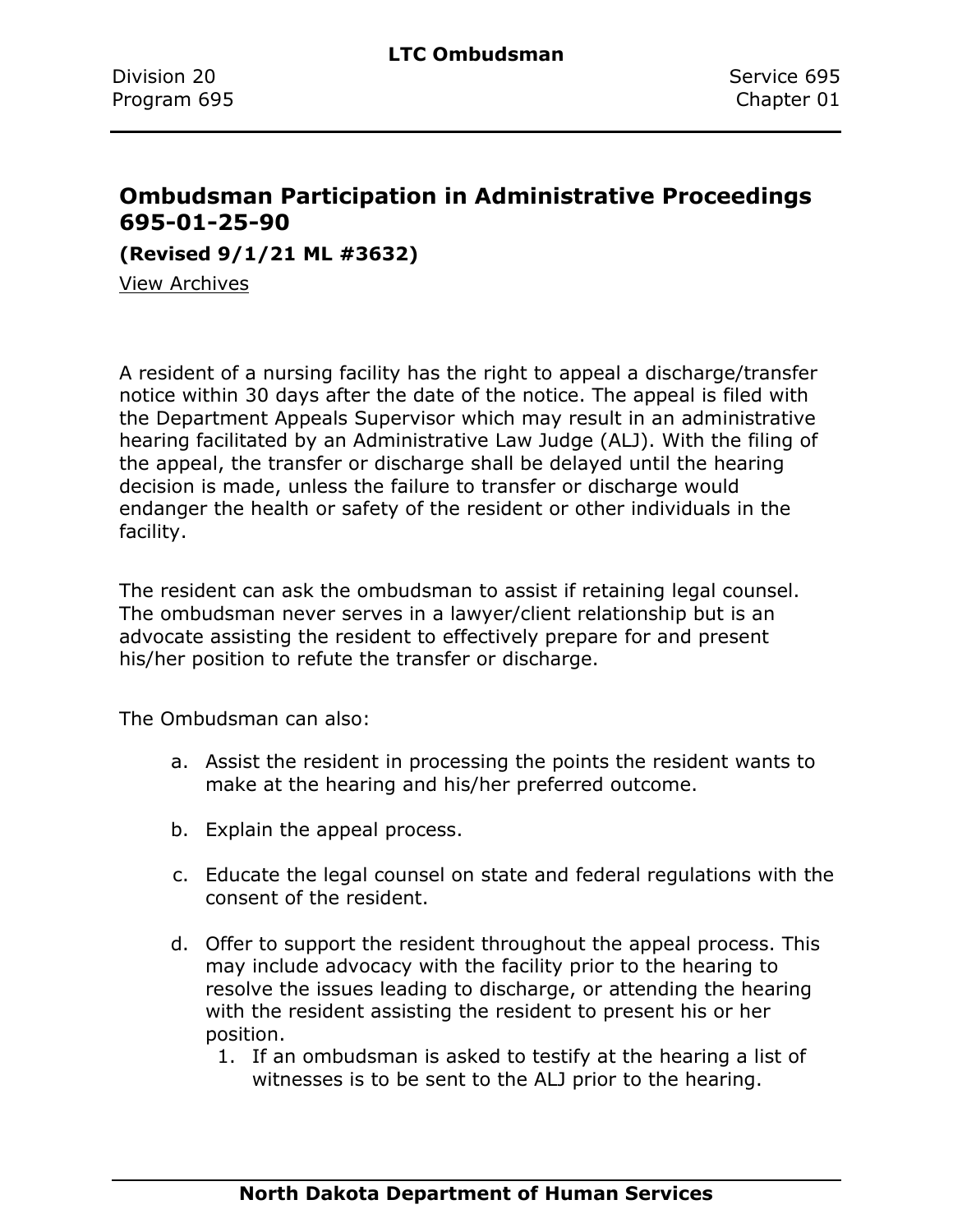## Ombudsman Participation in Administrative Proceedings 695-01-25-90

**(Revised 9/1/21 ML #3632)**

View Archives

A resident of a nursing facility has the right to appeal a discharge/transfer notice within 30 days after the date of the notice. The appeal is filed with the Department Appeals Supervisor which may result in an administrative hearing facilitated by an Administrative Law Judge (ALJ). With the filing of the appeal, the transfer or discharge shall be delayed until the hearing decision is made, unless the failure to transfer or discharge would endanger the health or safety of the resident or other individuals in the facility.

The resident can ask the ombudsman to assist if retaining legal counsel. The ombudsman never serves in a lawyer/client relationship but is an advocate assisting the resident to effectively prepare for and present his/her position to refute the transfer or discharge.

The Ombudsman can also:

a. Assist the resident in processing the points the resident wants to make at the hearing and his/her preferred outcome.

b. Explain the appeal process.

c. Educate the legal counsel on state and federal regulations with the consent of the resident.

d. Offer to support the resident throughout the appeal process. This may include advocacy with the facility prior to the hearing to resolve the issues leading to discharge, or attending the hearing with the resident assisting the resident to present his or her position.
    1. If an ombudsman is asked to testify at the hearing a list of witnesses is to be sent to the ALJ prior to the hearing.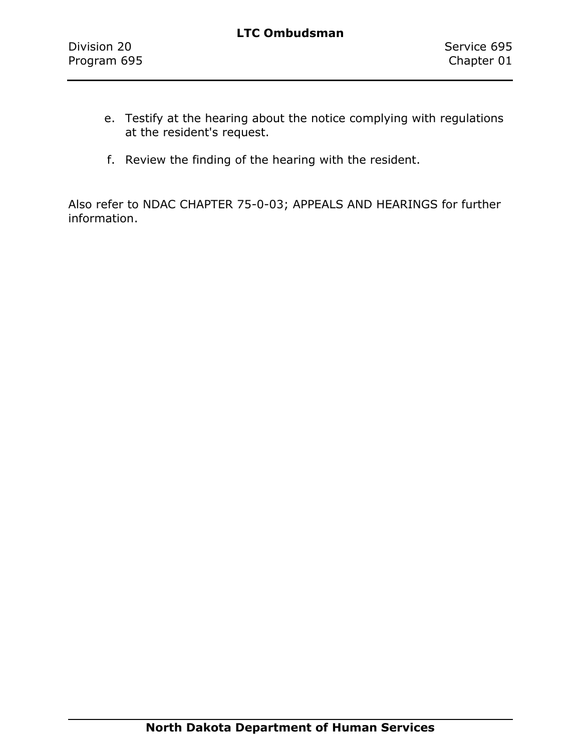e. Testify at the hearing about the notice complying with regulations at the resident's request.

f. Review the finding of the hearing with the resident.

Also refer to NDAC CHAPTER 75-0-03; APPEALS AND HEARINGS for further information.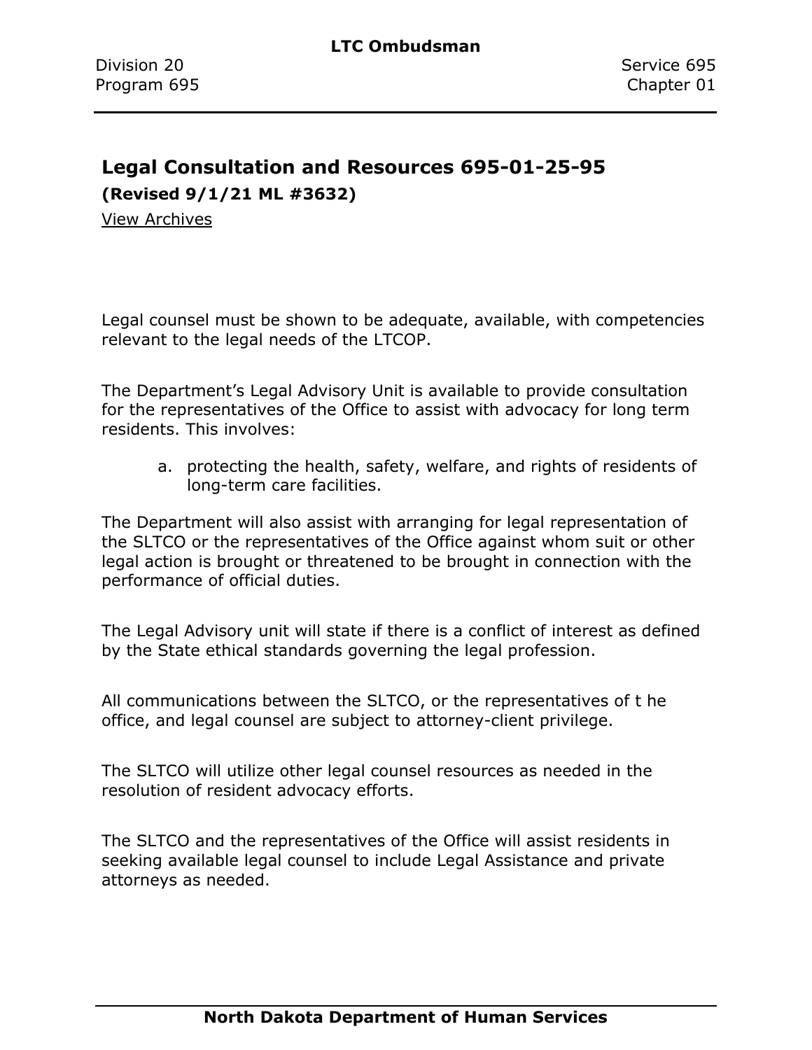## Legal Consultation and Resources 695-01-25-95

**(Revised 9/1/21 ML #3632)**

View Archives

Legal counsel must be shown to be adequate, available, with competencies relevant to the legal needs of the LTCOP.

The Department's Legal Advisory Unit is available to provide consultation for the representatives of the Office to assist with advocacy for long term residents. This involves:

a. protecting the health, safety, welfare, and rights of residents of long-term care facilities.

The Department will also assist with arranging for legal representation of the SLTCO or the representatives of the Office against whom suit or other legal action is brought or threatened to be brought in connection with the performance of official duties.

The Legal Advisory unit will state if there is a conflict of interest as defined by the State ethical standards governing the legal profession.

All communications between the SLTCO, or the representatives of t he office, and legal counsel are subject to attorney-client privilege.

The SLTCO will utilize other legal counsel resources as needed in the resolution of resident advocacy efforts.

The SLTCO and the representatives of the Office will assist residents in seeking available legal counsel to include Legal Assistance and private attorneys as needed.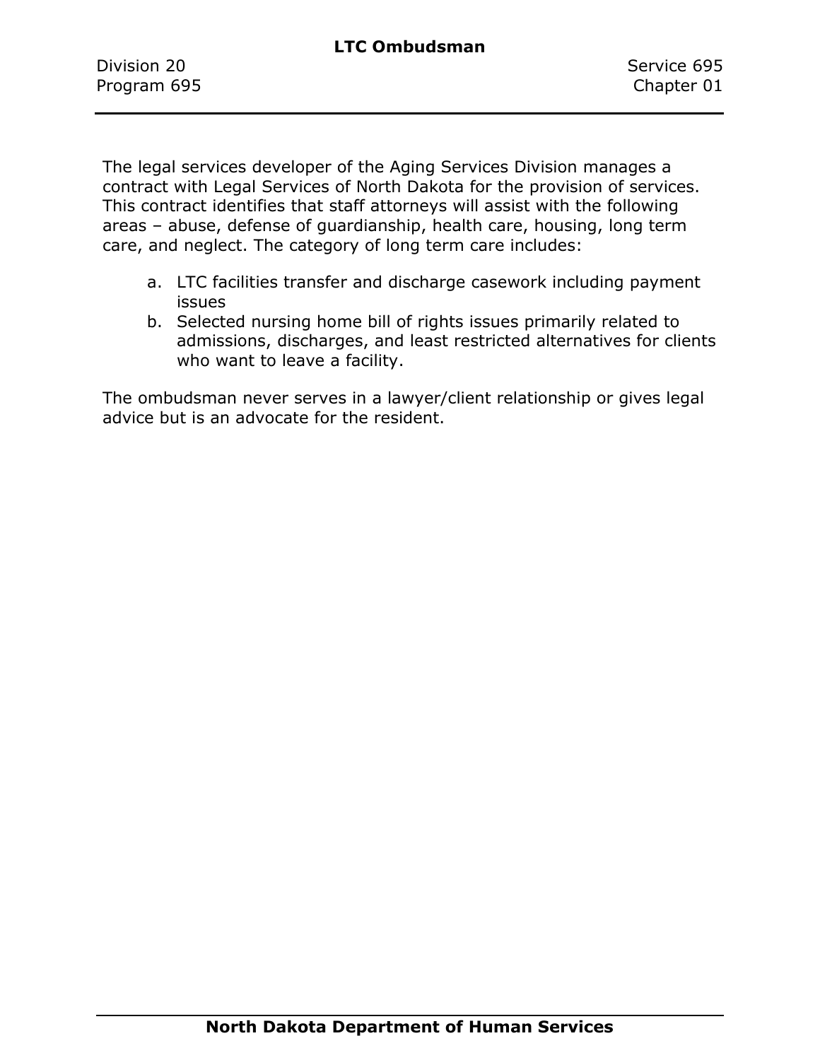The legal services developer of the Aging Services Division manages a contract with Legal Services of North Dakota for the provision of services. This contract identifies that staff attorneys will assist with the following areas – abuse, defense of guardianship, health care, housing, long term care, and neglect. The category of long term care includes:

a. LTC facilities transfer and discharge casework including payment issues
b. Selected nursing home bill of rights issues primarily related to admissions, discharges, and least restricted alternatives for clients who want to leave a facility.

The ombudsman never serves in a lawyer/client relationship or gives legal advice but is an advocate for the resident.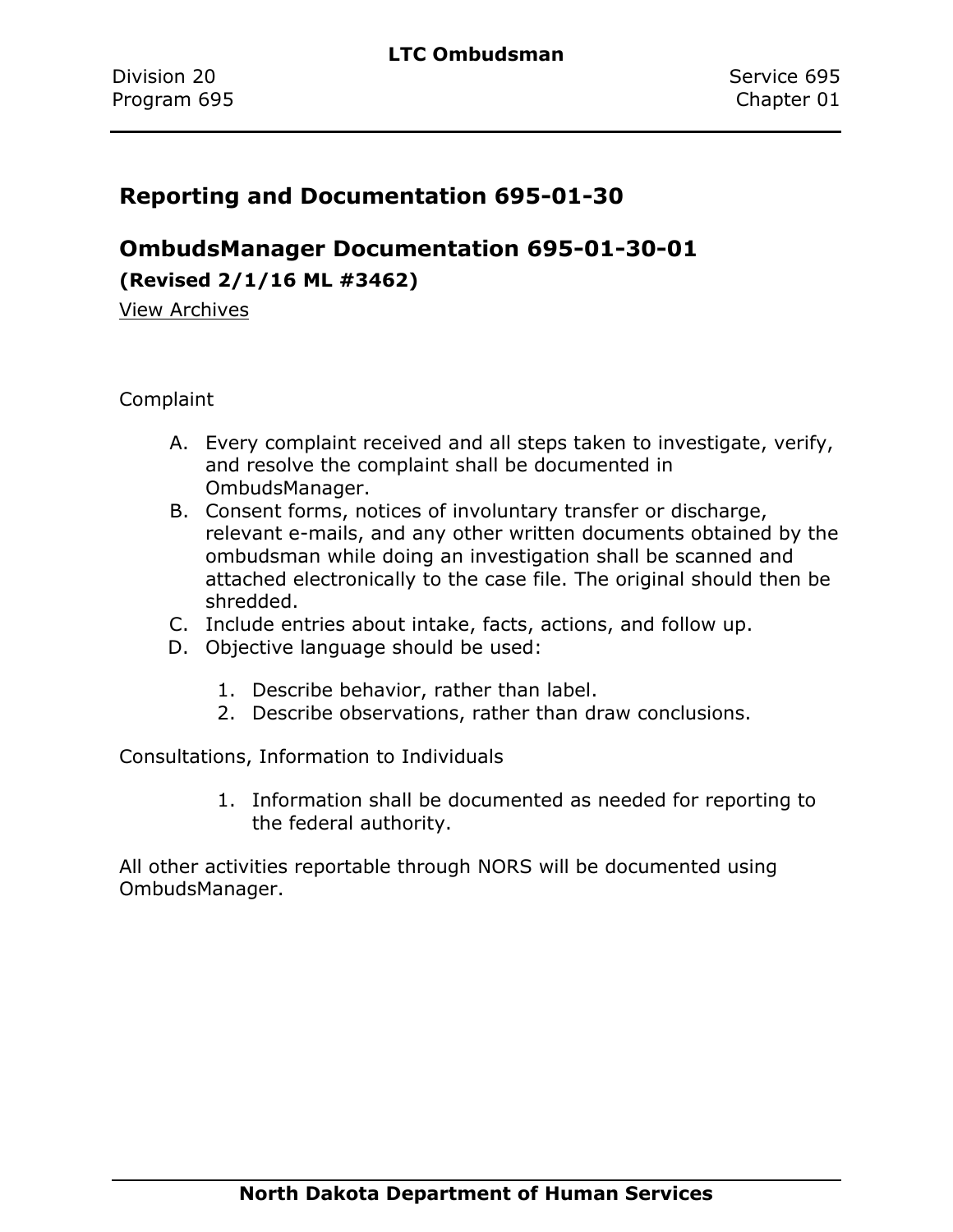## Reporting and Documentation 695-01-30

## OmbudsManager Documentation 695-01-30-01

**(Revised 2/1/16 ML #3462)**

View Archives

Complaint

A. Every complaint received and all steps taken to investigate, verify, and resolve the complaint shall be documented in OmbudsManager.
B. Consent forms, notices of involuntary transfer or discharge, relevant e-mails, and any other written documents obtained by the ombudsman while doing an investigation shall be scanned and attached electronically to the case file. The original should then be shredded.
C. Include entries about intake, facts, actions, and follow up.
D. Objective language should be used:
    1. Describe behavior, rather than label.
    2. Describe observations, rather than draw conclusions.

Consultations, Information to Individuals

1. Information shall be documented as needed for reporting to the federal authority.

All other activities reportable through NORS will be documented using OmbudsManager.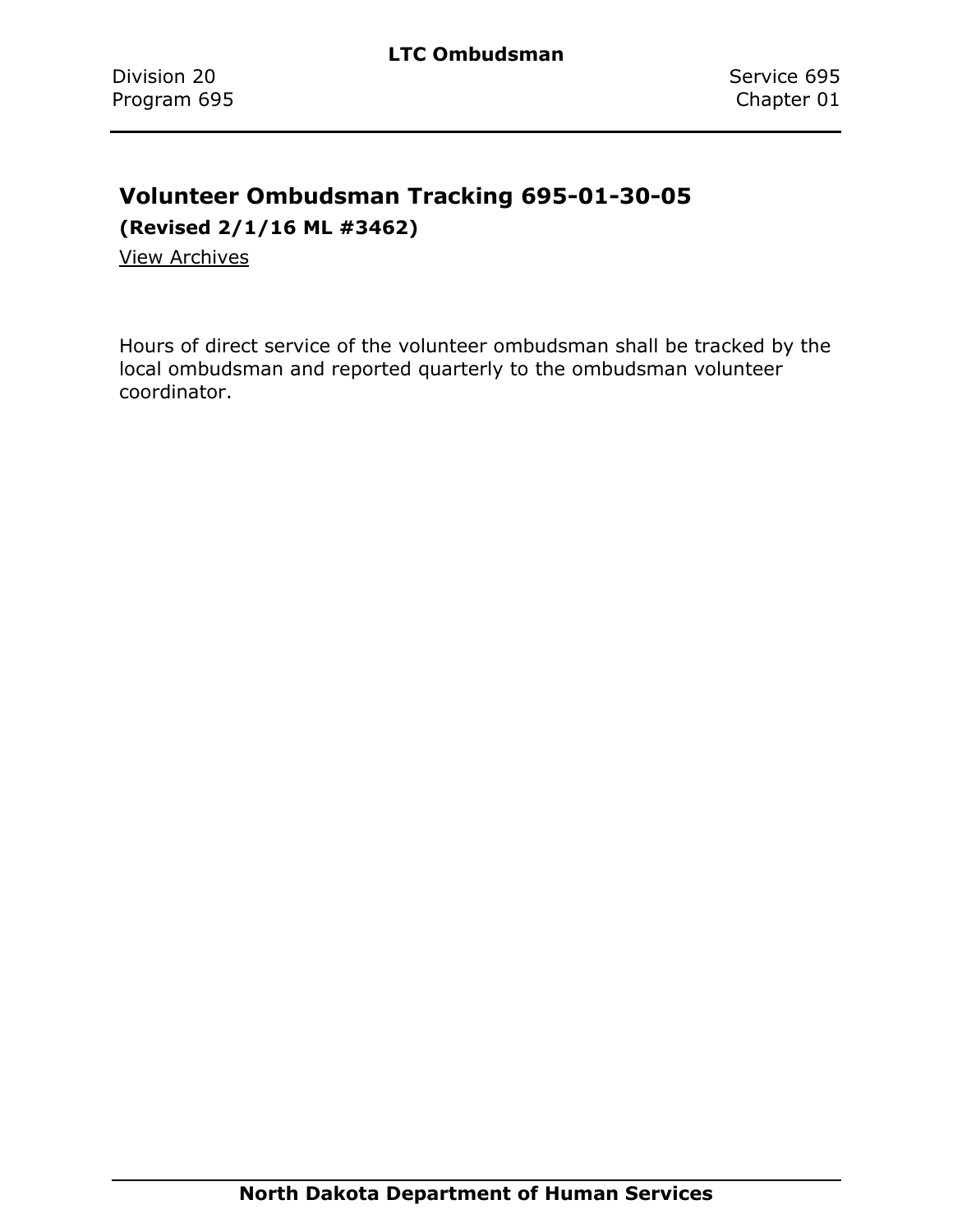## Volunteer Ombudsman Tracking 695-01-30-05

**(Revised 2/1/16 ML #3462)**

View Archives

Hours of direct service of the volunteer ombudsman shall be tracked by the local ombudsman and reported quarterly to the ombudsman volunteer coordinator.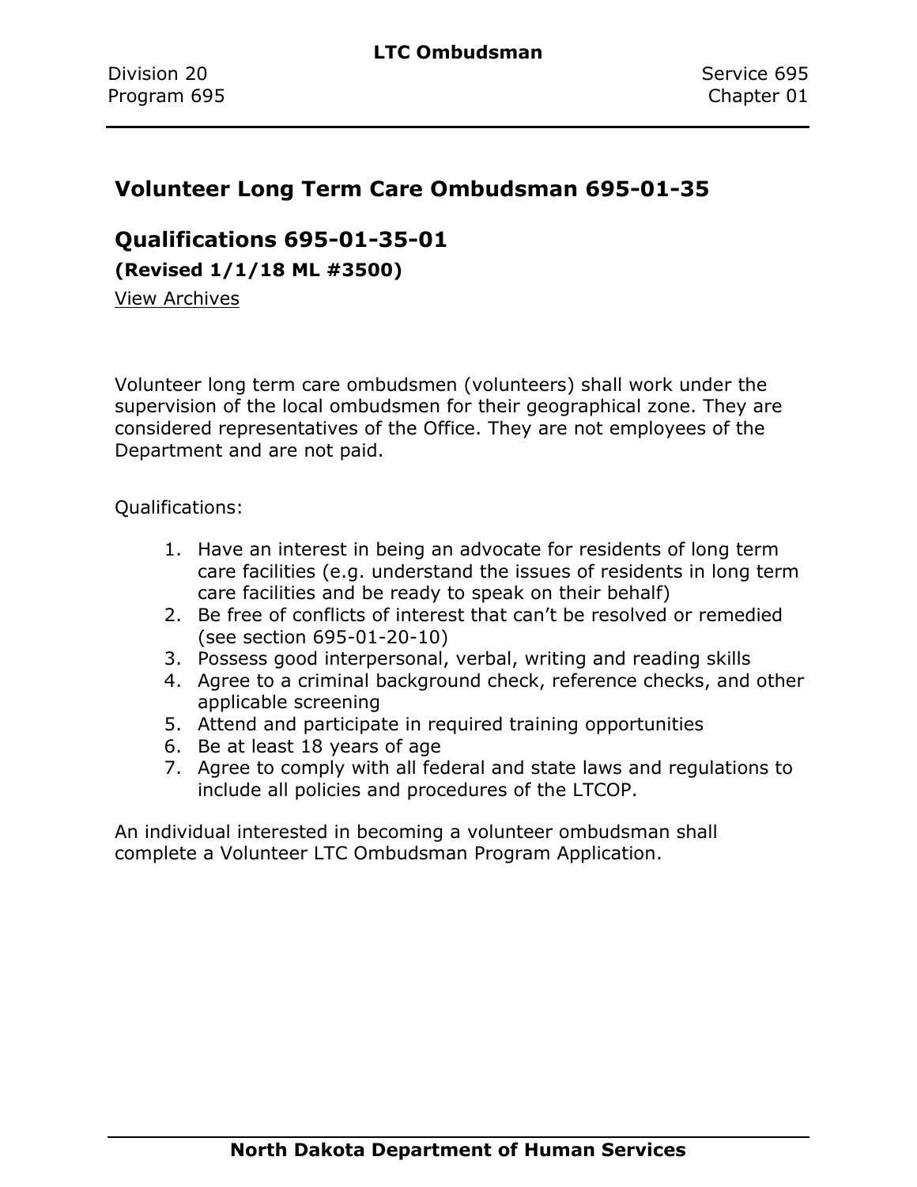## Volunteer Long Term Care Ombudsman 695-01-35

## Qualifications 695-01-35-01

**(Revised 1/1/18 ML #3500)**

View Archives

Volunteer long term care ombudsmen (volunteers) shall work under the supervision of the local ombudsmen for their geographical zone. They are considered representatives of the Office. They are not employees of the Department and are not paid.

Qualifications:

1. Have an interest in being an advocate for residents of long term care facilities (e.g. understand the issues of residents in long term care facilities and be ready to speak on their behalf)
2. Be free of conflicts of interest that can't be resolved or remedied (see section 695-01-20-10)
3. Possess good interpersonal, verbal, writing and reading skills
4. Agree to a criminal background check, reference checks, and other applicable screening
5. Attend and participate in required training opportunities
6. Be at least 18 years of age
7. Agree to comply with all federal and state laws and regulations to include all policies and procedures of the LTCOP.

An individual interested in becoming a volunteer ombudsman shall complete a Volunteer LTC Ombudsman Program Application.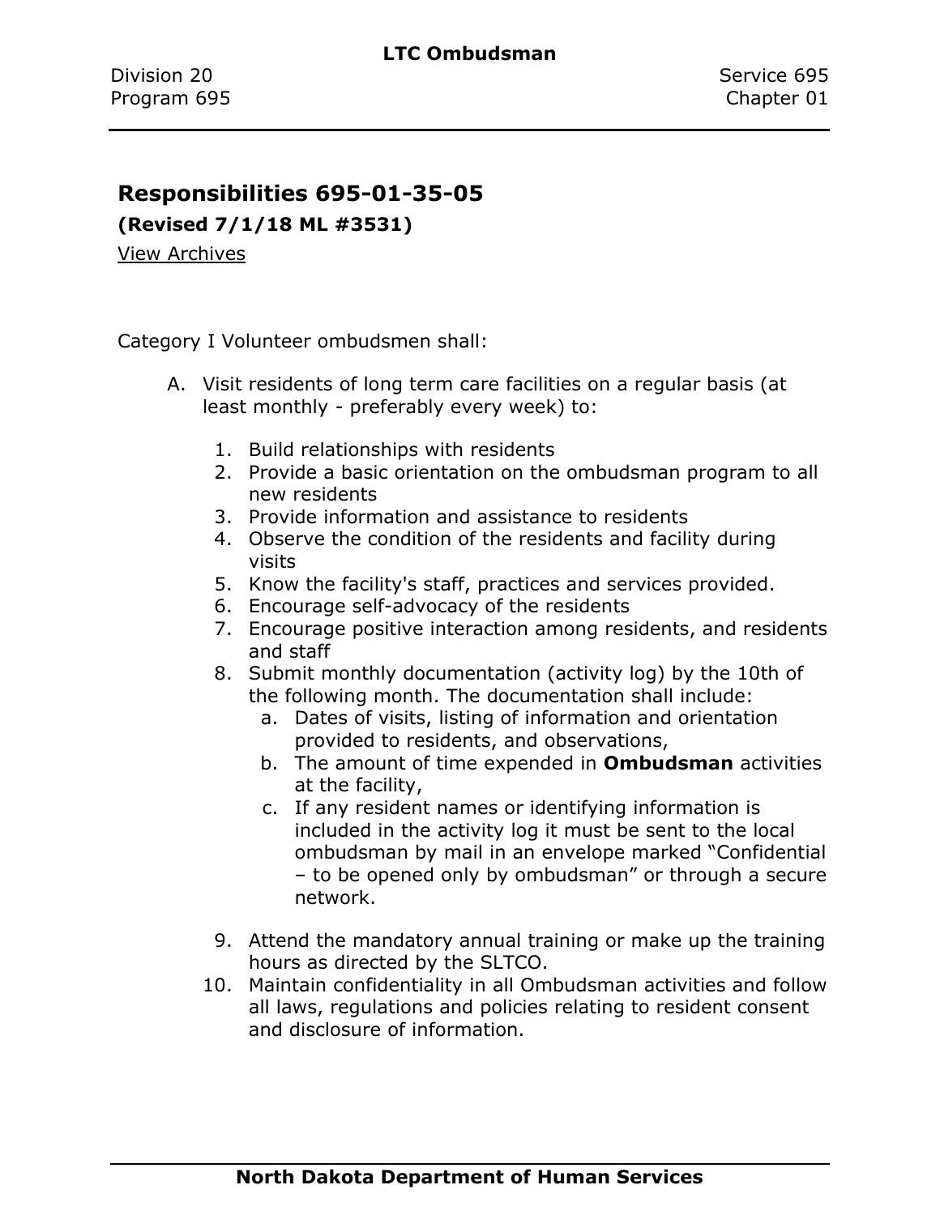## Responsibilities 695-01-35-05

**(Revised 7/1/18 ML #3531)**

View Archives

Category I Volunteer ombudsmen shall:

A. Visit residents of long term care facilities on a regular basis (at least monthly - preferably every week) to:

   1. Build relationships with residents
   2. Provide a basic orientation on the ombudsman program to all new residents
   3. Provide information and assistance to residents
   4. Observe the condition of the residents and facility during visits
   5. Know the facility's staff, practices and services provided.
   6. Encourage self-advocacy of the residents
   7. Encourage positive interaction among residents, and residents and staff
   8. Submit monthly documentation (activity log) by the 10th of the following month. The documentation shall include:
      a. Dates of visits, listing of information and orientation provided to residents, and observations,
      b. The amount of time expended in **Ombudsman** activities at the facility,
      c. If any resident names or identifying information is included in the activity log it must be sent to the local ombudsman by mail in an envelope marked "Confidential – to be opened only by ombudsman" or through a secure network.
   9. Attend the mandatory annual training or make up the training hours as directed by the SLTCO.
   10. Maintain confidentiality in all Ombudsman activities and follow all laws, regulations and policies relating to resident consent and disclosure of information.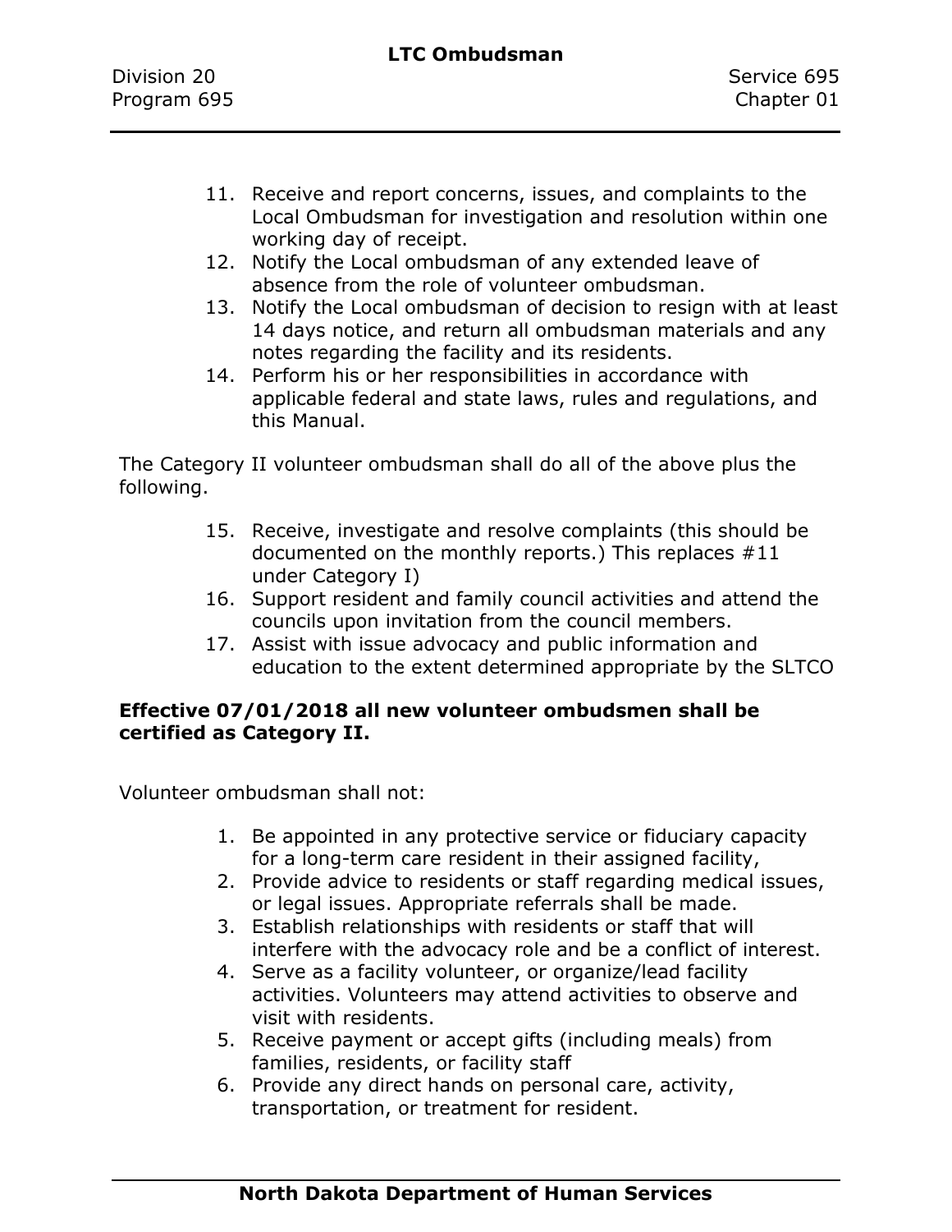11. Receive and report concerns, issues, and complaints to the Local Ombudsman for investigation and resolution within one working day of receipt.
12. Notify the Local ombudsman of any extended leave of absence from the role of volunteer ombudsman.
13. Notify the Local ombudsman of decision to resign with at least 14 days notice, and return all ombudsman materials and any notes regarding the facility and its residents.
14. Perform his or her responsibilities in accordance with applicable federal and state laws, rules and regulations, and this Manual.

The Category II volunteer ombudsman shall do all of the above plus the following.

15. Receive, investigate and resolve complaints (this should be documented on the monthly reports.) This replaces #11 under Category I)
16. Support resident and family council activities and attend the councils upon invitation from the council members.
17. Assist with issue advocacy and public information and education to the extent determined appropriate by the SLTCO

**Effective 07/01/2018 all new volunteer ombudsmen shall be certified as Category II.**

Volunteer ombudsman shall not:

1. Be appointed in any protective service or fiduciary capacity for a long-term care resident in their assigned facility,
2. Provide advice to residents or staff regarding medical issues, or legal issues. Appropriate referrals shall be made.
3. Establish relationships with residents or staff that will interfere with the advocacy role and be a conflict of interest.
4. Serve as a facility volunteer, or organize/lead facility activities. Volunteers may attend activities to observe and visit with residents.
5. Receive payment or accept gifts (including meals) from families, residents, or facility staff
6. Provide any direct hands on personal care, activity, transportation, or treatment for resident.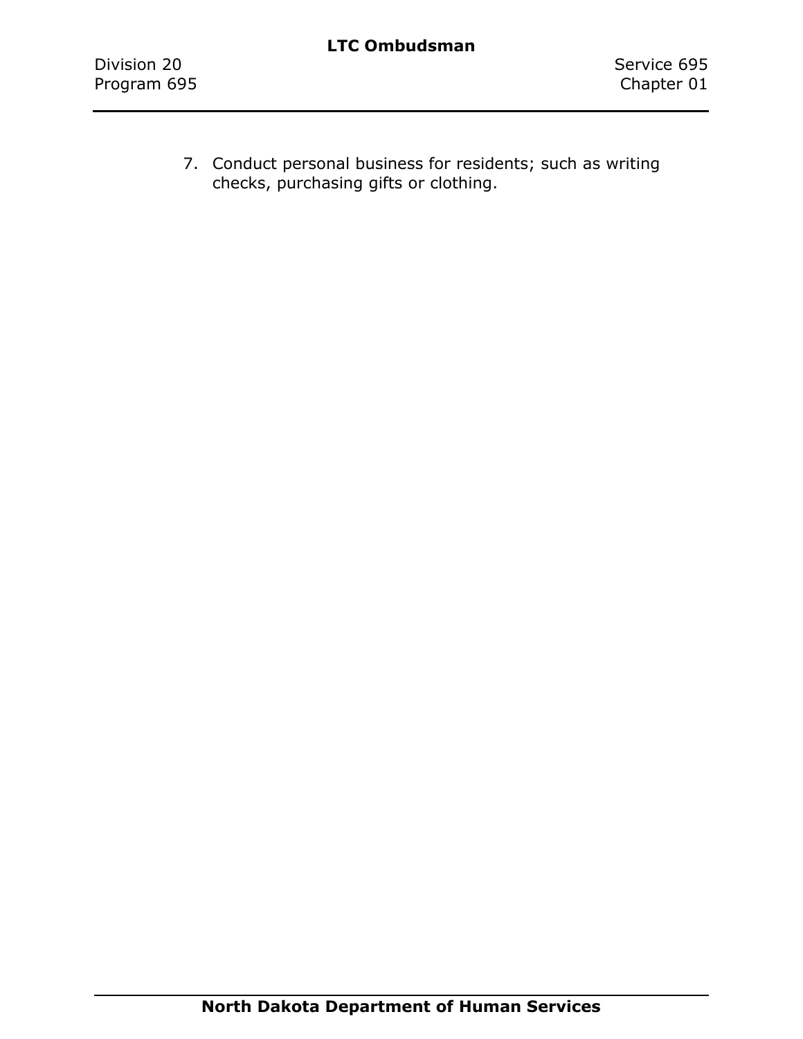7. Conduct personal business for residents; such as writing checks, purchasing gifts or clothing.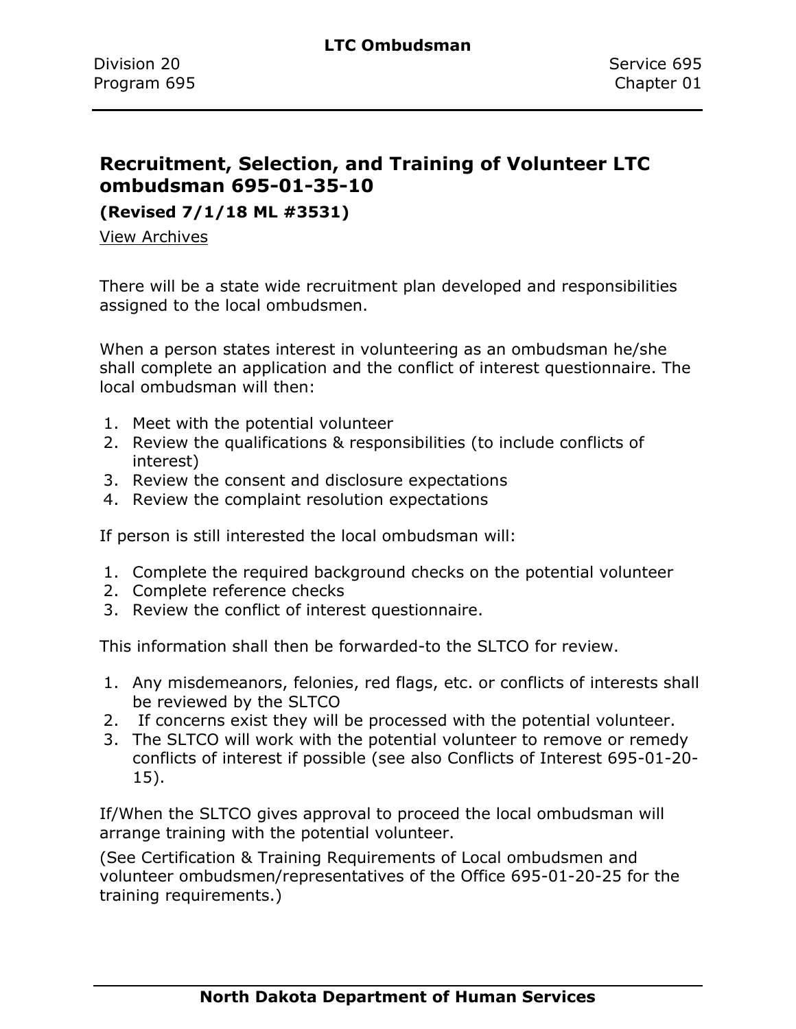## Recruitment, Selection, and Training of Volunteer LTC ombudsman 695-01-35-10

**(Revised 7/1/18 ML #3531)**

View Archives

There will be a state wide recruitment plan developed and responsibilities assigned to the local ombudsmen.

When a person states interest in volunteering as an ombudsman he/she shall complete an application and the conflict of interest questionnaire. The local ombudsman will then:

1. Meet with the potential volunteer
2. Review the qualifications & responsibilities (to include conflicts of interest)
3. Review the consent and disclosure expectations
4. Review the complaint resolution expectations

If person is still interested the local ombudsman will:

1. Complete the required background checks on the potential volunteer
2. Complete reference checks
3. Review the conflict of interest questionnaire.

This information shall then be forwarded-to the SLTCO for review.

1. Any misdemeanors, felonies, red flags, etc. or conflicts of interests shall be reviewed by the SLTCO
2. If concerns exist they will be processed with the potential volunteer.
3. The SLTCO will work with the potential volunteer to remove or remedy conflicts of interest if possible (see also Conflicts of Interest 695-01-20-15).

If/When the SLTCO gives approval to proceed the local ombudsman will arrange training with the potential volunteer.

(See Certification & Training Requirements of Local ombudsmen and volunteer ombudsmen/representatives of the Office 695-01-20-25 for the training requirements.)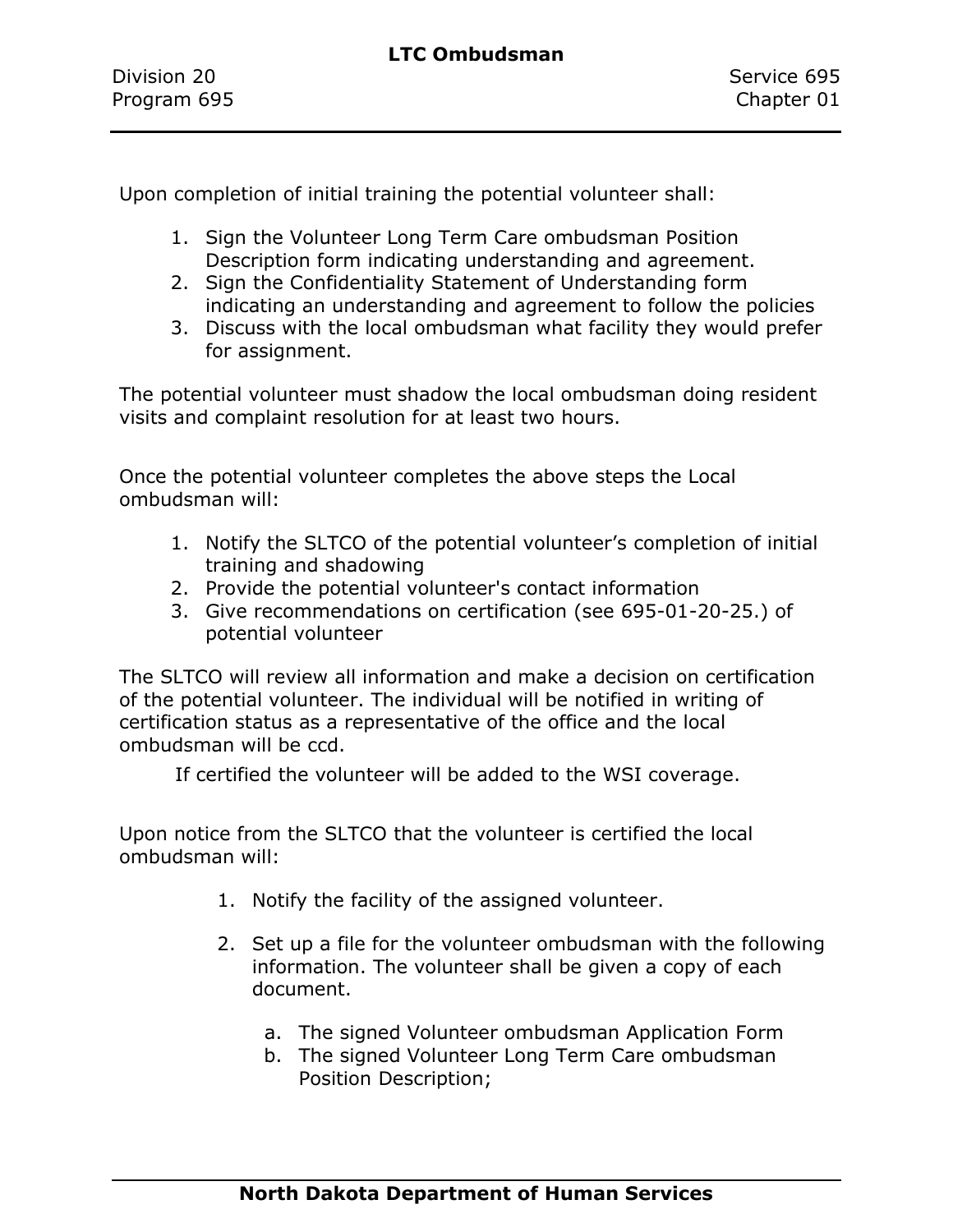Upon completion of initial training the potential volunteer shall:

1. Sign the Volunteer Long Term Care ombudsman Position Description form indicating understanding and agreement.
2. Sign the Confidentiality Statement of Understanding form indicating an understanding and agreement to follow the policies
3. Discuss with the local ombudsman what facility they would prefer for assignment.

The potential volunteer must shadow the local ombudsman doing resident visits and complaint resolution for at least two hours.

Once the potential volunteer completes the above steps the Local ombudsman will:

1. Notify the SLTCO of the potential volunteer's completion of initial training and shadowing
2. Provide the potential volunteer's contact information
3. Give recommendations on certification (see 695-01-20-25.) of potential volunteer

The SLTCO will review all information and make a decision on certification of the potential volunteer. The individual will be notified in writing of certification status as a representative of the office and the local ombudsman will be ccd.

If certified the volunteer will be added to the WSI coverage.

Upon notice from the SLTCO that the volunteer is certified the local ombudsman will:

1. Notify the facility of the assigned volunteer.

2. Set up a file for the volunteer ombudsman with the following information. The volunteer shall be given a copy of each document.

   a. The signed Volunteer ombudsman Application Form
   b. The signed Volunteer Long Term Care ombudsman Position Description;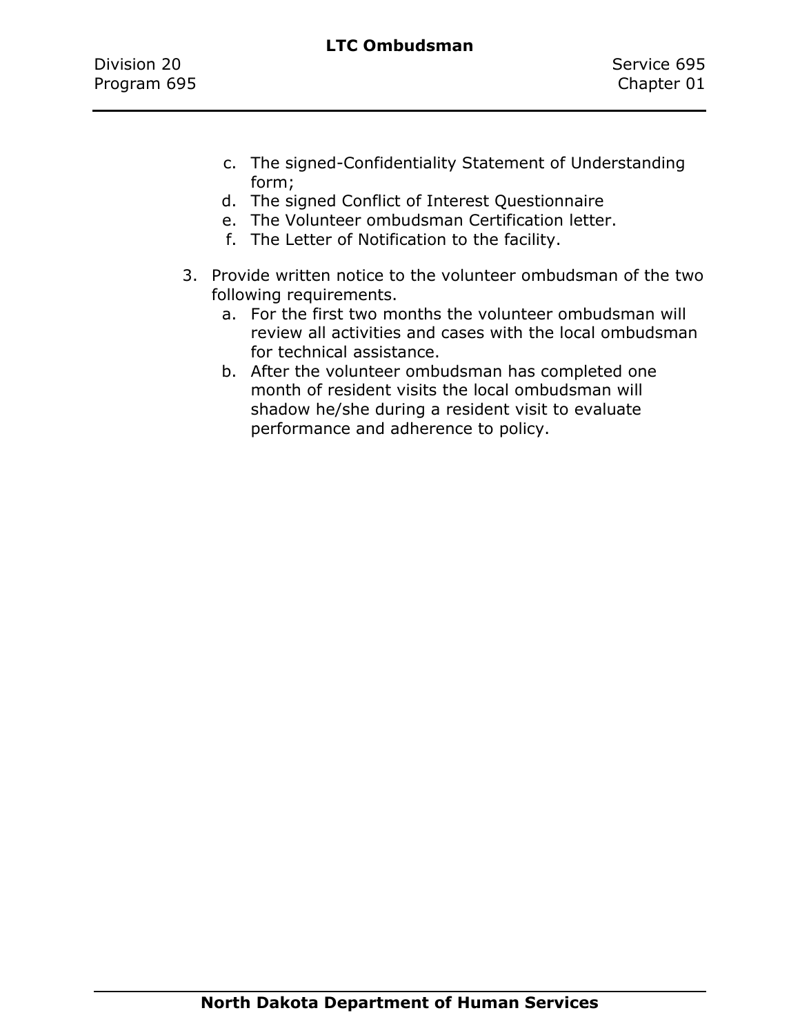c. The signed-Confidentiality Statement of Understanding form;
d. The signed Conflict of Interest Questionnaire
e. The Volunteer ombudsman Certification letter.
f. The Letter of Notification to the facility.

3. Provide written notice to the volunteer ombudsman of the two following requirements.
   a. For the first two months the volunteer ombudsman will review all activities and cases with the local ombudsman for technical assistance.
   b. After the volunteer ombudsman has completed one month of resident visits the local ombudsman will shadow he/she during a resident visit to evaluate performance and adherence to policy.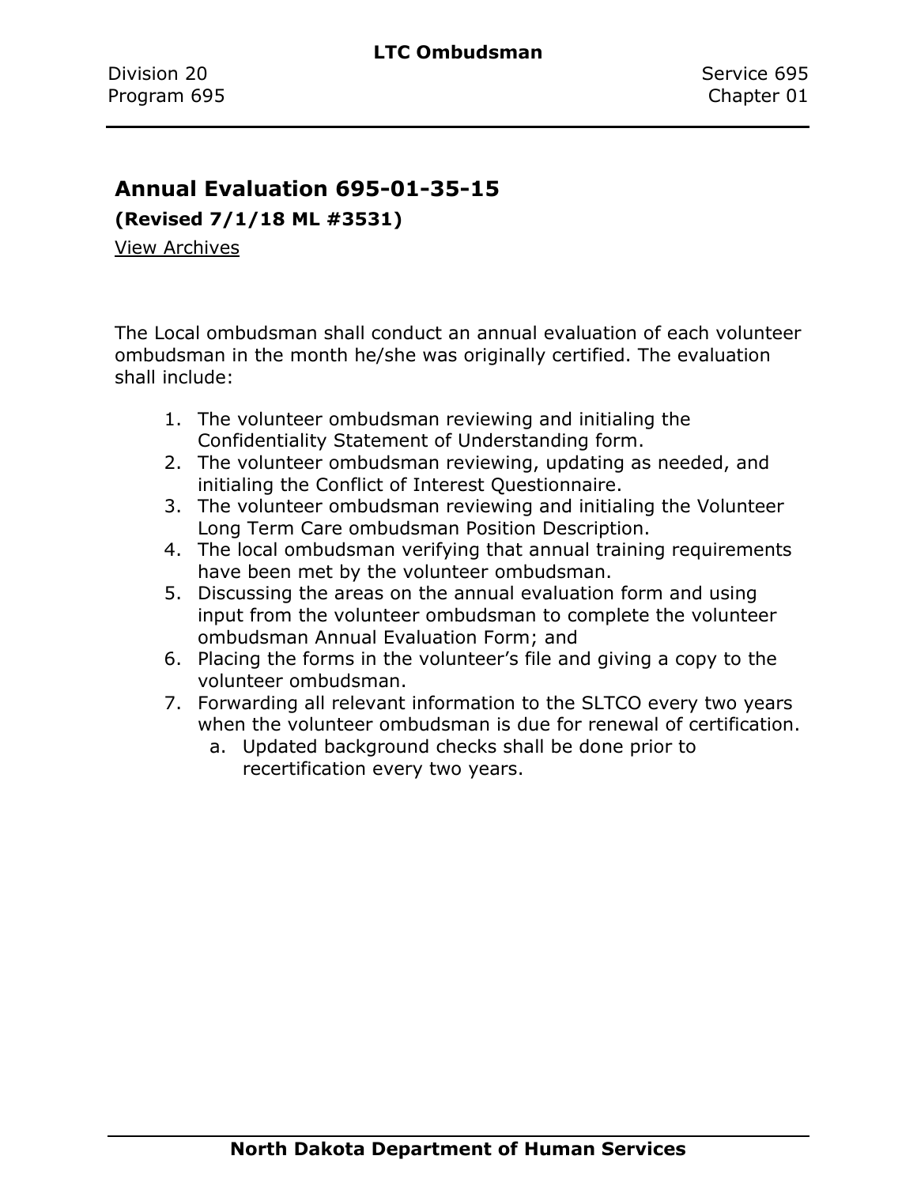## Annual Evaluation 695-01-35-15

**(Revised 7/1/18 ML #3531)**

View Archives

The Local ombudsman shall conduct an annual evaluation of each volunteer ombudsman in the month he/she was originally certified. The evaluation shall include:

1. The volunteer ombudsman reviewing and initialing the Confidentiality Statement of Understanding form.
2. The volunteer ombudsman reviewing, updating as needed, and initialing the Conflict of Interest Questionnaire.
3. The volunteer ombudsman reviewing and initialing the Volunteer Long Term Care ombudsman Position Description.
4. The local ombudsman verifying that annual training requirements have been met by the volunteer ombudsman.
5. Discussing the areas on the annual evaluation form and using input from the volunteer ombudsman to complete the volunteer ombudsman Annual Evaluation Form; and
6. Placing the forms in the volunteer's file and giving a copy to the volunteer ombudsman.
7. Forwarding all relevant information to the SLTCO every two years when the volunteer ombudsman is due for renewal of certification.
   a. Updated background checks shall be done prior to recertification every two years.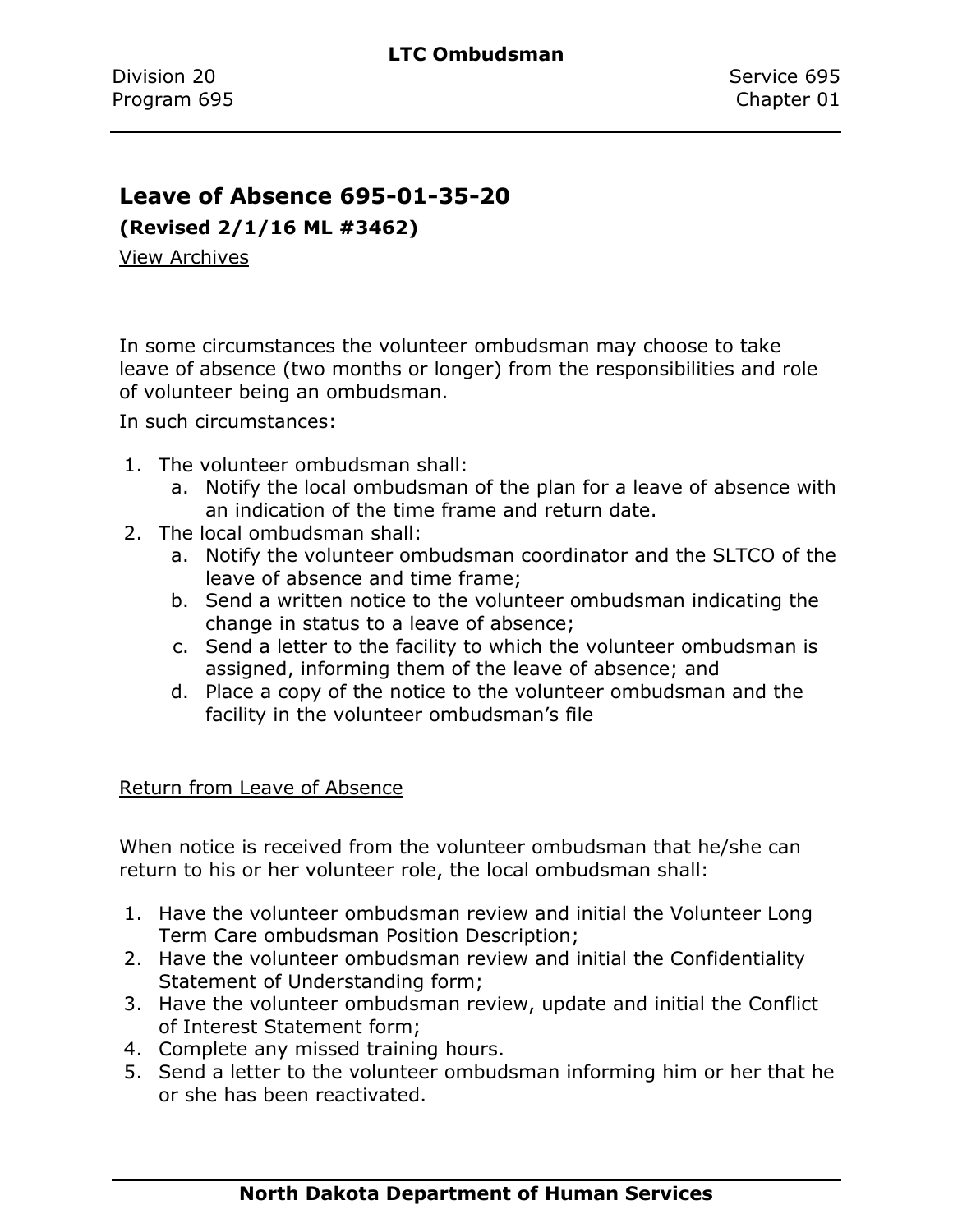## Leave of Absence 695-01-35-20

**(Revised 2/1/16 ML #3462)**

View Archives

In some circumstances the volunteer ombudsman may choose to take leave of absence (two months or longer) from the responsibilities and role of volunteer being an ombudsman.

In such circumstances:

1. The volunteer ombudsman shall:
   a. Notify the local ombudsman of the plan for a leave of absence with an indication of the time frame and return date.
2. The local ombudsman shall:
   a. Notify the volunteer ombudsman coordinator and the SLTCO of the leave of absence and time frame;
   b. Send a written notice to the volunteer ombudsman indicating the change in status to a leave of absence;
   c. Send a letter to the facility to which the volunteer ombudsman is assigned, informing them of the leave of absence; and
   d. Place a copy of the notice to the volunteer ombudsman and the facility in the volunteer ombudsman's file

Return from Leave of Absence

When notice is received from the volunteer ombudsman that he/she can return to his or her volunteer role, the local ombudsman shall:

1. Have the volunteer ombudsman review and initial the Volunteer Long Term Care ombudsman Position Description;
2. Have the volunteer ombudsman review and initial the Confidentiality Statement of Understanding form;
3. Have the volunteer ombudsman review, update and initial the Conflict of Interest Statement form;
4. Complete any missed training hours.
5. Send a letter to the volunteer ombudsman informing him or her that he or she has been reactivated.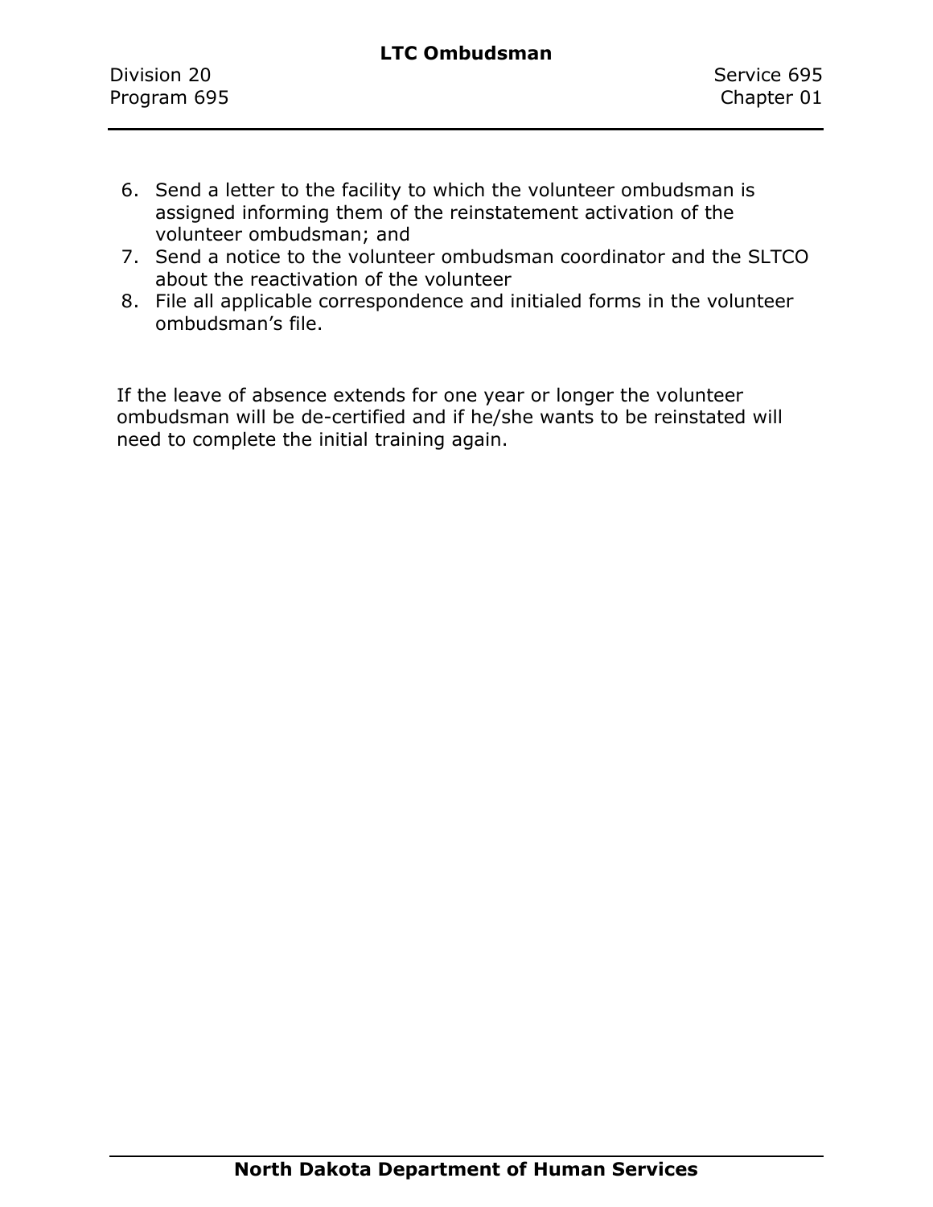6. Send a letter to the facility to which the volunteer ombudsman is assigned informing them of the reinstatement activation of the volunteer ombudsman; and
7. Send a notice to the volunteer ombudsman coordinator and the SLTCO about the reactivation of the volunteer
8. File all applicable correspondence and initialed forms in the volunteer ombudsman's file.

If the leave of absence extends for one year or longer the volunteer ombudsman will be de-certified and if he/she wants to be reinstated will need to complete the initial training again.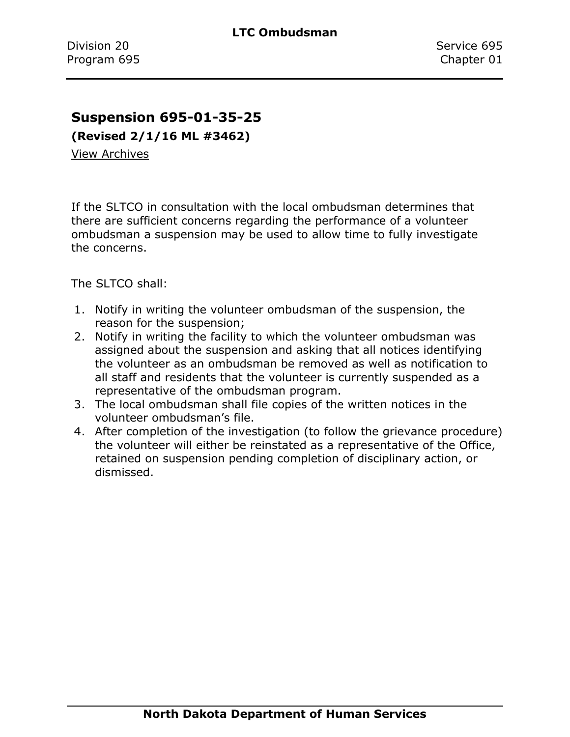## Suspension 695-01-35-25

**(Revised 2/1/16 ML #3462)**

View Archives

If the SLTCO in consultation with the local ombudsman determines that there are sufficient concerns regarding the performance of a volunteer ombudsman a suspension may be used to allow time to fully investigate the concerns.

The SLTCO shall:

1. Notify in writing the volunteer ombudsman of the suspension, the reason for the suspension;
2. Notify in writing the facility to which the volunteer ombudsman was assigned about the suspension and asking that all notices identifying the volunteer as an ombudsman be removed as well as notification to all staff and residents that the volunteer is currently suspended as a representative of the ombudsman program.
3. The local ombudsman shall file copies of the written notices in the volunteer ombudsman's file.
4. After completion of the investigation (to follow the grievance procedure) the volunteer will either be reinstated as a representative of the Office, retained on suspension pending completion of disciplinary action, or dismissed.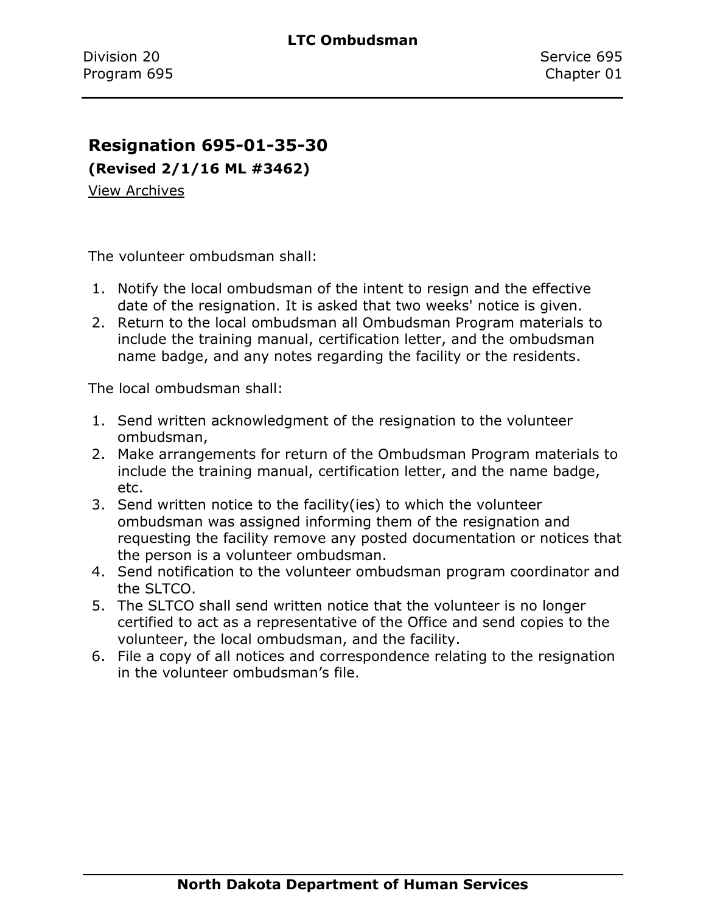## Resignation 695-01-35-30

**(Revised 2/1/16 ML #3462)**

View Archives

The volunteer ombudsman shall:

1. Notify the local ombudsman of the intent to resign and the effective date of the resignation. It is asked that two weeks' notice is given.
2. Return to the local ombudsman all Ombudsman Program materials to include the training manual, certification letter, and the ombudsman name badge, and any notes regarding the facility or the residents.

The local ombudsman shall:

1. Send written acknowledgment of the resignation to the volunteer ombudsman,
2. Make arrangements for return of the Ombudsman Program materials to include the training manual, certification letter, and the name badge, etc.
3. Send written notice to the facility(ies) to which the volunteer ombudsman was assigned informing them of the resignation and requesting the facility remove any posted documentation or notices that the person is a volunteer ombudsman.
4. Send notification to the volunteer ombudsman program coordinator and the SLTCO.
5. The SLTCO shall send written notice that the volunteer is no longer certified to act as a representative of the Office and send copies to the volunteer, the local ombudsman, and the facility.
6. File a copy of all notices and correspondence relating to the resignation in the volunteer ombudsman's file.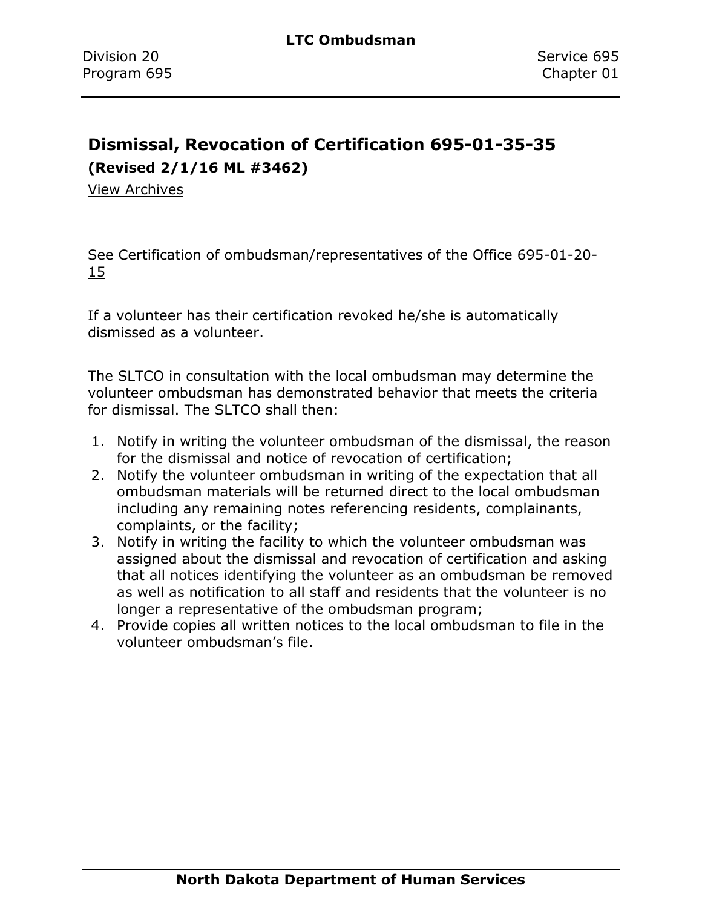## Dismissal, Revocation of Certification 695-01-35-35

**(Revised 2/1/16 ML #3462)**

View Archives

See Certification of ombudsman/representatives of the Office 695-01-20-15

If a volunteer has their certification revoked he/she is automatically dismissed as a volunteer.

The SLTCO in consultation with the local ombudsman may determine the volunteer ombudsman has demonstrated behavior that meets the criteria for dismissal. The SLTCO shall then:

1. Notify in writing the volunteer ombudsman of the dismissal, the reason for the dismissal and notice of revocation of certification;
2. Notify the volunteer ombudsman in writing of the expectation that all ombudsman materials will be returned direct to the local ombudsman including any remaining notes referencing residents, complainants, complaints, or the facility;
3. Notify in writing the facility to which the volunteer ombudsman was assigned about the dismissal and revocation of certification and asking that all notices identifying the volunteer as an ombudsman be removed as well as notification to all staff and residents that the volunteer is no longer a representative of the ombudsman program;
4. Provide copies all written notices to the local ombudsman to file in the volunteer ombudsman's file.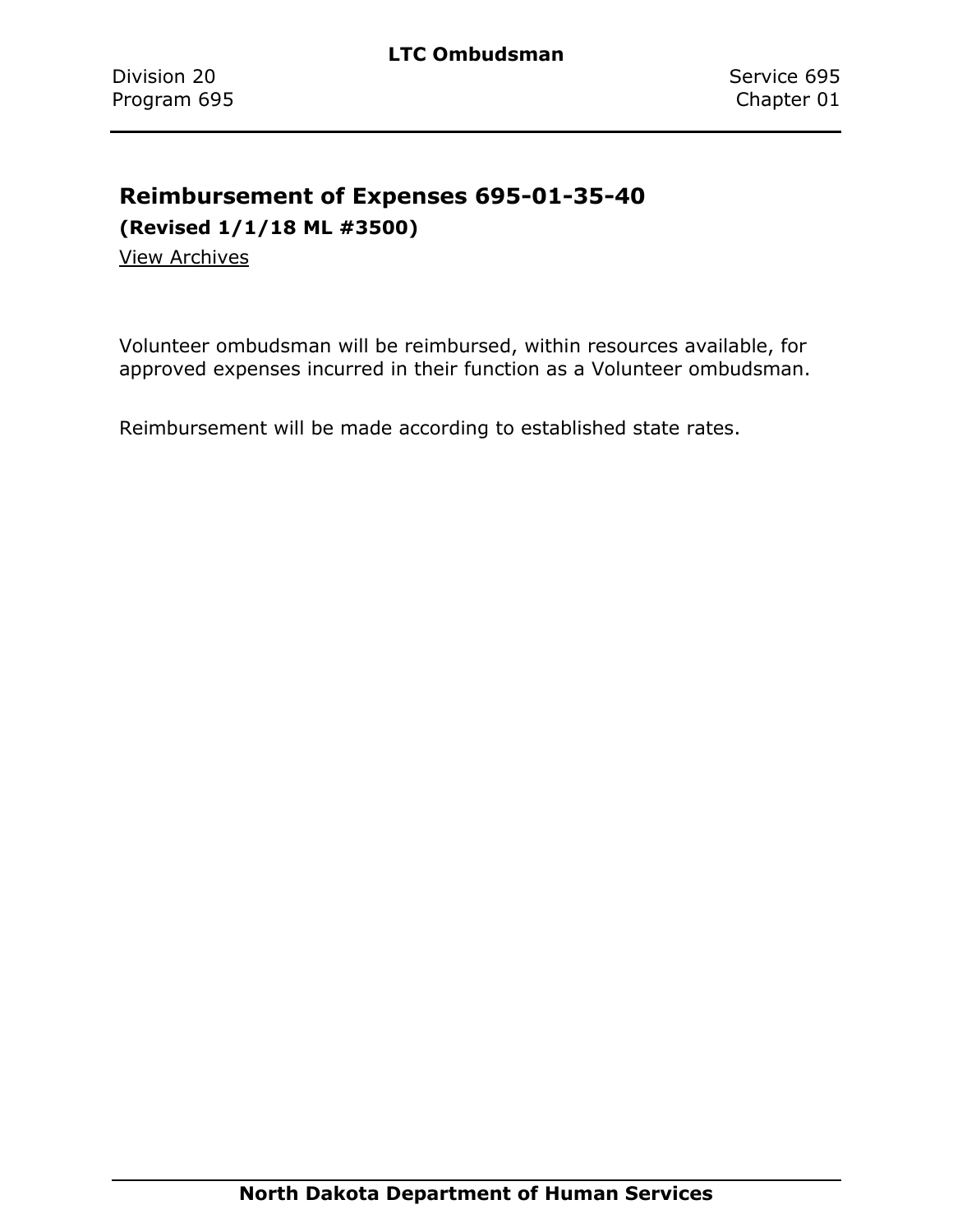## Reimbursement of Expenses 695-01-35-40

**(Revised 1/1/18 ML #3500)**

View Archives

Volunteer ombudsman will be reimbursed, within resources available, for approved expenses incurred in their function as a Volunteer ombudsman.

Reimbursement will be made according to established state rates.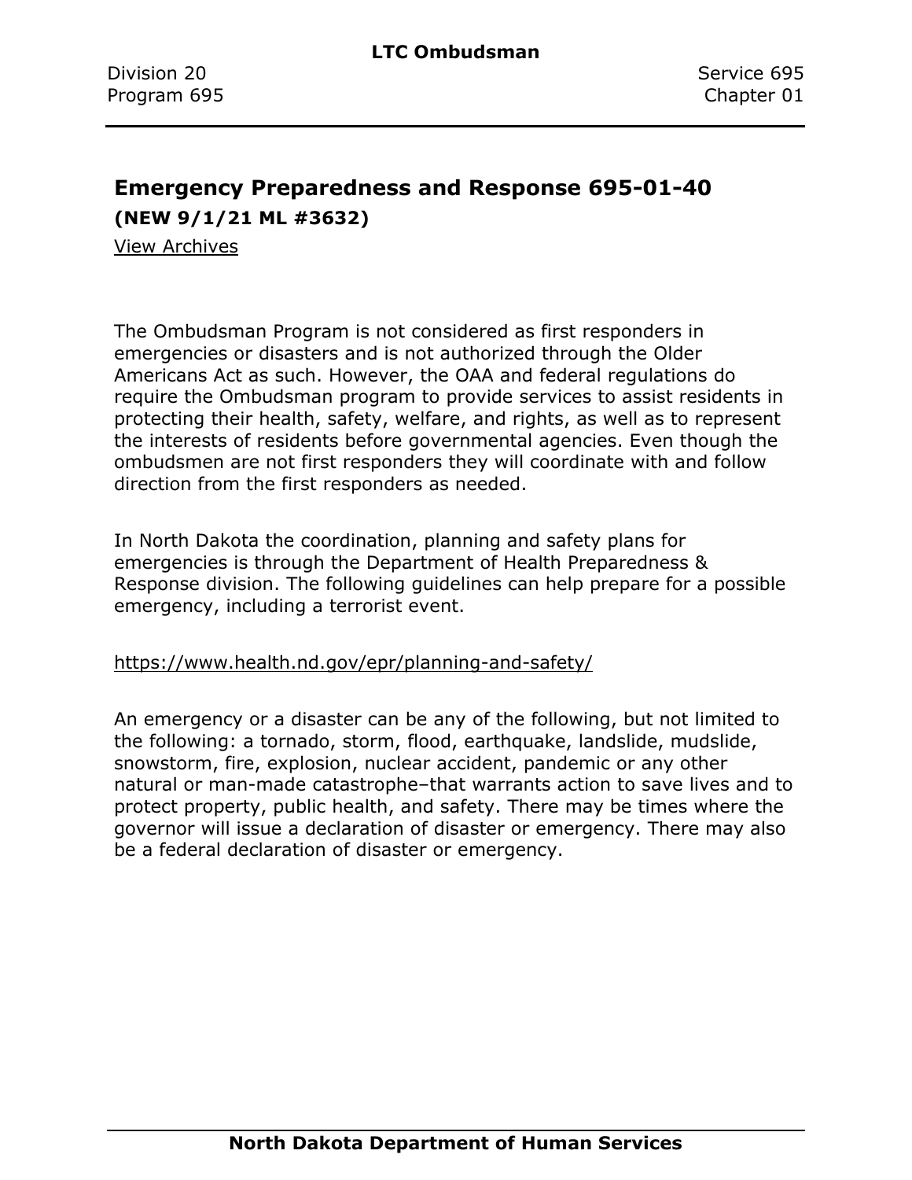## Emergency Preparedness and Response 695-01-40

**(NEW 9/1/21 ML #3632)**

View Archives

The Ombudsman Program is not considered as first responders in emergencies or disasters and is not authorized through the Older Americans Act as such. However, the OAA and federal regulations do require the Ombudsman program to provide services to assist residents in protecting their health, safety, welfare, and rights, as well as to represent the interests of residents before governmental agencies. Even though the ombudsmen are not first responders they will coordinate with and follow direction from the first responders as needed.

In North Dakota the coordination, planning and safety plans for emergencies is through the Department of Health Preparedness & Response division. The following guidelines can help prepare for a possible emergency, including a terrorist event.

https://www.health.nd.gov/epr/planning-and-safety/

An emergency or a disaster can be any of the following, but not limited to the following: a tornado, storm, flood, earthquake, landslide, mudslide, snowstorm, fire, explosion, nuclear accident, pandemic or any other natural or man-made catastrophe–that warrants action to save lives and to protect property, public health, and safety. There may be times where the governor will issue a declaration of disaster or emergency. There may also be a federal declaration of disaster or emergency.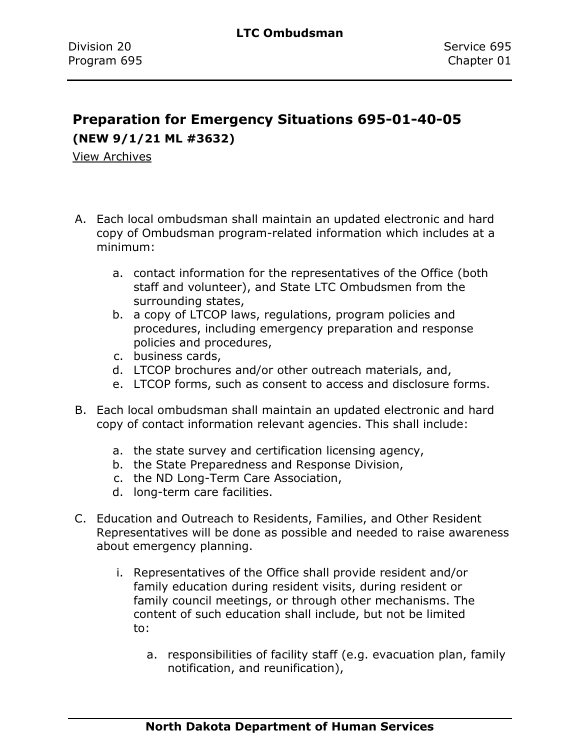## Preparation for Emergency Situations 695-01-40-05

**(NEW 9/1/21 ML #3632)**

View Archives

A. Each local ombudsman shall maintain an updated electronic and hard copy of Ombudsman program-related information which includes at a minimum:

    a. contact information for the representatives of the Office (both staff and volunteer), and State LTC Ombudsmen from the surrounding states,
    b. a copy of LTCOP laws, regulations, program policies and procedures, including emergency preparation and response policies and procedures,
    c. business cards,
    d. LTCOP brochures and/or other outreach materials, and,
    e. LTCOP forms, such as consent to access and disclosure forms.

B. Each local ombudsman shall maintain an updated electronic and hard copy of contact information relevant agencies. This shall include:

    a. the state survey and certification licensing agency,
    b. the State Preparedness and Response Division,
    c. the ND Long-Term Care Association,
    d. long-term care facilities.

C. Education and Outreach to Residents, Families, and Other Resident Representatives will be done as possible and needed to raise awareness about emergency planning.

    i. Representatives of the Office shall provide resident and/or family education during resident visits, during resident or family council meetings, or through other mechanisms. The content of such education shall include, but not be limited to:

        a. responsibilities of facility staff (e.g. evacuation plan, family notification, and reunification),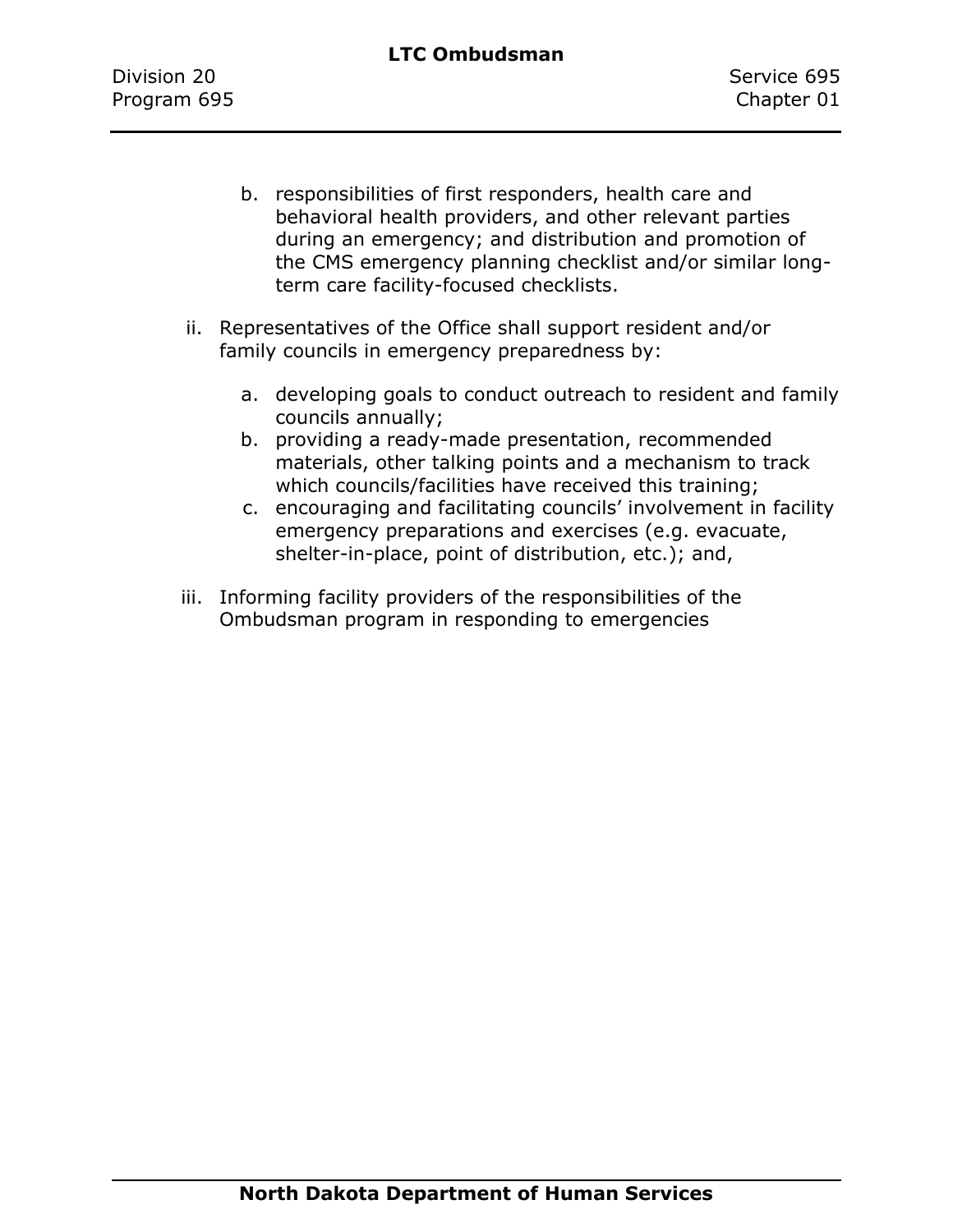b. responsibilities of first responders, health care and behavioral health providers, and other relevant parties during an emergency; and distribution and promotion of the CMS emergency planning checklist and/or similar long-term care facility-focused checklists.

ii. Representatives of the Office shall support resident and/or family councils in emergency preparedness by:

   a. developing goals to conduct outreach to resident and family councils annually;
   b. providing a ready-made presentation, recommended materials, other talking points and a mechanism to track which councils/facilities have received this training;
   c. encouraging and facilitating councils' involvement in facility emergency preparations and exercises (e.g. evacuate, shelter-in-place, point of distribution, etc.); and,

iii. Informing facility providers of the responsibilities of the Ombudsman program in responding to emergencies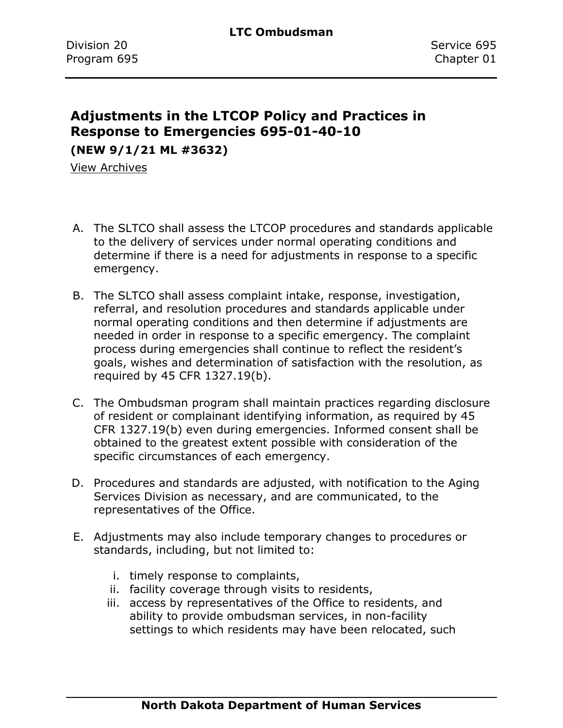## Adjustments in the LTCOP Policy and Practices in Response to Emergencies 695-01-40-10

**(NEW 9/1/21 ML #3632)**

View Archives

A. The SLTCO shall assess the LTCOP procedures and standards applicable to the delivery of services under normal operating conditions and determine if there is a need for adjustments in response to a specific emergency.

B. The SLTCO shall assess complaint intake, response, investigation, referral, and resolution procedures and standards applicable under normal operating conditions and then determine if adjustments are needed in order in response to a specific emergency. The complaint process during emergencies shall continue to reflect the resident's goals, wishes and determination of satisfaction with the resolution, as required by 45 CFR 1327.19(b).

C. The Ombudsman program shall maintain practices regarding disclosure of resident or complainant identifying information, as required by 45 CFR 1327.19(b) even during emergencies. Informed consent shall be obtained to the greatest extent possible with consideration of the specific circumstances of each emergency.

D. Procedures and standards are adjusted, with notification to the Aging Services Division as necessary, and are communicated, to the representatives of the Office.

E. Adjustments may also include temporary changes to procedures or standards, including, but not limited to:

   i. timely response to complaints,
   ii. facility coverage through visits to residents,
   iii. access by representatives of the Office to residents, and ability to provide ombudsman services, in non-facility settings to which residents may have been relocated, such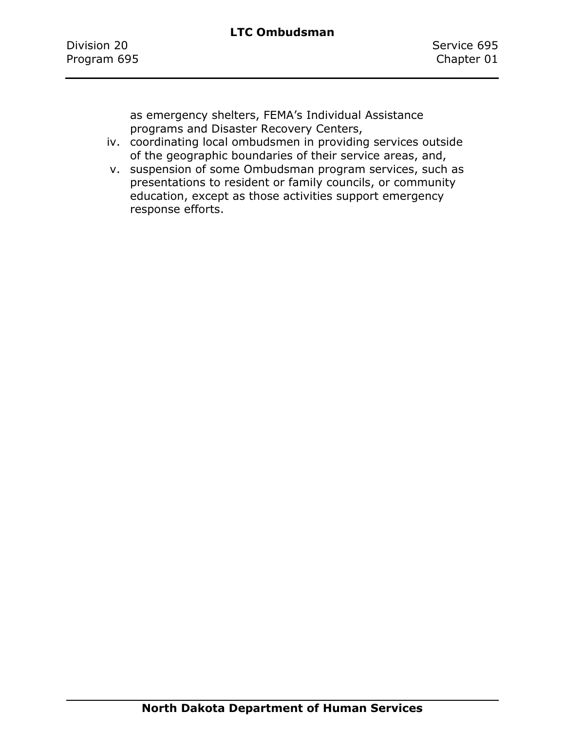as emergency shelters, FEMA's Individual Assistance programs and Disaster Recovery Centers,

iv. coordinating local ombudsmen in providing services outside of the geographic boundaries of their service areas, and,

v. suspension of some Ombudsman program services, such as presentations to resident or family councils, or community education, except as those activities support emergency response efforts.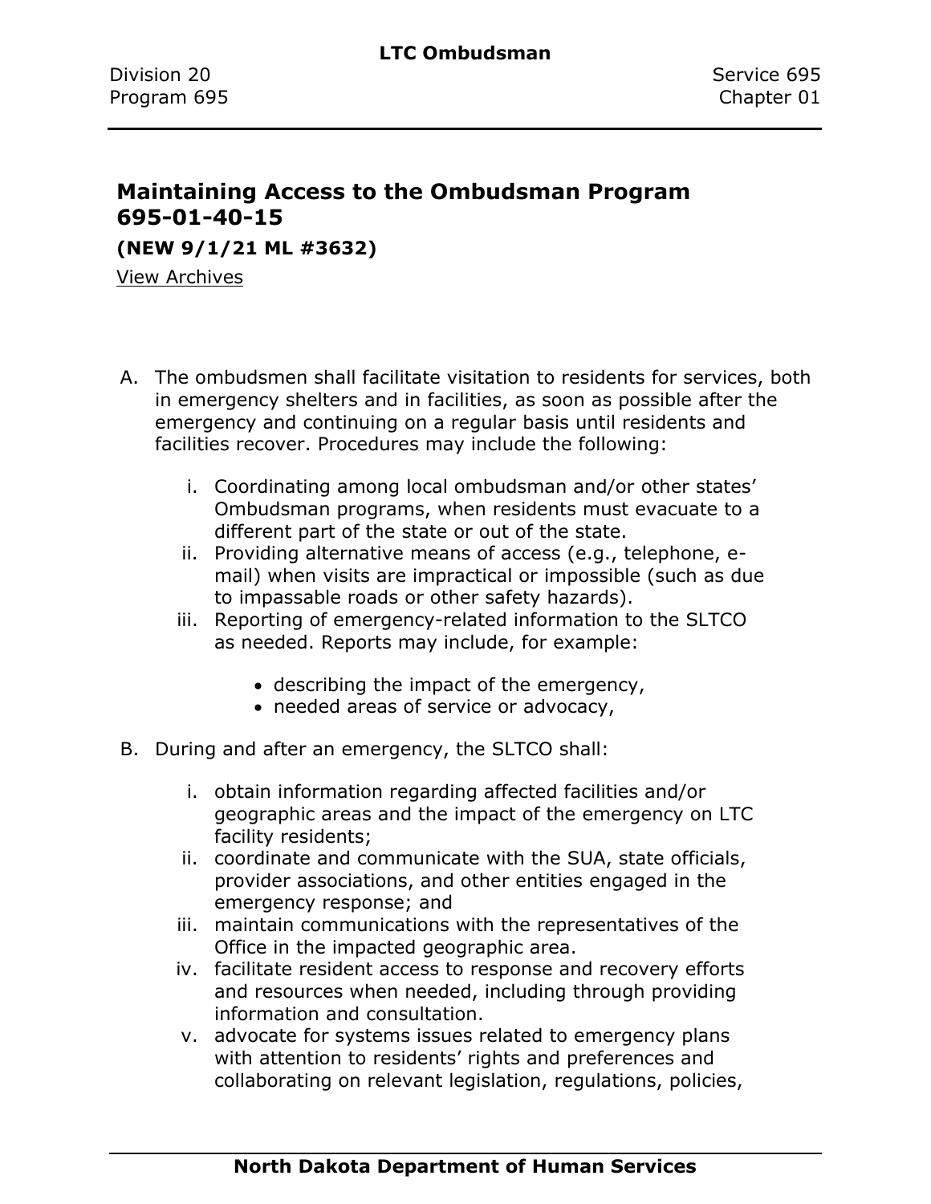## Maintaining Access to the Ombudsman Program 695-01-40-15

**(NEW 9/1/21 ML #3632)**

View Archives

A. The ombudsmen shall facilitate visitation to residents for services, both in emergency shelters and in facilities, as soon as possible after the emergency and continuing on a regular basis until residents and facilities recover. Procedures may include the following:

   i. Coordinating among local ombudsman and/or other states' Ombudsman programs, when residents must evacuate to a different part of the state or out of the state.
   ii. Providing alternative means of access (e.g., telephone, e-mail) when visits are impractical or impossible (such as due to impassable roads or other safety hazards).
   iii. Reporting of emergency-related information to the SLTCO as needed. Reports may include, for example:

      - describing the impact of the emergency,
      - needed areas of service or advocacy,

B. During and after an emergency, the SLTCO shall:

   i. obtain information regarding affected facilities and/or geographic areas and the impact of the emergency on LTC facility residents;
   ii. coordinate and communicate with the SUA, state officials, provider associations, and other entities engaged in the emergency response; and
   iii. maintain communications with the representatives of the Office in the impacted geographic area.
   iv. facilitate resident access to response and recovery efforts and resources when needed, including through providing information and consultation.
   v. advocate for systems issues related to emergency plans with attention to residents' rights and preferences and collaborating on relevant legislation, regulations, policies,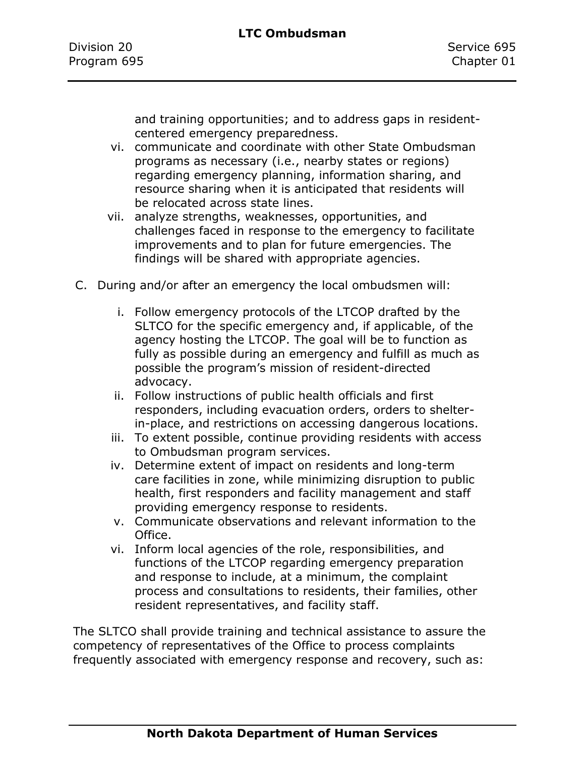and training opportunities; and to address gaps in resident-centered emergency preparedness.

vi. communicate and coordinate with other State Ombudsman programs as necessary (i.e., nearby states or regions) regarding emergency planning, information sharing, and resource sharing when it is anticipated that residents will be relocated across state lines.

vii. analyze strengths, weaknesses, opportunities, and challenges faced in response to the emergency to facilitate improvements and to plan for future emergencies. The findings will be shared with appropriate agencies.

C. During and/or after an emergency the local ombudsmen will:

i. Follow emergency protocols of the LTCOP drafted by the SLTCO for the specific emergency and, if applicable, of the agency hosting the LTCOP. The goal will be to function as fully as possible during an emergency and fulfill as much as possible the program's mission of resident-directed advocacy.

ii. Follow instructions of public health officials and first responders, including evacuation orders, orders to shelter-in-place, and restrictions on accessing dangerous locations.

iii. To extent possible, continue providing residents with access to Ombudsman program services.

iv. Determine extent of impact on residents and long-term care facilities in zone, while minimizing disruption to public health, first responders and facility management and staff providing emergency response to residents.

v. Communicate observations and relevant information to the Office.

vi. Inform local agencies of the role, responsibilities, and functions of the LTCOP regarding emergency preparation and response to include, at a minimum, the complaint process and consultations to residents, their families, other resident representatives, and facility staff.

The SLTCO shall provide training and technical assistance to assure the competency of representatives of the Office to process complaints frequently associated with emergency response and recovery, such as: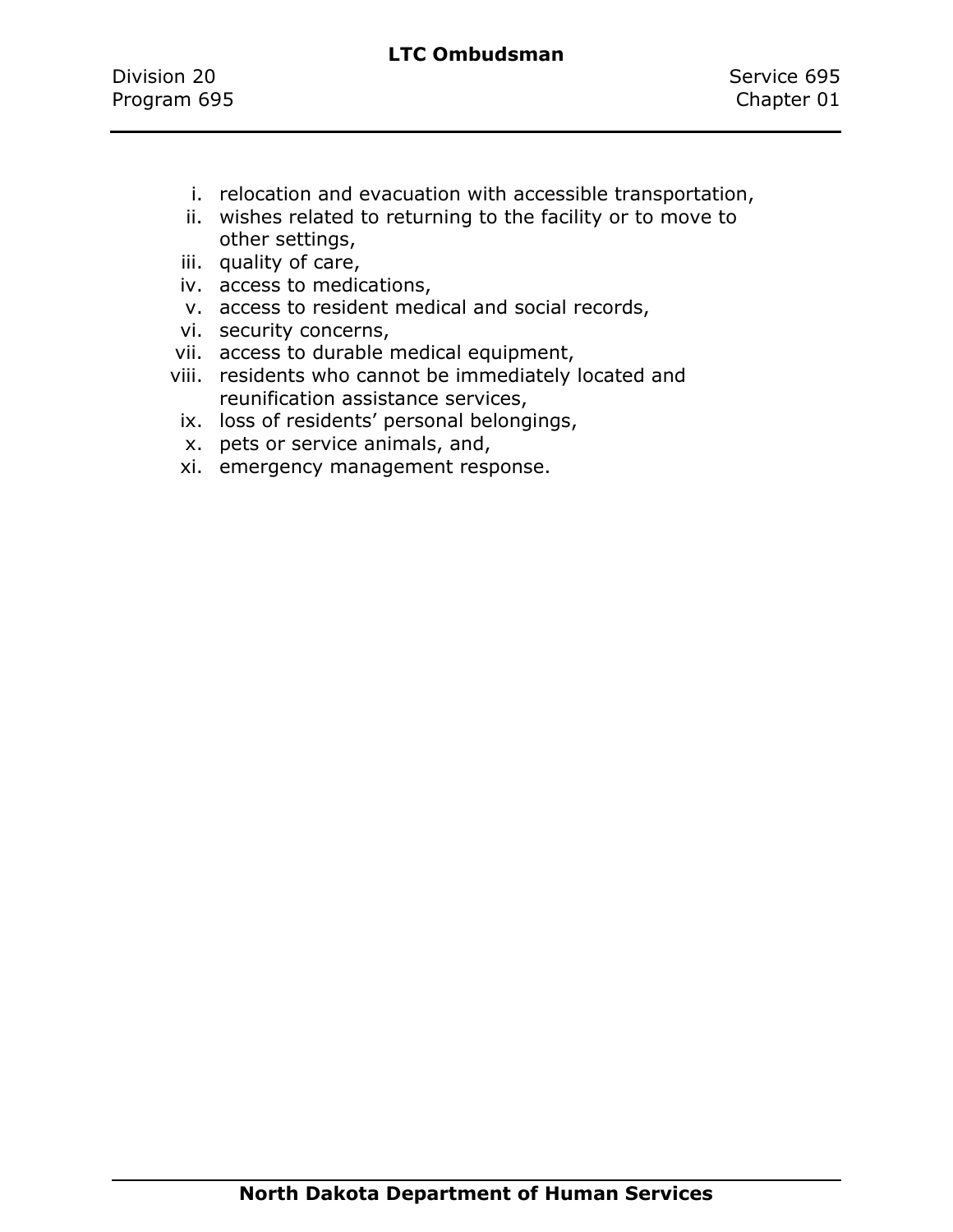i. relocation and evacuation with accessible transportation,
ii. wishes related to returning to the facility or to move to other settings,
iii. quality of care,
iv. access to medications,
v. access to resident medical and social records,
vi. security concerns,
vii. access to durable medical equipment,
viii. residents who cannot be immediately located and reunification assistance services,
ix. loss of residents' personal belongings,
x. pets or service animals, and,
xi. emergency management response.